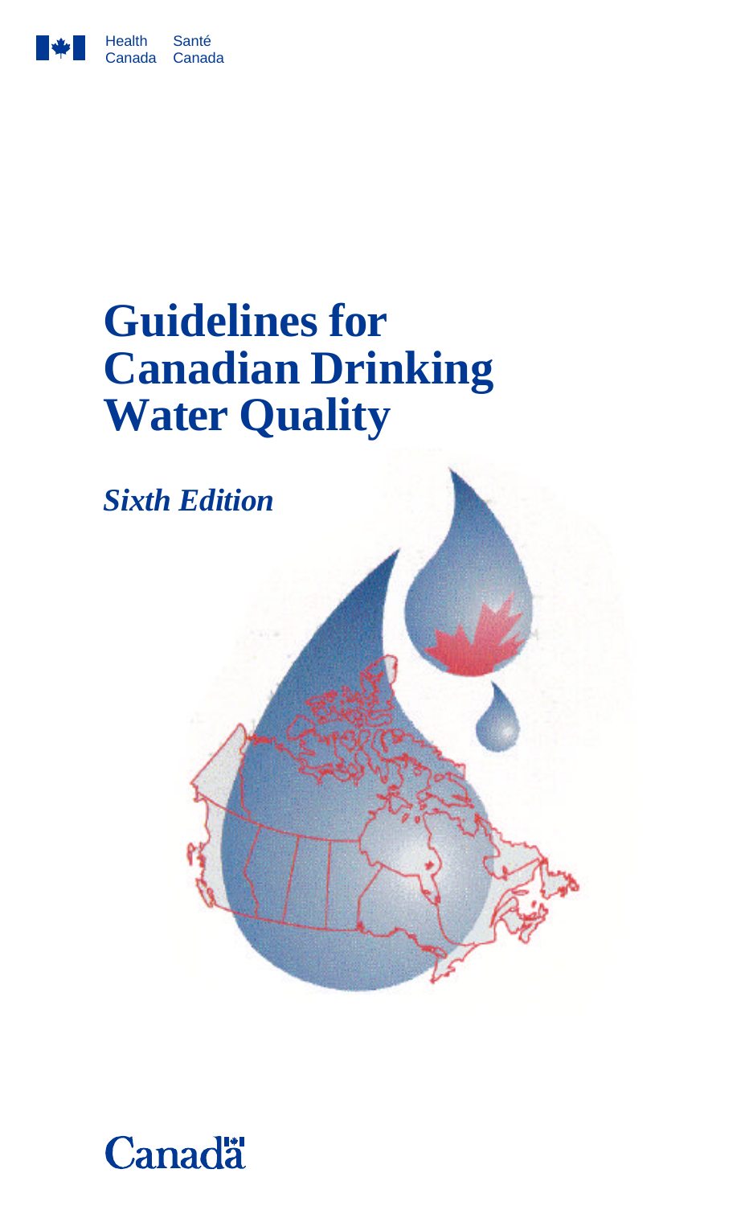Health Canada Santé Canada

# Guidelines for Canadian Drinking Water Quality

*Sixth Edition*

Canada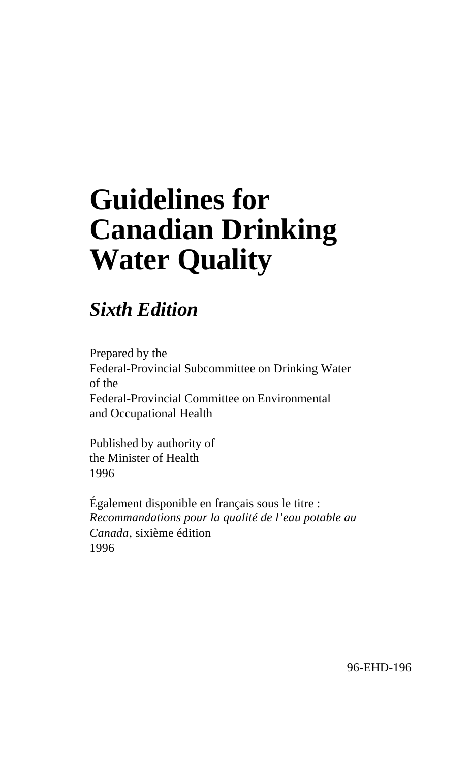# Guidelines for Canadian Drinking Water Quality

## *Sixth Edition*

Prepared by the
Federal-Provincial Subcommittee on Drinking Water
of the
Federal-Provincial Committee on Environmental
and Occupational Health

Published by authority of
the Minister of Health
1996

Également disponible en français sous le titre :
*Recommandations pour la qualité de l'eau potable au Canada*, sixième édition
1996

96-EHD-196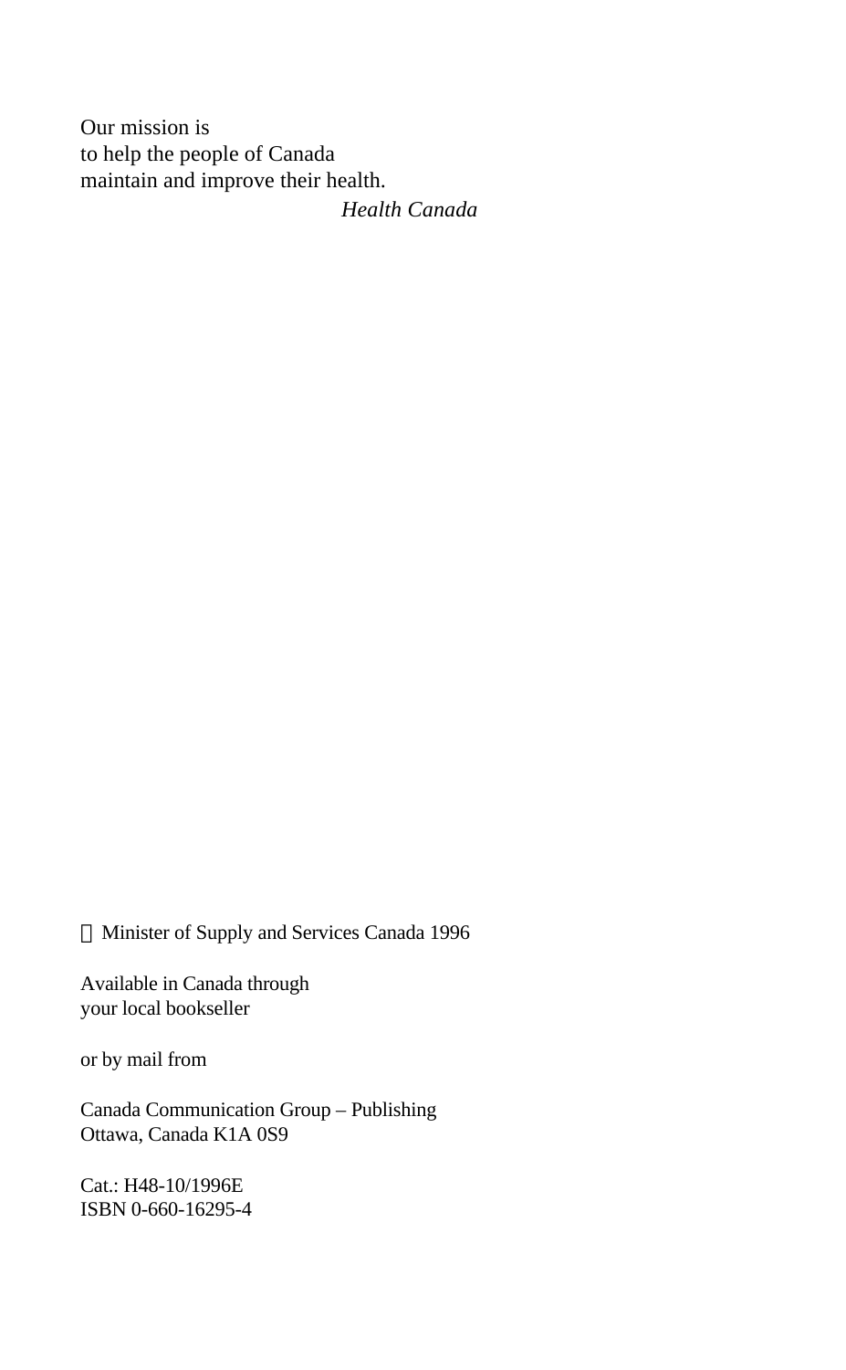Our mission is
to help the people of Canada
maintain and improve their health.

*Health Canada*

© Minister of Supply and Services Canada 1996

Available in Canada through
your local bookseller

or by mail from

Canada Communication Group – Publishing
Ottawa, Canada K1A 0S9

Cat.: H48-10/1996E
ISBN 0-660-16295-4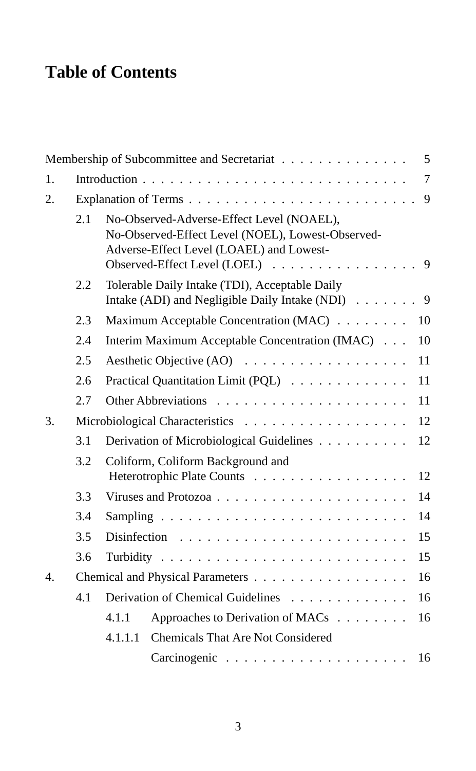# Table of Contents

Membership of Subcommittee and Secretariat . . . . . . . . . . . . . . 5

1. Introduction . . . . . . . . . . . . . . . . . . . . . . . . . . . . . 7

2. Explanation of Terms . . . . . . . . . . . . . . . . . . . . . . . . . 9

   2.1 No-Observed-Adverse-Effect Level (NOAEL), No-Observed-Effect Level (NOEL), Lowest-Observed-Adverse-Effect Level (LOAEL) and Lowest-Observed-Effect Level (LOEL) . . . . . . . . . . . . . . . . 9

   2.2 Tolerable Daily Intake (TDI), Acceptable Daily Intake (ADI) and Negligible Daily Intake (NDI) . . . . . . . 9

   2.3 Maximum Acceptable Concentration (MAC) . . . . . . . . 10

   2.4 Interim Maximum Acceptable Concentration (IMAC) . . . 10

   2.5 Aesthetic Objective (AO) . . . . . . . . . . . . . . . . . . 11

   2.6 Practical Quantitation Limit (PQL) . . . . . . . . . . . . . 11

   2.7 Other Abbreviations . . . . . . . . . . . . . . . . . . . . . 11

3. Microbiological Characteristics . . . . . . . . . . . . . . . . . . 12

   3.1 Derivation of Microbiological Guidelines . . . . . . . . . . 12

   3.2 Coliform, Coliform Background and Heterotrophic Plate Counts . . . . . . . . . . . . . . . . . 12

   3.3 Viruses and Protozoa . . . . . . . . . . . . . . . . . . . . . 14

   3.4 Sampling . . . . . . . . . . . . . . . . . . . . . . . . . . . 14

   3.5 Disinfection . . . . . . . . . . . . . . . . . . . . . . . . . 15

   3.6 Turbidity . . . . . . . . . . . . . . . . . . . . . . . . . . . 15

4. Chemical and Physical Parameters . . . . . . . . . . . . . . . . . 16

   4.1 Derivation of Chemical Guidelines . . . . . . . . . . . . . 16

      4.1.1 Approaches to Derivation of MACs . . . . . . . . 16

      4.1.1.1 Chemicals That Are Not Considered Carcinogenic . . . . . . . . . . . . . . . . . . . . 16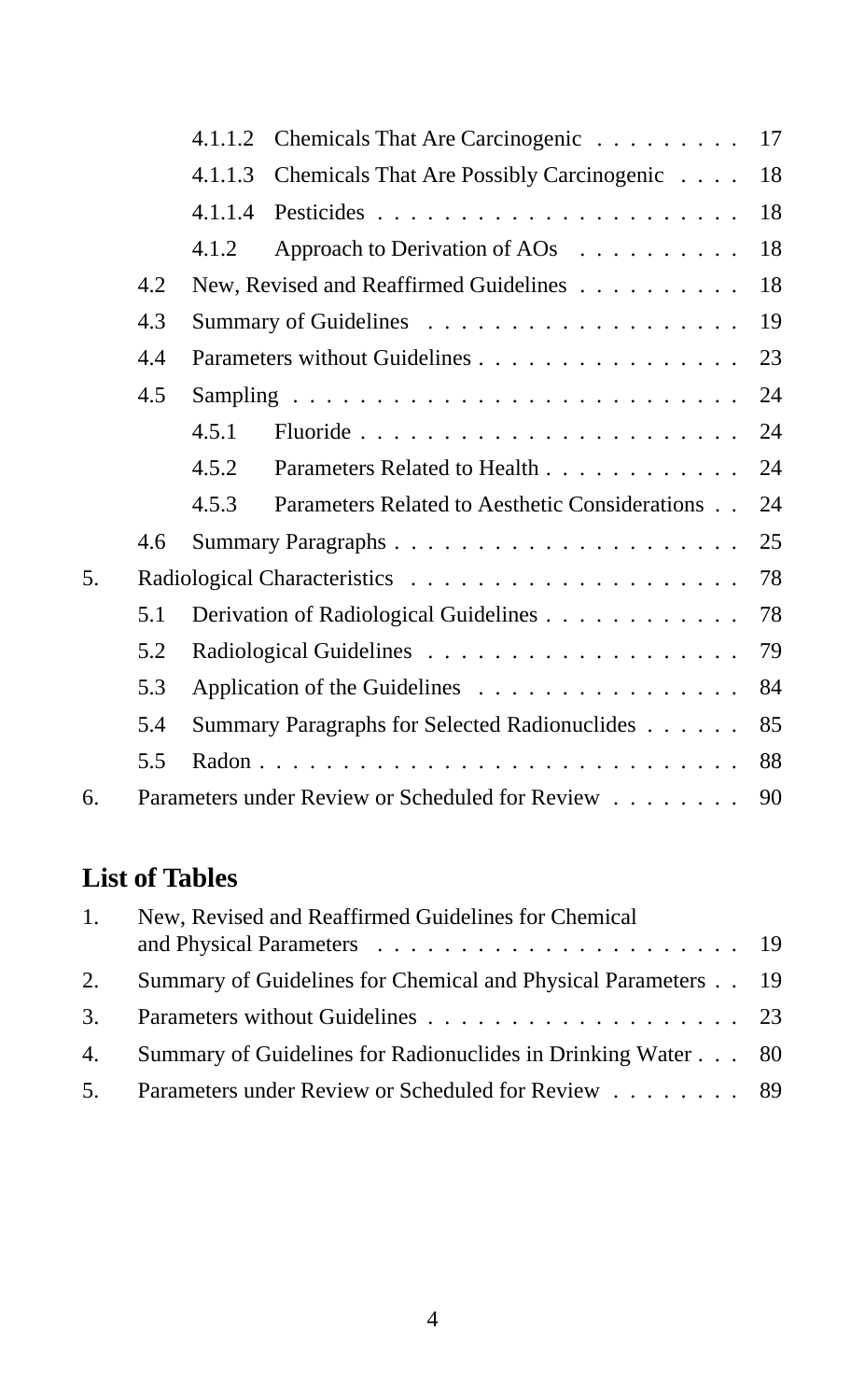- 4.1.1.2 Chemicals That Are Carcinogenic . . . . . . . . . 17
- 4.1.1.3 Chemicals That Are Possibly Carcinogenic . . . . 18
- 4.1.1.4 Pesticides . . . . . . . . . . . . . . . . . . . . . 18
- 4.1.2 Approach to Derivation of AOs . . . . . . . . . . 18
- 4.2 New, Revised and Reaffirmed Guidelines . . . . . . . . . . 18
- 4.3 Summary of Guidelines . . . . . . . . . . . . . . . . . . . 19
- 4.4 Parameters without Guidelines . . . . . . . . . . . . . . . . 23
- 4.5 Sampling . . . . . . . . . . . . . . . . . . . . . . . . . . 24
  - 4.5.1 Fluoride . . . . . . . . . . . . . . . . . . . . . . . 24
  - 4.5.2 Parameters Related to Health . . . . . . . . . . . . 24
  - 4.5.3 Parameters Related to Aesthetic Considerations . . 24
- 4.6 Summary Paragraphs . . . . . . . . . . . . . . . . . . . . . 25

5. Radiological Characteristics . . . . . . . . . . . . . . . . . . . 78
   - 5.1 Derivation of Radiological Guidelines . . . . . . . . . . . . 78
   - 5.2 Radiological Guidelines . . . . . . . . . . . . . . . . . . . 79
   - 5.3 Application of the Guidelines . . . . . . . . . . . . . . . . 84
   - 5.4 Summary Paragraphs for Selected Radionuclides . . . . . . 85
   - 5.5 Radon . . . . . . . . . . . . . . . . . . . . . . . . . . . . 88
6. Parameters under Review or Scheduled for Review . . . . . . . . 90

## List of Tables

1. New, Revised and Reaffirmed Guidelines for Chemical and Physical Parameters . . . . . . . . . . . . . . . . . . . . . 19
2. Summary of Guidelines for Chemical and Physical Parameters . . 19
3. Parameters without Guidelines . . . . . . . . . . . . . . . . . . . 23
4. Summary of Guidelines for Radionuclides in Drinking Water . . . 80
5. Parameters under Review or Scheduled for Review . . . . . . . . 89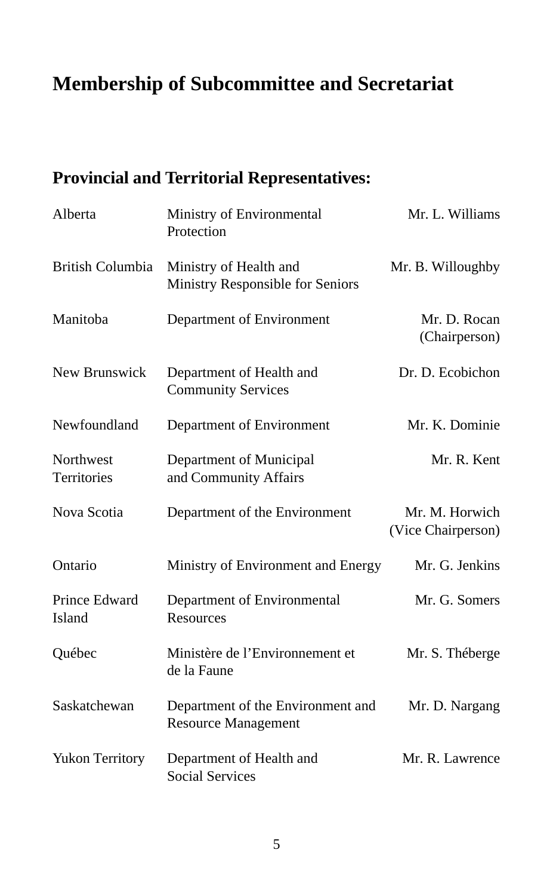# Membership of Subcommittee and Secretariat

## Provincial and Territorial Representatives:

| | | |
|---|---|---|
| Alberta | Ministry of Environmental Protection | Mr. L. Williams |
| British Columbia | Ministry of Health and Ministry Responsible for Seniors | Mr. B. Willoughby |
| Manitoba | Department of Environment | Mr. D. Rocan (Chairperson) |
| New Brunswick | Department of Health and Community Services | Dr. D. Ecobichon |
| Newfoundland | Department of Environment | Mr. K. Dominie |
| Northwest Territories | Department of Municipal and Community Affairs | Mr. R. Kent |
| Nova Scotia | Department of the Environment | Mr. M. Horwich (Vice Chairperson) |
| Ontario | Ministry of Environment and Energy | Mr. G. Jenkins |
| Prince Edward Island | Department of Environmental Resources | Mr. G. Somers |
| Québec | Ministère de l'Environnement et de la Faune | Mr. S. Théberge |
| Saskatchewan | Department of the Environment and Resource Management | Mr. D. Nargang |
| Yukon Territory | Department of Health and Social Services | Mr. R. Lawrence |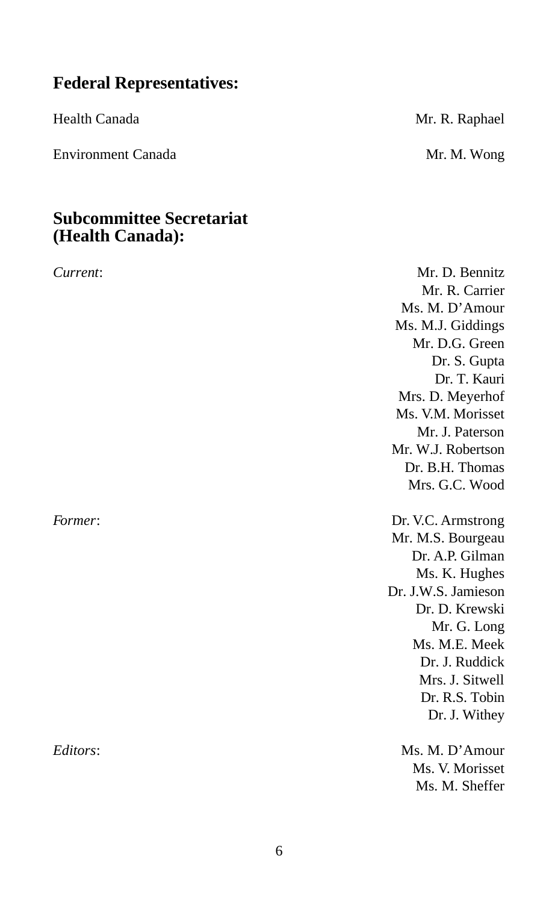## Federal Representatives:

Health Canada — Mr. R. Raphael

Environment Canada — Mr. M. Wong

## Subcommittee Secretariat (Health Canada):

*Current*:

Mr. D. Bennitz
Mr. R. Carrier
Ms. M. D'Amour
Ms. M.J. Giddings
Mr. D.G. Green
Dr. S. Gupta
Dr. T. Kauri
Mrs. D. Meyerhof
Ms. V.M. Morisset
Mr. J. Paterson
Mr. W.J. Robertson
Dr. B.H. Thomas
Mrs. G.C. Wood

*Former*:

Dr. V.C. Armstrong
Mr. M.S. Bourgeau
Dr. A.P. Gilman
Ms. K. Hughes
Dr. J.W.S. Jamieson
Dr. D. Krewski
Mr. G. Long
Ms. M.E. Meek
Dr. J. Ruddick
Mrs. J. Sitwell
Dr. R.S. Tobin
Dr. J. Withey

*Editors*:

Ms. M. D'Amour
Ms. V. Morisset
Ms. M. Sheffer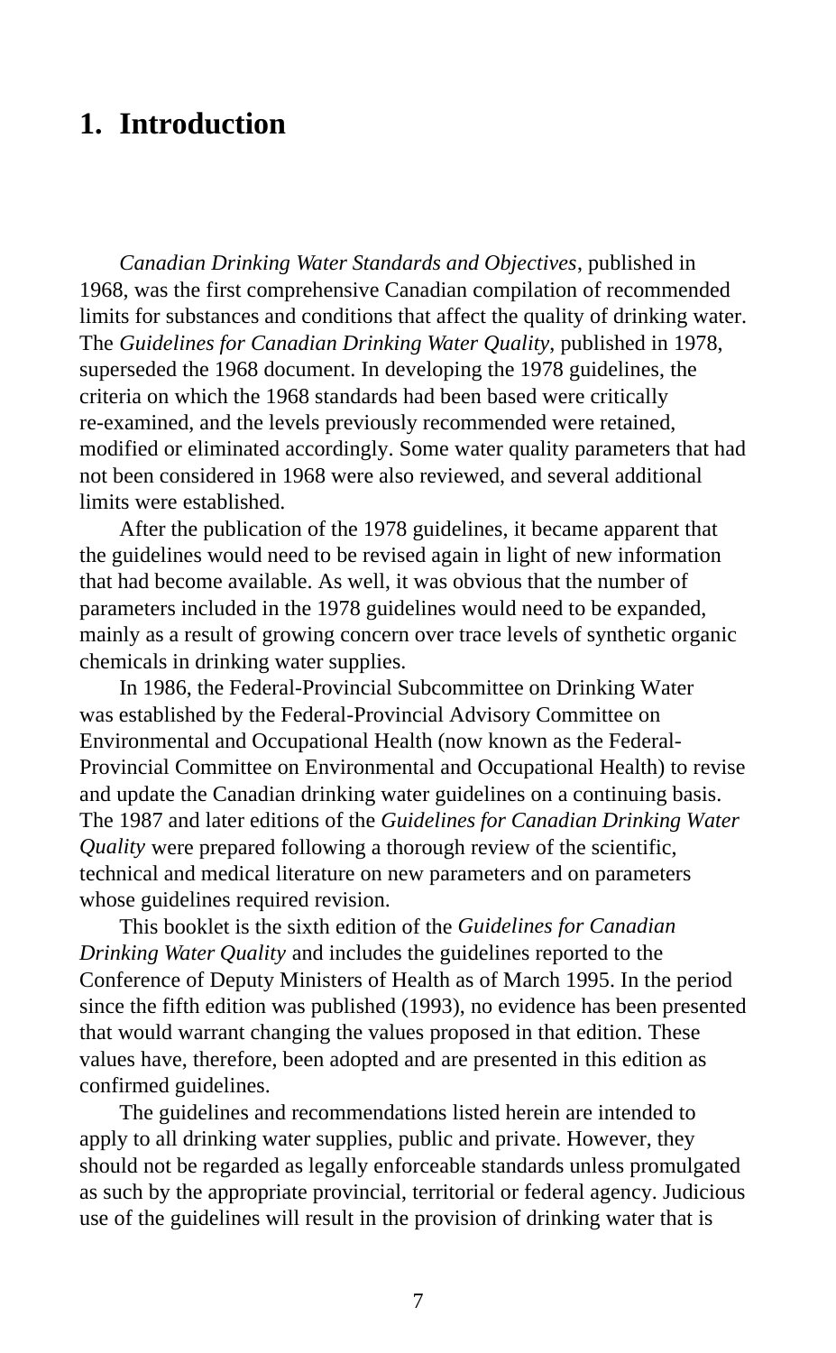# 1. Introduction

*Canadian Drinking Water Standards and Objectives*, published in 1968, was the first comprehensive Canadian compilation of recommended limits for substances and conditions that affect the quality of drinking water. The *Guidelines for Canadian Drinking Water Quality*, published in 1978, superseded the 1968 document. In developing the 1978 guidelines, the criteria on which the 1968 standards had been based were critically re-examined, and the levels previously recommended were retained, modified or eliminated accordingly. Some water quality parameters that had not been considered in 1968 were also reviewed, and several additional limits were established.

After the publication of the 1978 guidelines, it became apparent that the guidelines would need to be revised again in light of new information that had become available. As well, it was obvious that the number of parameters included in the 1978 guidelines would need to be expanded, mainly as a result of growing concern over trace levels of synthetic organic chemicals in drinking water supplies.

In 1986, the Federal-Provincial Subcommittee on Drinking Water was established by the Federal-Provincial Advisory Committee on Environmental and Occupational Health (now known as the Federal-Provincial Committee on Environmental and Occupational Health) to revise and update the Canadian drinking water guidelines on a continuing basis. The 1987 and later editions of the *Guidelines for Canadian Drinking Water Quality* were prepared following a thorough review of the scientific, technical and medical literature on new parameters and on parameters whose guidelines required revision.

This booklet is the sixth edition of the *Guidelines for Canadian Drinking Water Quality* and includes the guidelines reported to the Conference of Deputy Ministers of Health as of March 1995. In the period since the fifth edition was published (1993), no evidence has been presented that would warrant changing the values proposed in that edition. These values have, therefore, been adopted and are presented in this edition as confirmed guidelines.

The guidelines and recommendations listed herein are intended to apply to all drinking water supplies, public and private. However, they should not be regarded as legally enforceable standards unless promulgated as such by the appropriate provincial, territorial or federal agency. Judicious use of the guidelines will result in the provision of drinking water that is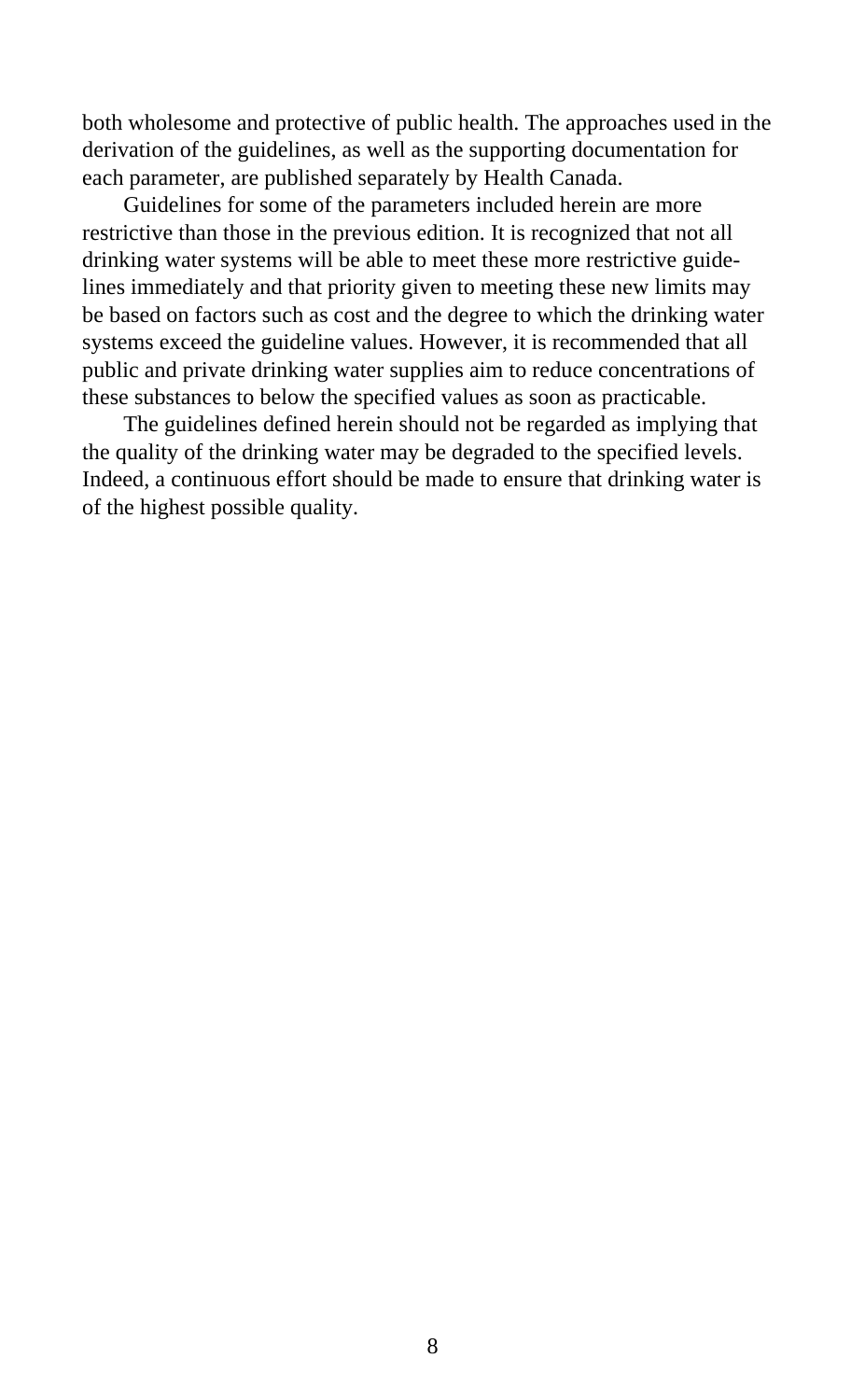both wholesome and protective of public health. The approaches used in the derivation of the guidelines, as well as the supporting documentation for each parameter, are published separately by Health Canada.

Guidelines for some of the parameters included herein are more restrictive than those in the previous edition. It is recognized that not all drinking water systems will be able to meet these more restrictive guidelines immediately and that priority given to meeting these new limits may be based on factors such as cost and the degree to which the drinking water systems exceed the guideline values. However, it is recommended that all public and private drinking water supplies aim to reduce concentrations of these substances to below the specified values as soon as practicable.

The guidelines defined herein should not be regarded as implying that the quality of the drinking water may be degraded to the specified levels. Indeed, a continuous effort should be made to ensure that drinking water is of the highest possible quality.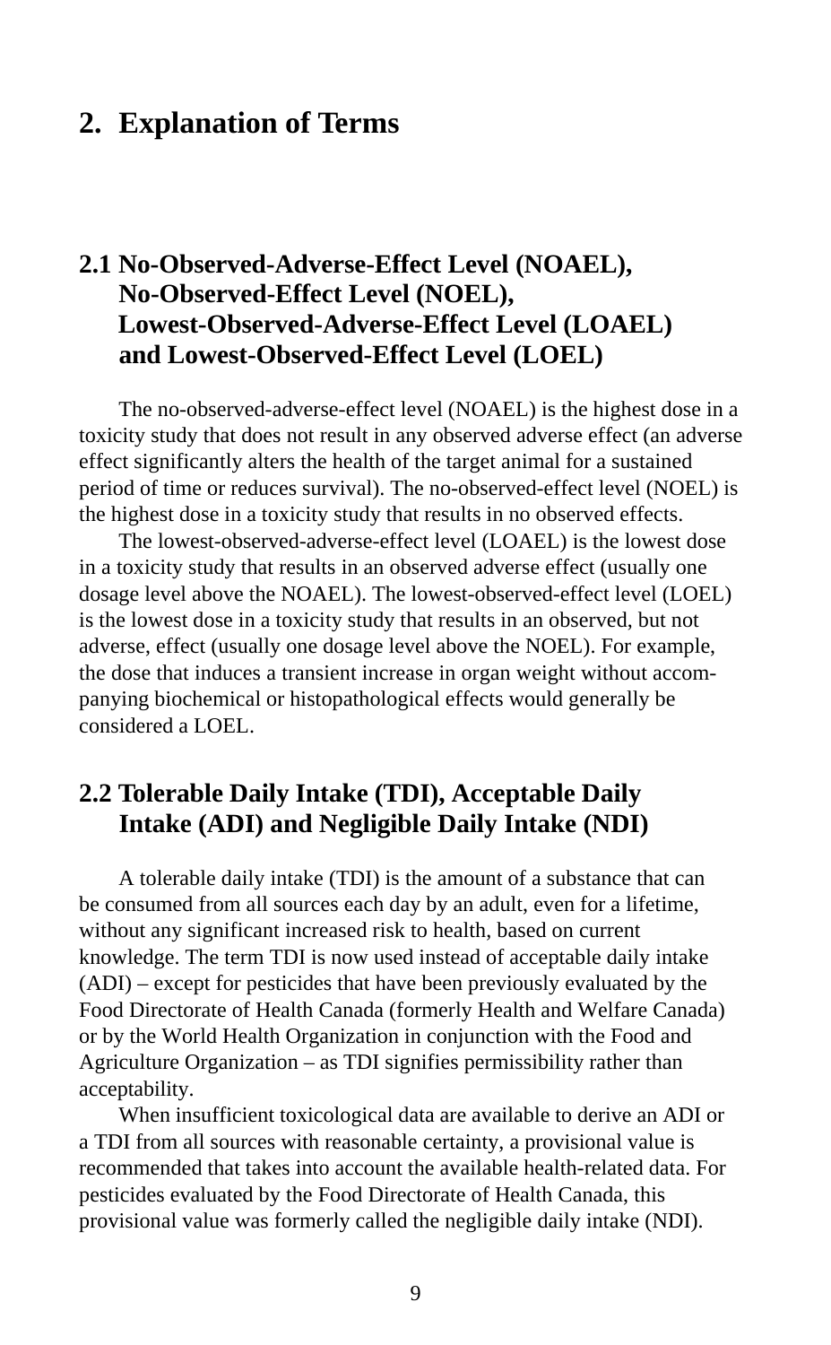# 2. Explanation of Terms

## 2.1 No-Observed-Adverse-Effect Level (NOAEL), No-Observed-Effect Level (NOEL), Lowest-Observed-Adverse-Effect Level (LOAEL) and Lowest-Observed-Effect Level (LOEL)

The no-observed-adverse-effect level (NOAEL) is the highest dose in a toxicity study that does not result in any observed adverse effect (an adverse effect significantly alters the health of the target animal for a sustained period of time or reduces survival). The no-observed-effect level (NOEL) is the highest dose in a toxicity study that results in no observed effects.

The lowest-observed-adverse-effect level (LOAEL) is the lowest dose in a toxicity study that results in an observed adverse effect (usually one dosage level above the NOAEL). The lowest-observed-effect level (LOEL) is the lowest dose in a toxicity study that results in an observed, but not adverse, effect (usually one dosage level above the NOEL). For example, the dose that induces a transient increase in organ weight without accompanying biochemical or histopathological effects would generally be considered a LOEL.

## 2.2 Tolerable Daily Intake (TDI), Acceptable Daily Intake (ADI) and Negligible Daily Intake (NDI)

A tolerable daily intake (TDI) is the amount of a substance that can be consumed from all sources each day by an adult, even for a lifetime, without any significant increased risk to health, based on current knowledge. The term TDI is now used instead of acceptable daily intake (ADI) – except for pesticides that have been previously evaluated by the Food Directorate of Health Canada (formerly Health and Welfare Canada) or by the World Health Organization in conjunction with the Food and Agriculture Organization – as TDI signifies permissibility rather than acceptability.

When insufficient toxicological data are available to derive an ADI or a TDI from all sources with reasonable certainty, a provisional value is recommended that takes into account the available health-related data. For pesticides evaluated by the Food Directorate of Health Canada, this provisional value was formerly called the negligible daily intake (NDI).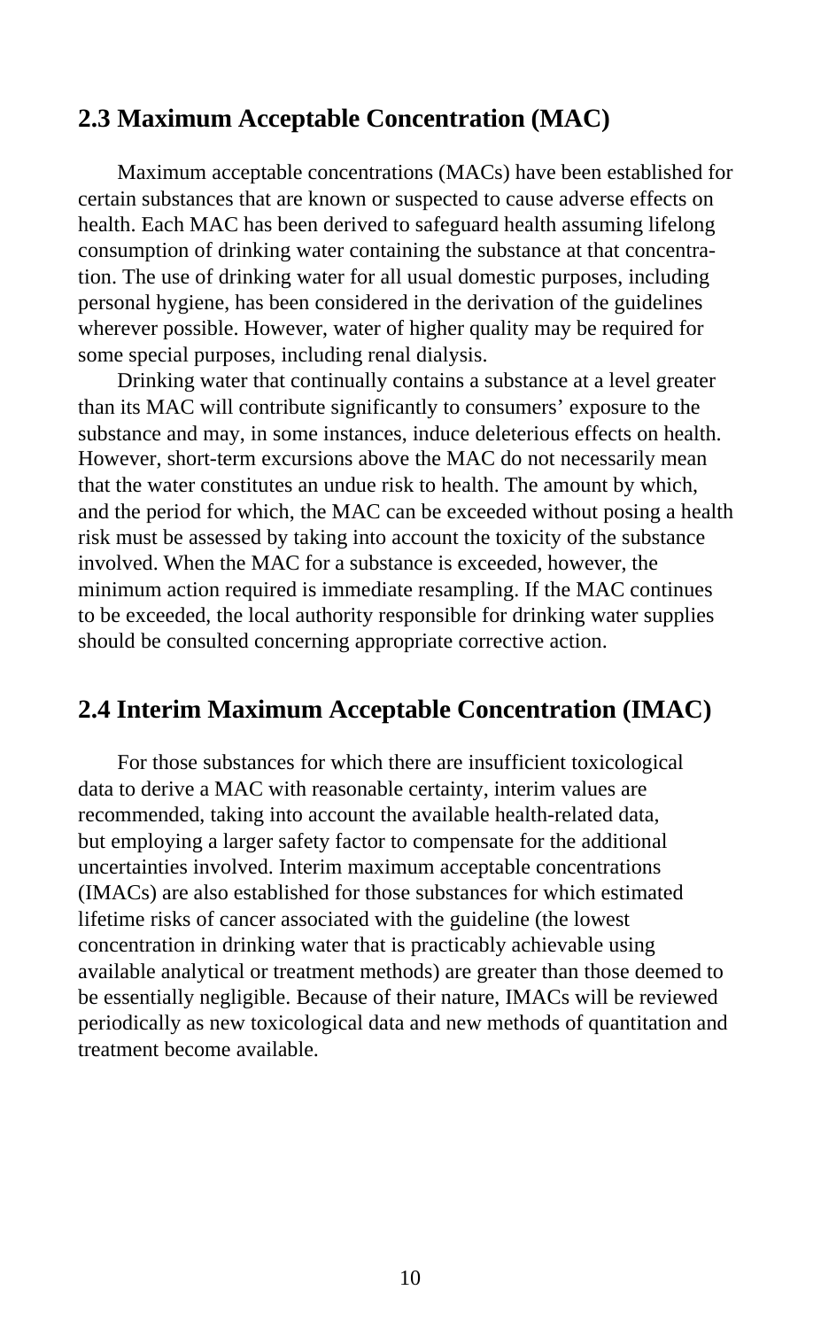## 2.3 Maximum Acceptable Concentration (MAC)

Maximum acceptable concentrations (MACs) have been established for certain substances that are known or suspected to cause adverse effects on health. Each MAC has been derived to safeguard health assuming lifelong consumption of drinking water containing the substance at that concentration. The use of drinking water for all usual domestic purposes, including personal hygiene, has been considered in the derivation of the guidelines wherever possible. However, water of higher quality may be required for some special purposes, including renal dialysis.

Drinking water that continually contains a substance at a level greater than its MAC will contribute significantly to consumers' exposure to the substance and may, in some instances, induce deleterious effects on health. However, short-term excursions above the MAC do not necessarily mean that the water constitutes an undue risk to health. The amount by which, and the period for which, the MAC can be exceeded without posing a health risk must be assessed by taking into account the toxicity of the substance involved. When the MAC for a substance is exceeded, however, the minimum action required is immediate resampling. If the MAC continues to be exceeded, the local authority responsible for drinking water supplies should be consulted concerning appropriate corrective action.

## 2.4 Interim Maximum Acceptable Concentration (IMAC)

For those substances for which there are insufficient toxicological data to derive a MAC with reasonable certainty, interim values are recommended, taking into account the available health-related data, but employing a larger safety factor to compensate for the additional uncertainties involved. Interim maximum acceptable concentrations (IMACs) are also established for those substances for which estimated lifetime risks of cancer associated with the guideline (the lowest concentration in drinking water that is practicably achievable using available analytical or treatment methods) are greater than those deemed to be essentially negligible. Because of their nature, IMACs will be reviewed periodically as new toxicological data and new methods of quantitation and treatment become available.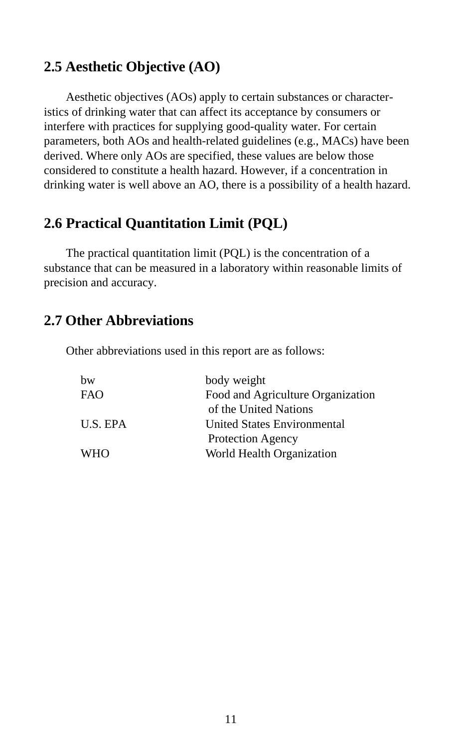## 2.5 Aesthetic Objective (AO)

Aesthetic objectives (AOs) apply to certain substances or characteristics of drinking water that can affect its acceptance by consumers or interfere with practices for supplying good-quality water. For certain parameters, both AOs and health-related guidelines (e.g., MACs) have been derived. Where only AOs are specified, these values are below those considered to constitute a health hazard. However, if a concentration in drinking water is well above an AO, there is a possibility of a health hazard.

## 2.6 Practical Quantitation Limit (PQL)

The practical quantitation limit (PQL) is the concentration of a substance that can be measured in a laboratory within reasonable limits of precision and accuracy.

## 2.7 Other Abbreviations

Other abbreviations used in this report are as follows:

| | |
|---|---|
| bw | body weight |
| FAO | Food and Agriculture Organization of the United Nations |
| U.S. EPA | United States Environmental Protection Agency |
| WHO | World Health Organization |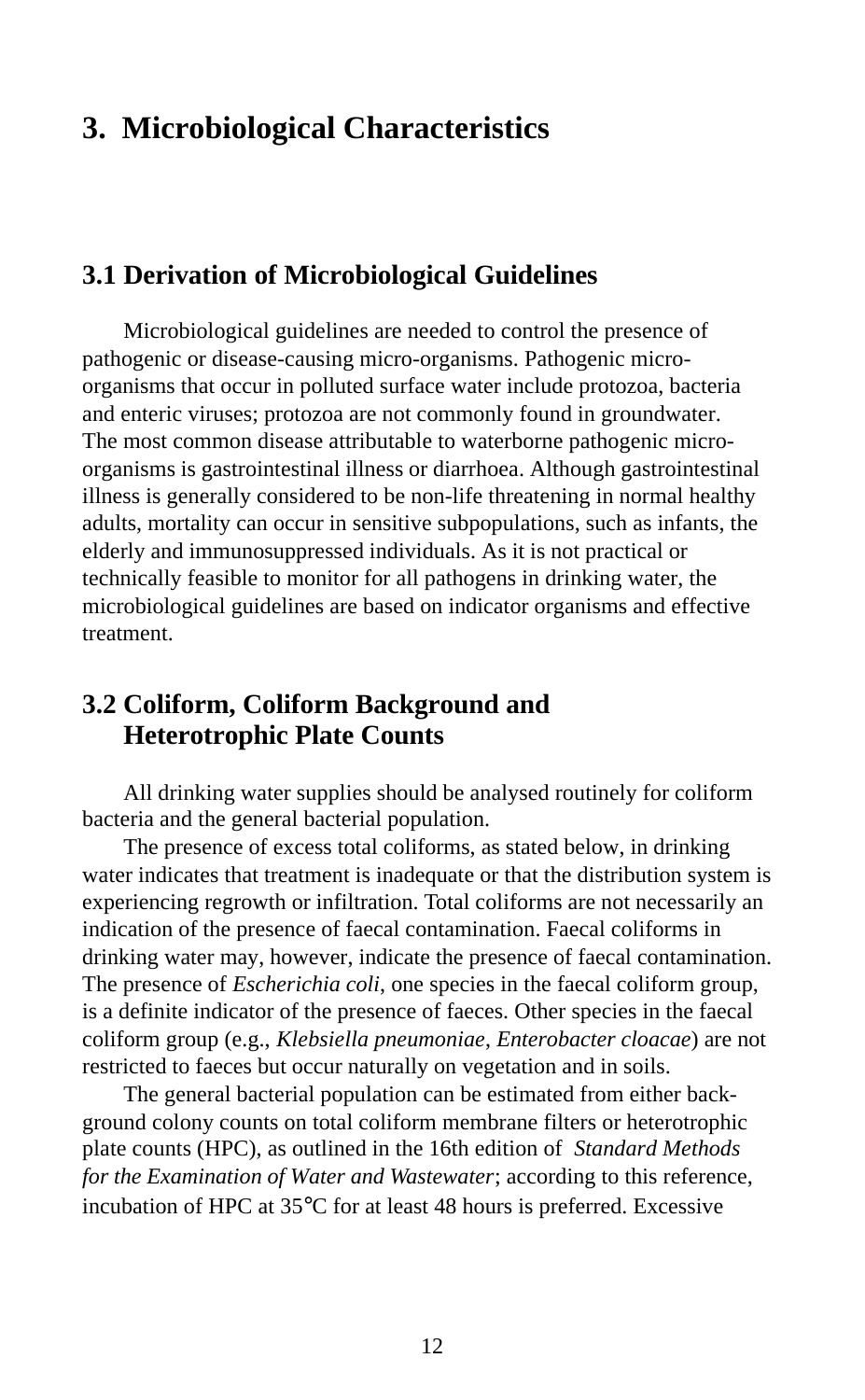# 3. Microbiological Characteristics

## 3.1 Derivation of Microbiological Guidelines

Microbiological guidelines are needed to control the presence of pathogenic or disease-causing micro-organisms. Pathogenic micro-organisms that occur in polluted surface water include protozoa, bacteria and enteric viruses; protozoa are not commonly found in groundwater. The most common disease attributable to waterborne pathogenic micro-organisms is gastrointestinal illness or diarrhoea. Although gastrointestinal illness is generally considered to be non-life threatening in normal healthy adults, mortality can occur in sensitive subpopulations, such as infants, the elderly and immunosuppressed individuals. As it is not practical or technically feasible to monitor for all pathogens in drinking water, the microbiological guidelines are based on indicator organisms and effective treatment.

## 3.2 Coliform, Coliform Background and Heterotrophic Plate Counts

All drinking water supplies should be analysed routinely for coliform bacteria and the general bacterial population.

The presence of excess total coliforms, as stated below, in drinking water indicates that treatment is inadequate or that the distribution system is experiencing regrowth or infiltration. Total coliforms are not necessarily an indication of the presence of faecal contamination. Faecal coliforms in drinking water may, however, indicate the presence of faecal contamination. The presence of *Escherichia coli*, one species in the faecal coliform group, is a definite indicator of the presence of faeces. Other species in the faecal coliform group (e.g., *Klebsiella pneumoniae*, *Enterobacter cloacae*) are not restricted to faeces but occur naturally on vegetation and in soils.

The general bacterial population can be estimated from either background colony counts on total coliform membrane filters or heterotrophic plate counts (HPC), as outlined in the 16th edition of *Standard Methods for the Examination of Water and Wastewater*; according to this reference, incubation of HPC at 35°C for at least 48 hours is preferred. Excessive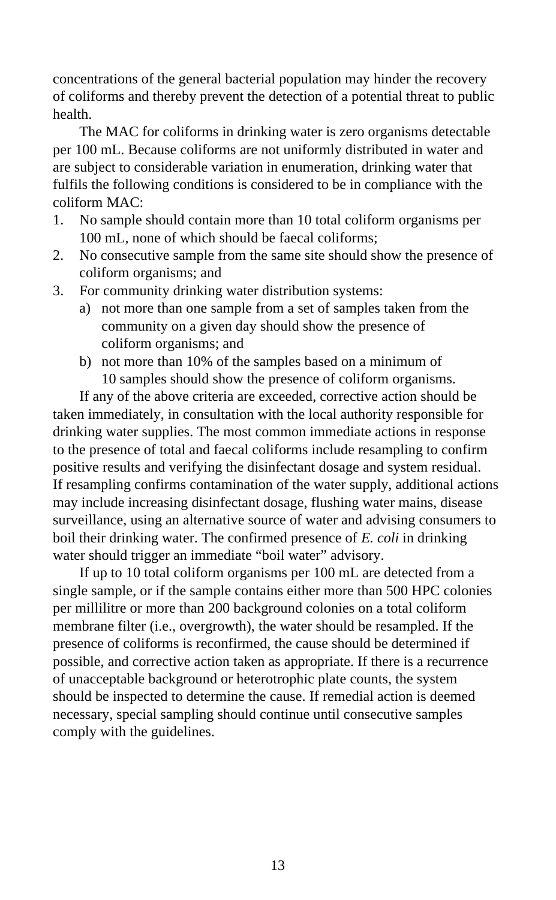concentrations of the general bacterial population may hinder the recovery of coliforms and thereby prevent the detection of a potential threat to public health.

The MAC for coliforms in drinking water is zero organisms detectable per 100 mL. Because coliforms are not uniformly distributed in water and are subject to considerable variation in enumeration, drinking water that fulfils the following conditions is considered to be in compliance with the coliform MAC:

1. No sample should contain more than 10 total coliform organisms per 100 mL, none of which should be faecal coliforms;
2. No consecutive sample from the same site should show the presence of coliform organisms; and
3. For community drinking water distribution systems:
   a) not more than one sample from a set of samples taken from the community on a given day should show the presence of coliform organisms; and
   b) not more than 10% of the samples based on a minimum of 10 samples should show the presence of coliform organisms.

If any of the above criteria are exceeded, corrective action should be taken immediately, in consultation with the local authority responsible for drinking water supplies. The most common immediate actions in response to the presence of total and faecal coliforms include resampling to confirm positive results and verifying the disinfectant dosage and system residual. If resampling confirms contamination of the water supply, additional actions may include increasing disinfectant dosage, flushing water mains, disease surveillance, using an alternative source of water and advising consumers to boil their drinking water. The confirmed presence of *E. coli* in drinking water should trigger an immediate “boil water” advisory.

If up to 10 total coliform organisms per 100 mL are detected from a single sample, or if the sample contains either more than 500 HPC colonies per millilitre or more than 200 background colonies on a total coliform membrane filter (i.e., overgrowth), the water should be resampled. If the presence of coliforms is reconfirmed, the cause should be determined if possible, and corrective action taken as appropriate. If there is a recurrence of unacceptable background or heterotrophic plate counts, the system should be inspected to determine the cause. If remedial action is deemed necessary, special sampling should continue until consecutive samples comply with the guidelines.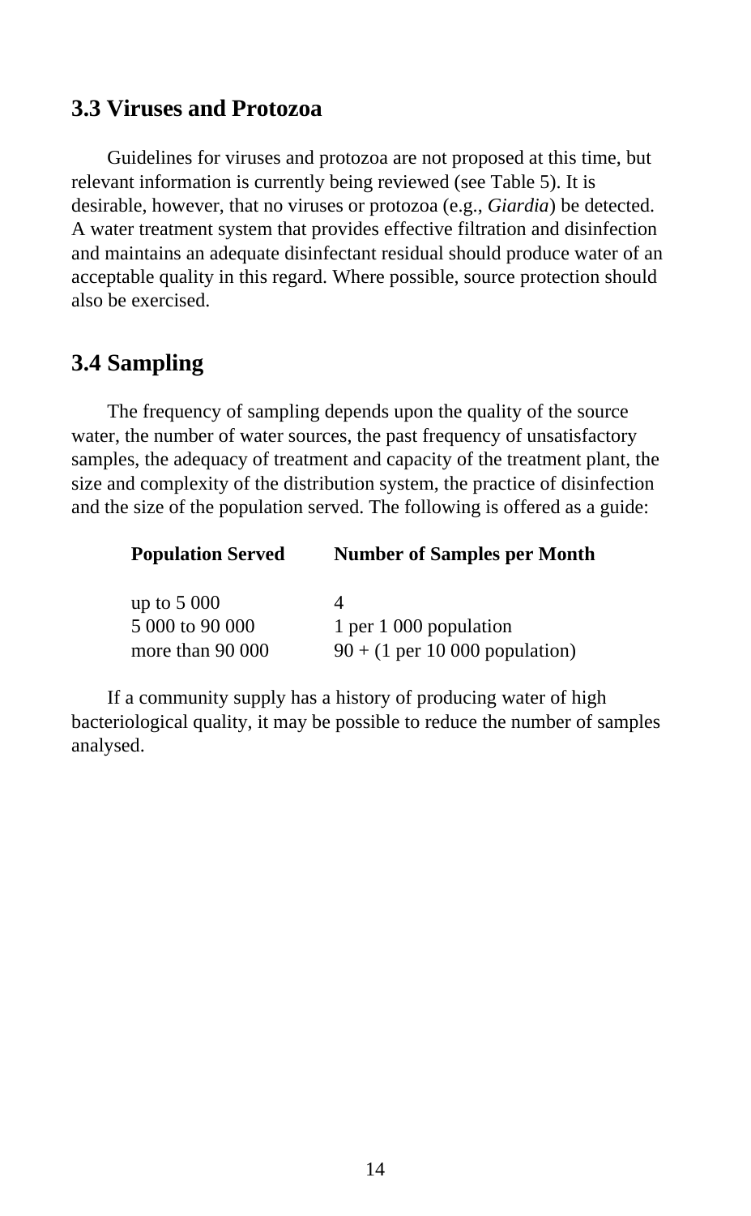## 3.3 Viruses and Protozoa

Guidelines for viruses and protozoa are not proposed at this time, but relevant information is currently being reviewed (see Table 5). It is desirable, however, that no viruses or protozoa (e.g., *Giardia*) be detected. A water treatment system that provides effective filtration and disinfection and maintains an adequate disinfectant residual should produce water of an acceptable quality in this regard. Where possible, source protection should also be exercised.

## 3.4 Sampling

The frequency of sampling depends upon the quality of the source water, the number of water sources, the past frequency of unsatisfactory samples, the adequacy of treatment and capacity of the treatment plant, the size and complexity of the distribution system, the practice of disinfection and the size of the population served. The following is offered as a guide:

| Population Served | Number of Samples per Month |
|---|---|
| up to 5 000 | 4 |
| 5 000 to 90 000 | 1 per 1 000 population |
| more than 90 000 | 90 + (1 per 10 000 population) |

If a community supply has a history of producing water of high bacteriological quality, it may be possible to reduce the number of samples analysed.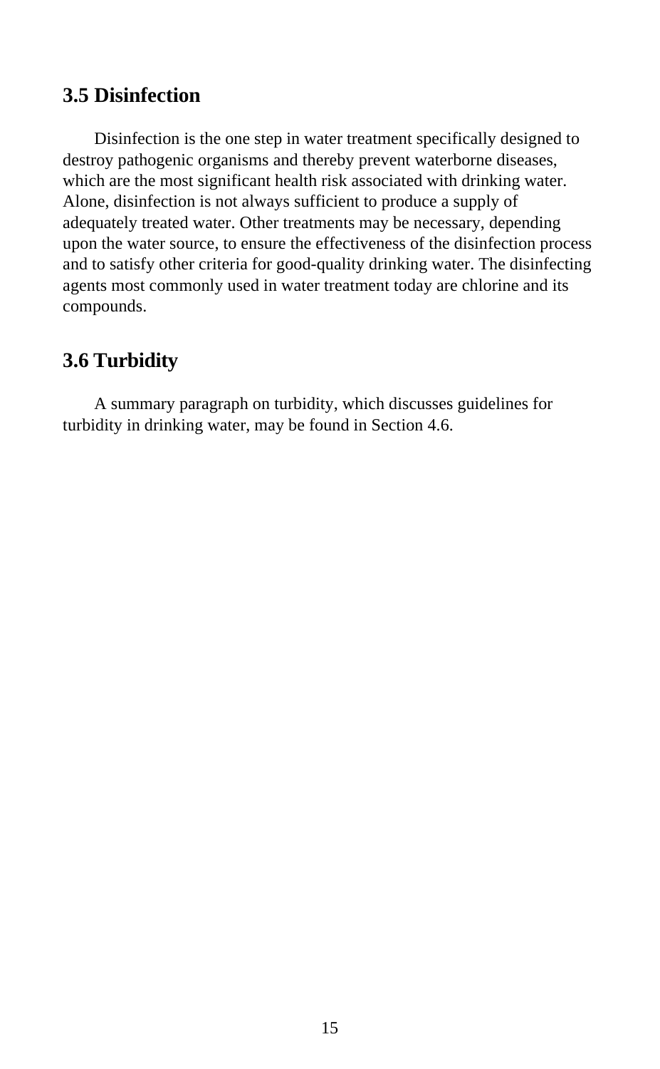## 3.5 Disinfection

Disinfection is the one step in water treatment specifically designed to destroy pathogenic organisms and thereby prevent waterborne diseases, which are the most significant health risk associated with drinking water. Alone, disinfection is not always sufficient to produce a supply of adequately treated water. Other treatments may be necessary, depending upon the water source, to ensure the effectiveness of the disinfection process and to satisfy other criteria for good-quality drinking water. The disinfecting agents most commonly used in water treatment today are chlorine and its compounds.

## 3.6 Turbidity

A summary paragraph on turbidity, which discusses guidelines for turbidity in drinking water, may be found in Section 4.6.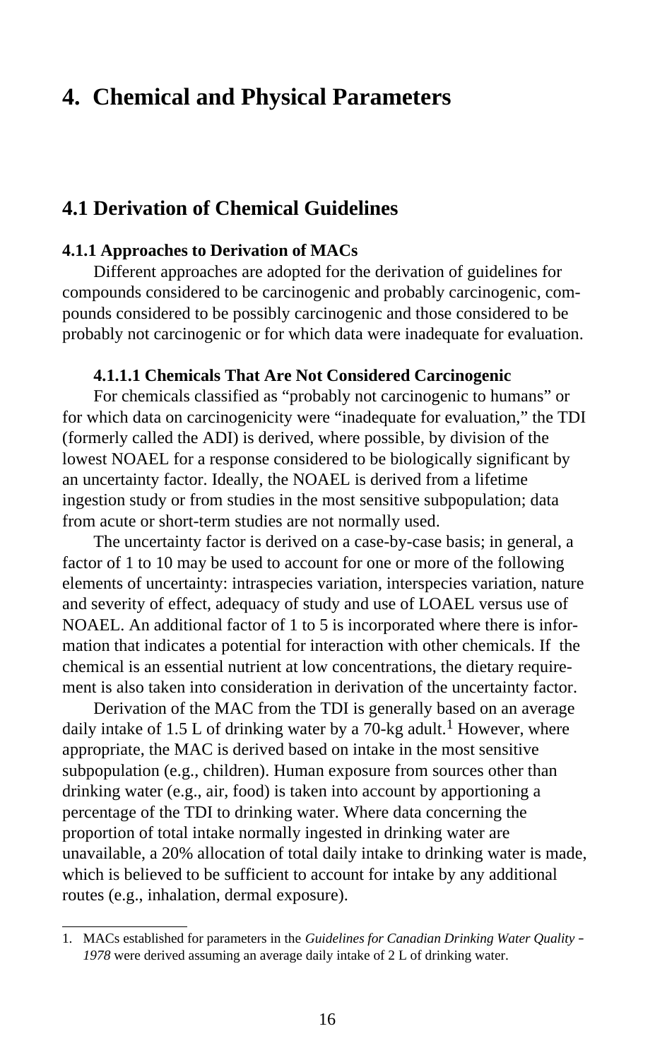# 4. Chemical and Physical Parameters

## 4.1 Derivation of Chemical Guidelines

### 4.1.1 Approaches to Derivation of MACs

Different approaches are adopted for the derivation of guidelines for compounds considered to be carcinogenic and probably carcinogenic, compounds considered to be possibly carcinogenic and those considered to be probably not carcinogenic or for which data were inadequate for evaluation.

#### 4.1.1.1 Chemicals That Are Not Considered Carcinogenic

For chemicals classified as "probably not carcinogenic to humans" or for which data on carcinogenicity were "inadequate for evaluation," the TDI (formerly called the ADI) is derived, where possible, by division of the lowest NOAEL for a response considered to be biologically significant by an uncertainty factor. Ideally, the NOAEL is derived from a lifetime ingestion study or from studies in the most sensitive subpopulation; data from acute or short-term studies are not normally used.

The uncertainty factor is derived on a case-by-case basis; in general, a factor of 1 to 10 may be used to account for one or more of the following elements of uncertainty: intraspecies variation, interspecies variation, nature and severity of effect, adequacy of study and use of LOAEL versus use of NOAEL. An additional factor of 1 to 5 is incorporated where there is information that indicates a potential for interaction with other chemicals. If the chemical is an essential nutrient at low concentrations, the dietary requirement is also taken into consideration in derivation of the uncertainty factor.

Derivation of the MAC from the TDI is generally based on an average daily intake of 1.5 L of drinking water by a 70-kg adult.[1] However, where appropriate, the MAC is derived based on intake in the most sensitive subpopulation (e.g., children). Human exposure from sources other than drinking water (e.g., air, food) is taken into account by apportioning a percentage of the TDI to drinking water. Where data concerning the proportion of total intake normally ingested in drinking water are unavailable, a 20% allocation of total daily intake to drinking water is made, which is believed to be sufficient to account for intake by any additional routes (e.g., inhalation, dermal exposure).

---

1. MACs established for parameters in the *Guidelines for Canadian Drinking Water Quality - 1978* were derived assuming an average daily intake of 2 L of drinking water.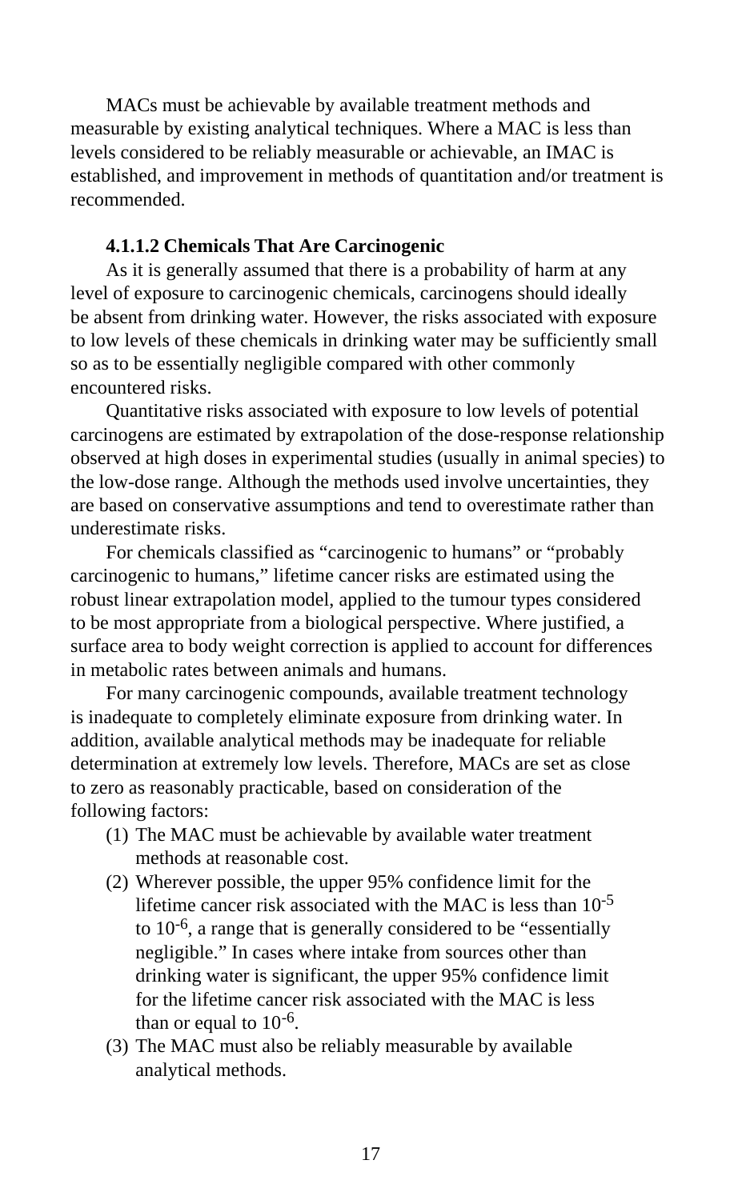MACs must be achievable by available treatment methods and measurable by existing analytical techniques. Where a MAC is less than levels considered to be reliably measurable or achievable, an IMAC is established, and improvement in methods of quantitation and/or treatment is recommended.

#### 4.1.1.2 Chemicals That Are Carcinogenic

As it is generally assumed that there is a probability of harm at any level of exposure to carcinogenic chemicals, carcinogens should ideally be absent from drinking water. However, the risks associated with exposure to low levels of these chemicals in drinking water may be sufficiently small so as to be essentially negligible compared with other commonly encountered risks.

Quantitative risks associated with exposure to low levels of potential carcinogens are estimated by extrapolation of the dose-response relationship observed at high doses in experimental studies (usually in animal species) to the low-dose range. Although the methods used involve uncertainties, they are based on conservative assumptions and tend to overestimate rather than underestimate risks.

For chemicals classified as "carcinogenic to humans" or "probably carcinogenic to humans," lifetime cancer risks are estimated using the robust linear extrapolation model, applied to the tumour types considered to be most appropriate from a biological perspective. Where justified, a surface area to body weight correction is applied to account for differences in metabolic rates between animals and humans.

For many carcinogenic compounds, available treatment technology is inadequate to completely eliminate exposure from drinking water. In addition, available analytical methods may be inadequate for reliable determination at extremely low levels. Therefore, MACs are set as close to zero as reasonably practicable, based on consideration of the following factors:

1. The MAC must be achievable by available water treatment methods at reasonable cost.
2. Wherever possible, the upper 95% confidence limit for the lifetime cancer risk associated with the MAC is less than $10^{-5}$ to $10^{-6}$, a range that is generally considered to be "essentially negligible." In cases where intake from sources other than drinking water is significant, the upper 95% confidence limit for the lifetime cancer risk associated with the MAC is less than or equal to $10^{-6}$.
3. The MAC must also be reliably measurable by available analytical methods.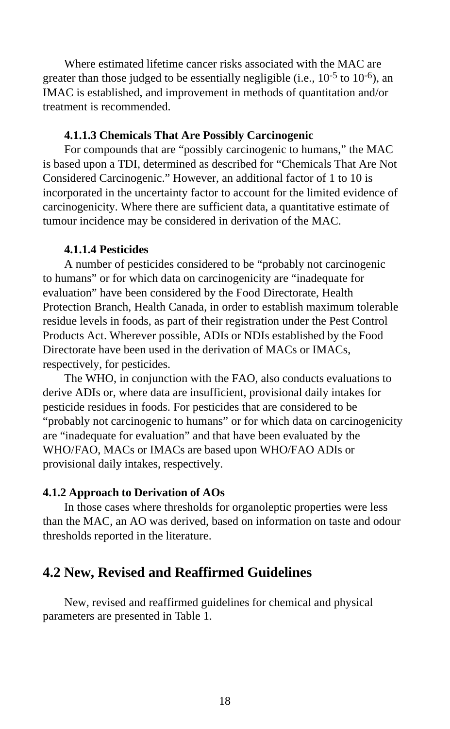Where estimated lifetime cancer risks associated with the MAC are greater than those judged to be essentially negligible (i.e., $10^{-5}$ to $10^{-6}$), an IMAC is established, and improvement in methods of quantitation and/or treatment is recommended.

#### 4.1.1.3 Chemicals That Are Possibly Carcinogenic

For compounds that are “possibly carcinogenic to humans,” the MAC is based upon a TDI, determined as described for “Chemicals That Are Not Considered Carcinogenic.” However, an additional factor of 1 to 10 is incorporated in the uncertainty factor to account for the limited evidence of carcinogenicity. Where there are sufficient data, a quantitative estimate of tumour incidence may be considered in derivation of the MAC.

#### 4.1.1.4 Pesticides

A number of pesticides considered to be “probably not carcinogenic to humans” or for which data on carcinogenicity are “inadequate for evaluation” have been considered by the Food Directorate, Health Protection Branch, Health Canada, in order to establish maximum tolerable residue levels in foods, as part of their registration under the Pest Control Products Act. Wherever possible, ADIs or NDIs established by the Food Directorate have been used in the derivation of MACs or IMACs, respectively, for pesticides.

The WHO, in conjunction with the FAO, also conducts evaluations to derive ADIs or, where data are insufficient, provisional daily intakes for pesticide residues in foods. For pesticides that are considered to be “probably not carcinogenic to humans” or for which data on carcinogenicity are “inadequate for evaluation” and that have been evaluated by the WHO/FAO, MACs or IMACs are based upon WHO/FAO ADIs or provisional daily intakes, respectively.

### 4.1.2 Approach to Derivation of AOs

In those cases where thresholds for organoleptic properties were less than the MAC, an AO was derived, based on information on taste and odour thresholds reported in the literature.

## 4.2 New, Revised and Reaffirmed Guidelines

New, revised and reaffirmed guidelines for chemical and physical parameters are presented in Table 1.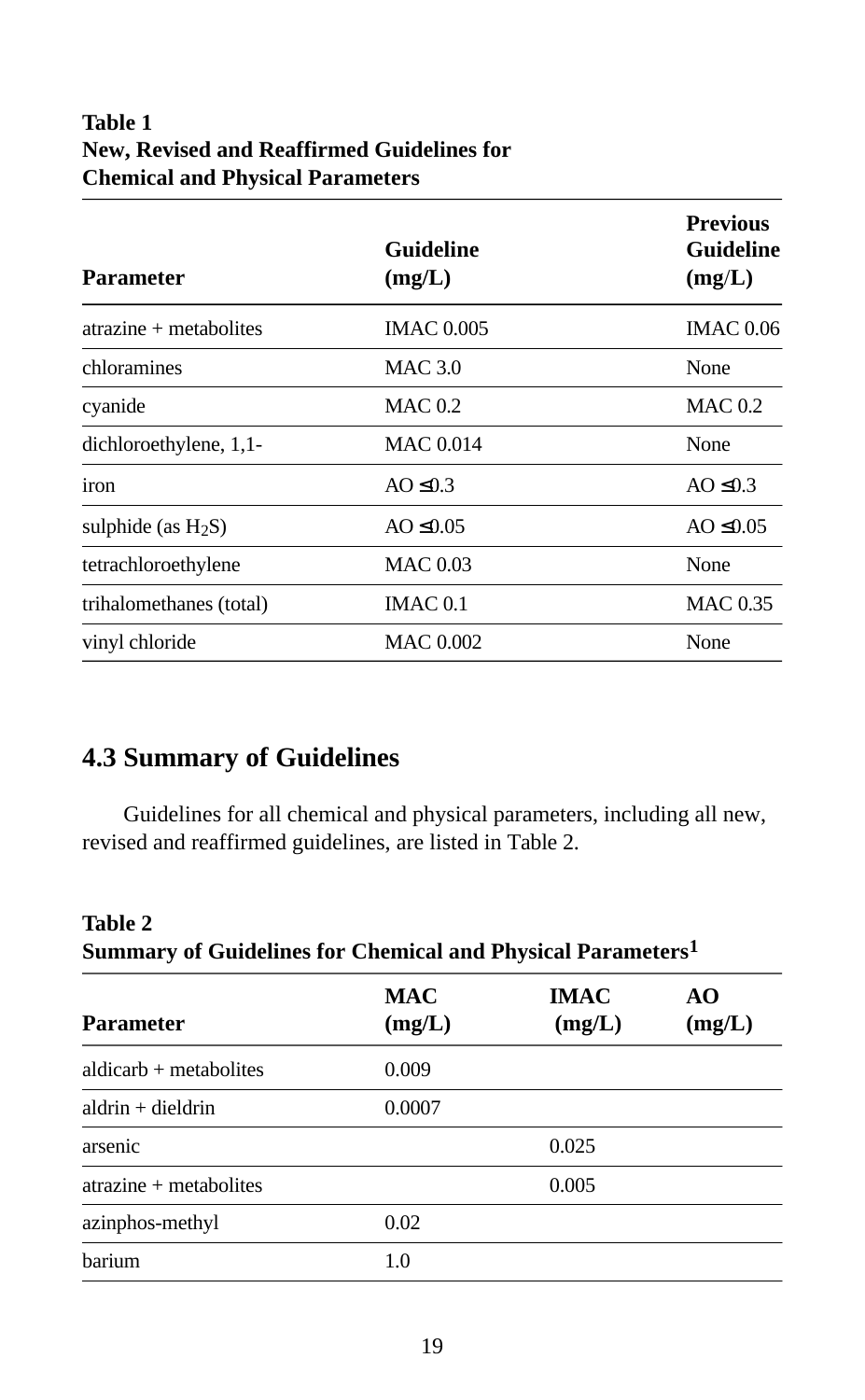**Table 1**
**New, Revised and Reaffirmed Guidelines for Chemical and Physical Parameters**

| Parameter | Guideline (mg/L) | Previous Guideline (mg/L) |
|---|---|---|
| atrazine + metabolites | IMAC 0.005 | IMAC 0.06 |
| chloramines | MAC 3.0 | None |
| cyanide | MAC 0.2 | MAC 0.2 |
| dichloroethylene, 1,1- | MAC 0.014 | None |
| iron | AO ≤0.3 | AO ≤0.3 |
| sulphide (as $H_2S$) | AO ≤0.05 | AO ≤0.05 |
| tetrachloroethylene | MAC 0.03 | None |
| trihalomethanes (total) | IMAC 0.1 | MAC 0.35 |
| vinyl chloride | MAC 0.002 | None |

## 4.3 Summary of Guidelines

Guidelines for all chemical and physical parameters, including all new, revised and reaffirmed guidelines, are listed in Table 2.

**Table 2**
**Summary of Guidelines for Chemical and Physical Parameters[1]**

| Parameter | MAC (mg/L) | IMAC (mg/L) | AO (mg/L) |
|---|---|---|---|
| aldicarb + metabolites | 0.009 | | |
| aldrin + dieldrin | 0.0007 | | |
| arsenic | | 0.025 | |
| atrazine + metabolites | | 0.005 | |
| azinphos-methyl | 0.02 | | |
| barium | 1.0 | | |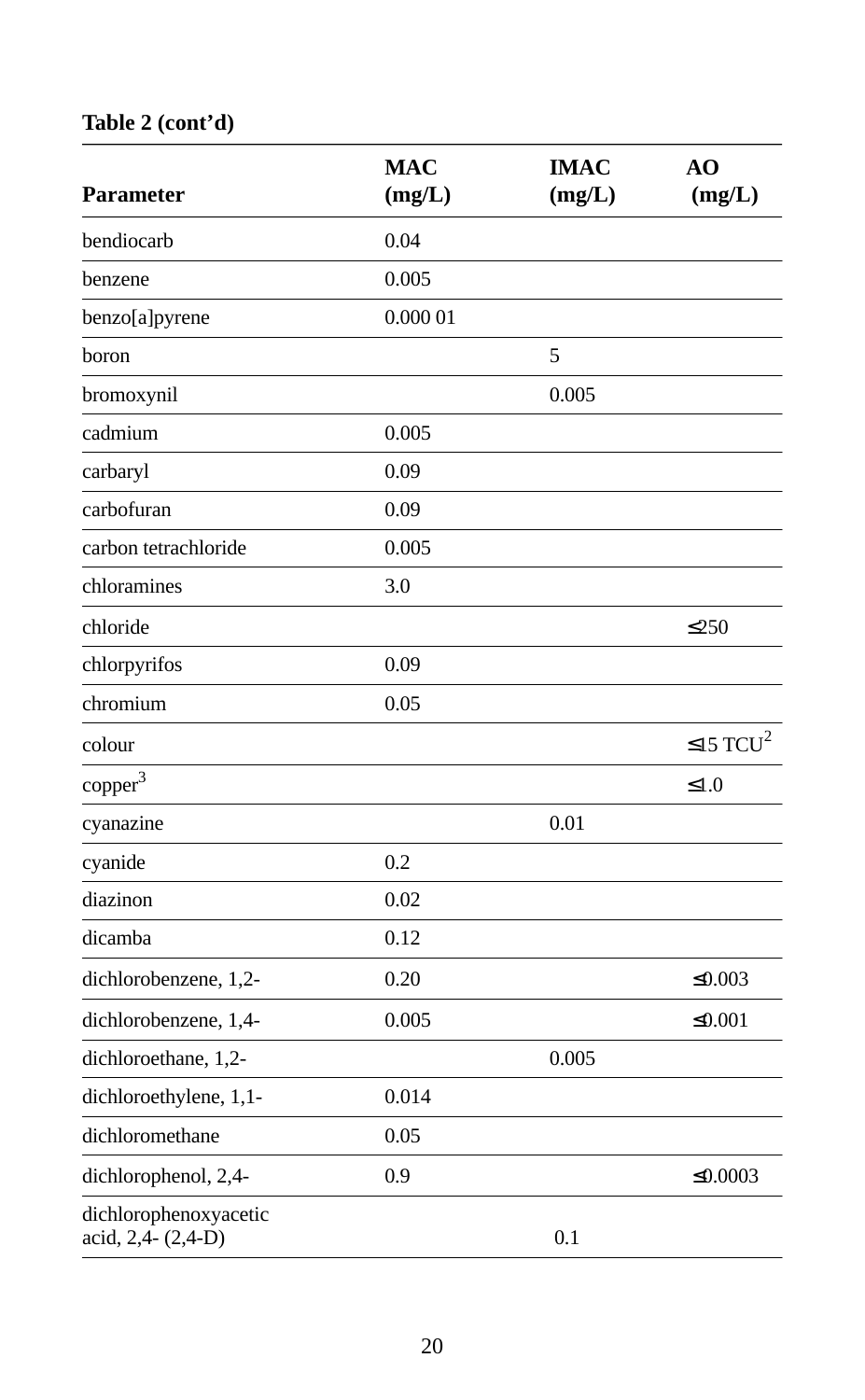**Table 2 (cont'd)**

| Parameter | MAC (mg/L) | IMAC (mg/L) | AO (mg/L) |
|---|---|---|---|
| bendiocarb | 0.04 | | |
| benzene | 0.005 | | |
| benzo[a]pyrene | 0.000 01 | | |
| boron | | 5 | |
| bromoxynil | | 0.005 | |
| cadmium | 0.005 | | |
| carbaryl | 0.09 | | |
| carbofuran | 0.09 | | |
| carbon tetrachloride | 0.005 | | |
| chloramines | 3.0 | | |
| chloride | | | ≤250 |
| chlorpyrifos | 0.09 | | |
| chromium | 0.05 | | |
| colour | | | ≤15 TCU[2] |
| copper[3] | | | ≤1.0 |
| cyanazine | | 0.01 | |
| cyanide | 0.2 | | |
| diazinon | 0.02 | | |
| dicamba | 0.12 | | |
| dichlorobenzene, 1,2- | 0.20 | | ≤0.003 |
| dichlorobenzene, 1,4- | 0.005 | | ≤0.001 |
| dichloroethane, 1,2- | | 0.005 | |
| dichloroethylene, 1,1- | 0.014 | | |
| dichloromethane | 0.05 | | |
| dichlorophenol, 2,4- | 0.9 | | ≤0.0003 |
| dichlorophenoxyacetic acid, 2,4- (2,4-D) | | 0.1 | |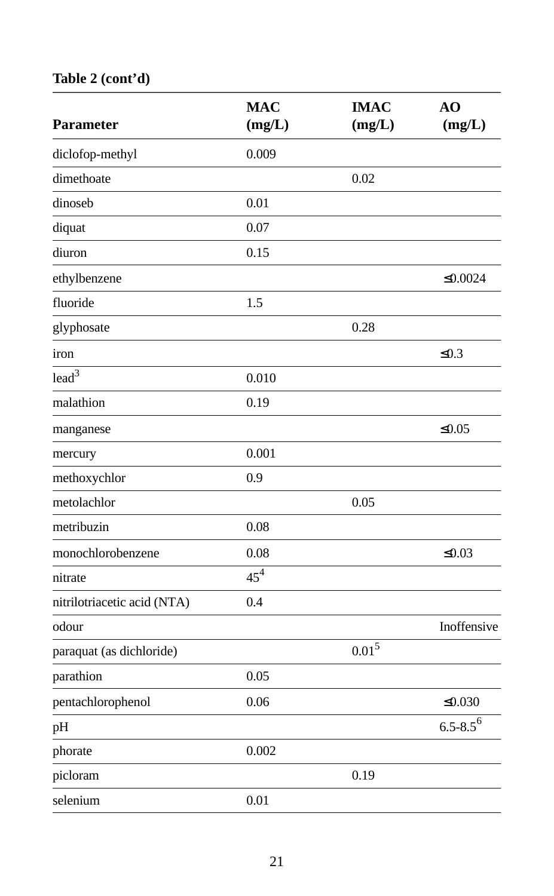**Table 2 (cont'd)**

| Parameter | MAC (mg/L) | IMAC (mg/L) | AO (mg/L) |
|---|---|---|---|
| diclofop-methyl | 0.009 | | |
| dimethoate | | 0.02 | |
| dinoseb | 0.01 | | |
| diquat | 0.07 | | |
| diuron | 0.15 | | |
| ethylbenzene | | | ≤0.0024 |
| fluoride | 1.5 | | |
| glyphosate | | 0.28 | |
| iron | | | ≤0.3 |
| lead[3] | 0.010 | | |
| malathion | 0.19 | | |
| manganese | | | ≤0.05 |
| mercury | 0.001 | | |
| methoxychlor | 0.9 | | |
| metolachlor | | 0.05 | |
| metribuzin | 0.08 | | |
| monochlorobenzene | 0.08 | | ≤0.03 |
| nitrate | 45[4] | | |
| nitrilotriacetic acid (NTA) | 0.4 | | |
| odour | | | Inoffensive |
| paraquat (as dichloride) | | 0.01[5] | |
| parathion | 0.05 | | |
| pentachlorophenol | 0.06 | | ≤0.030 |
| pH | | | 6.5-8.5[6] |
| phorate | 0.002 | | |
| picloram | | 0.19 | |
| selenium | 0.01 | | |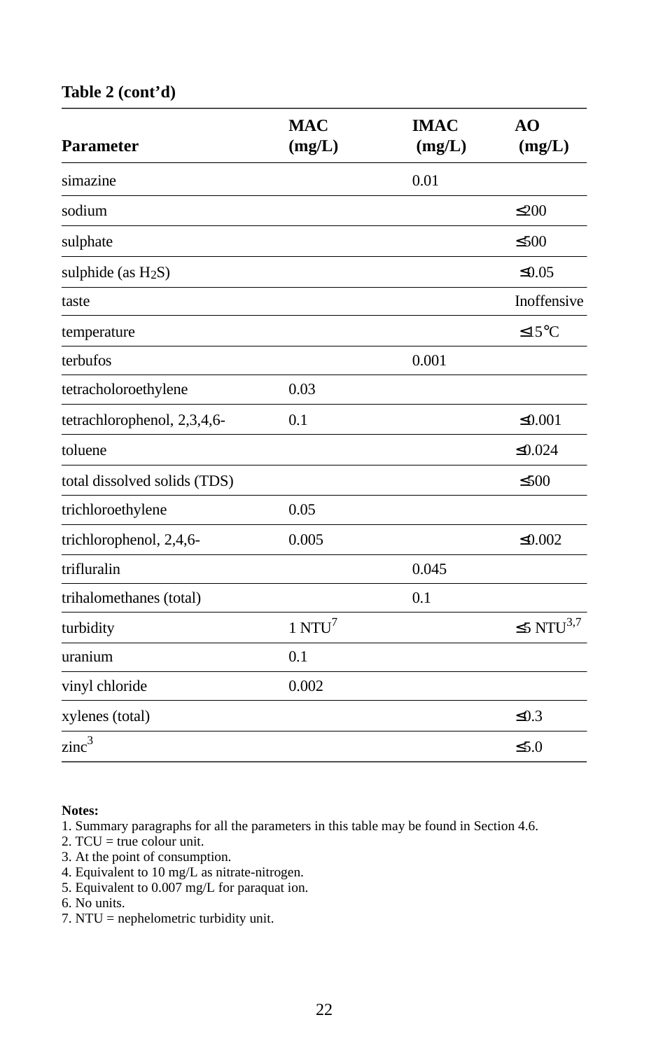**Table 2 (cont'd)**

| Parameter | MAC (mg/L) | IMAC (mg/L) | AO (mg/L) |
|---|---|---|---|
| simazine | | 0.01 | |
| sodium | | | ≤200 |
| sulphate | | | ≤500 |
| sulphide (as $H_2S$) | | | ≤0.05 |
| taste | | | Inoffensive |
| temperature | | | ≤15°C |
| terbufos | | 0.001 | |
| tetracholoroethylene | 0.03 | | |
| tetrachlorophenol, 2,3,4,6- | 0.1 | | ≤0.001 |
| toluene | | | ≤0.024 |
| total dissolved solids (TDS) | | | ≤500 |
| trichloroethylene | 0.05 | | |
| trichlorophenol, 2,4,6- | 0.005 | | ≤0.002 |
| trifluralin | | 0.045 | |
| trihalomethanes (total) | | 0.1 | |
| turbidity | 1 NTU[7] | | ≤5 NTU[3,7] |
| uranium | 0.1 | | |
| vinyl chloride | 0.002 | | |
| xylenes (total) | | | ≤0.3 |
| zinc[3] | | | ≤5.0 |

**Notes:**
1. Summary paragraphs for all the parameters in this table may be found in Section 4.6.
2. TCU = true colour unit.
3. At the point of consumption.
4. Equivalent to 10 mg/L as nitrate-nitrogen.
5. Equivalent to 0.007 mg/L for paraquat ion.
6. No units.
7. NTU = nephelometric turbidity unit.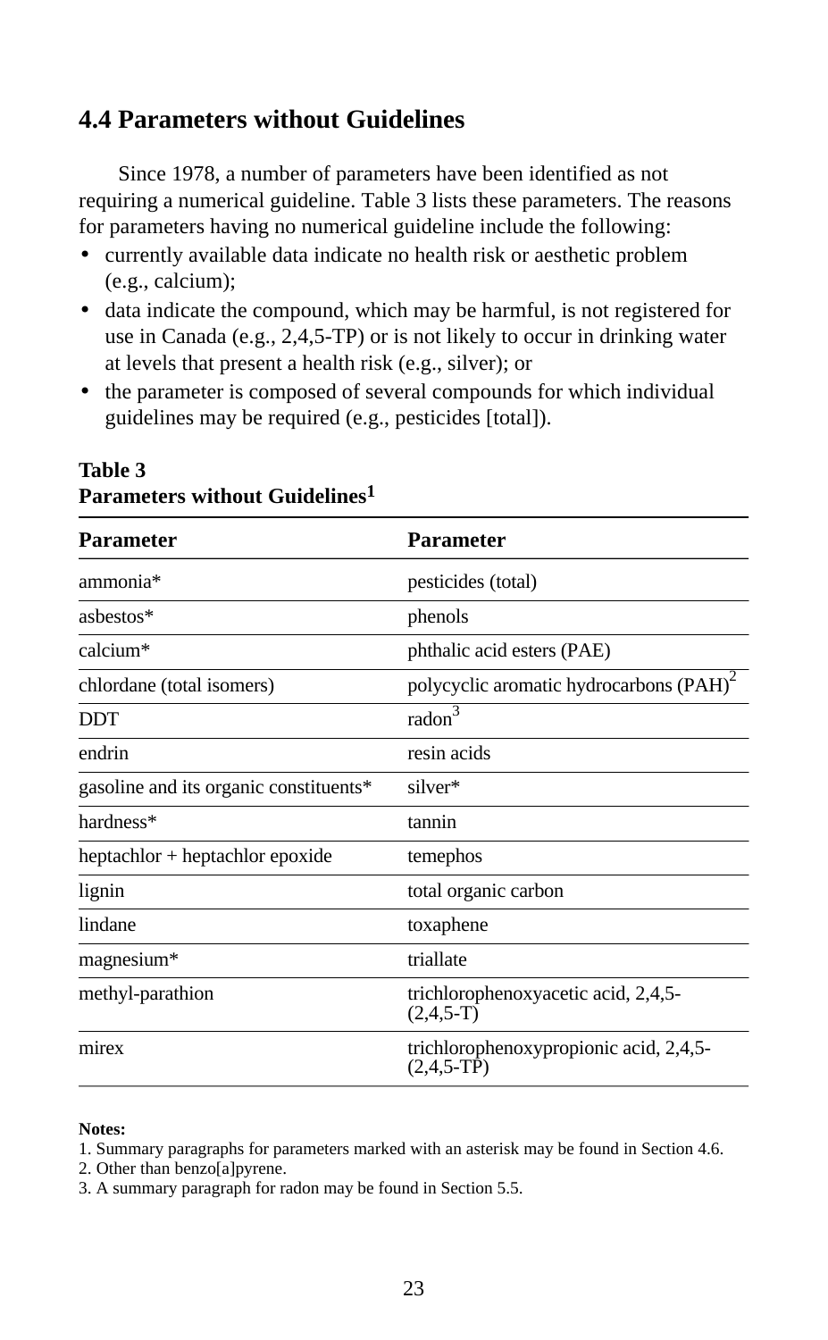## 4.4 Parameters without Guidelines

Since 1978, a number of parameters have been identified as not requiring a numerical guideline. Table 3 lists these parameters. The reasons for parameters having no numerical guideline include the following:

- currently available data indicate no health risk or aesthetic problem (e.g., calcium);
- data indicate the compound, which may be harmful, is not registered for use in Canada (e.g., 2,4,5-TP) or is not likely to occur in drinking water at levels that present a health risk (e.g., silver); or
- the parameter is composed of several compounds for which individual guidelines may be required (e.g., pesticides [total]).

**Table 3**
**Parameters without Guidelines[1]**

| Parameter | Parameter |
|---|---|
| ammonia* | pesticides (total) |
| asbestos* | phenols |
| calcium* | phthalic acid esters (PAE) |
| chlordane (total isomers) | polycyclic aromatic hydrocarbons (PAH)[2] |
| DDT | radon[3] |
| endrin | resin acids |
| gasoline and its organic constituents* | silver* |
| hardness* | tannin |
| heptachlor + heptachlor epoxide | temephos |
| lignin | total organic carbon |
| lindane | toxaphene |
| magnesium* | triallate |
| methyl-parathion | trichlorophenoxyacetic acid, 2,4,5- (2,4,5-T) |
| mirex | trichlorophenoxypropionic acid, 2,4,5- (2,4,5-TP) |

**Notes:**
1. Summary paragraphs for parameters marked with an asterisk may be found in Section 4.6.
2. Other than benzo[a]pyrene.
3. A summary paragraph for radon may be found in Section 5.5.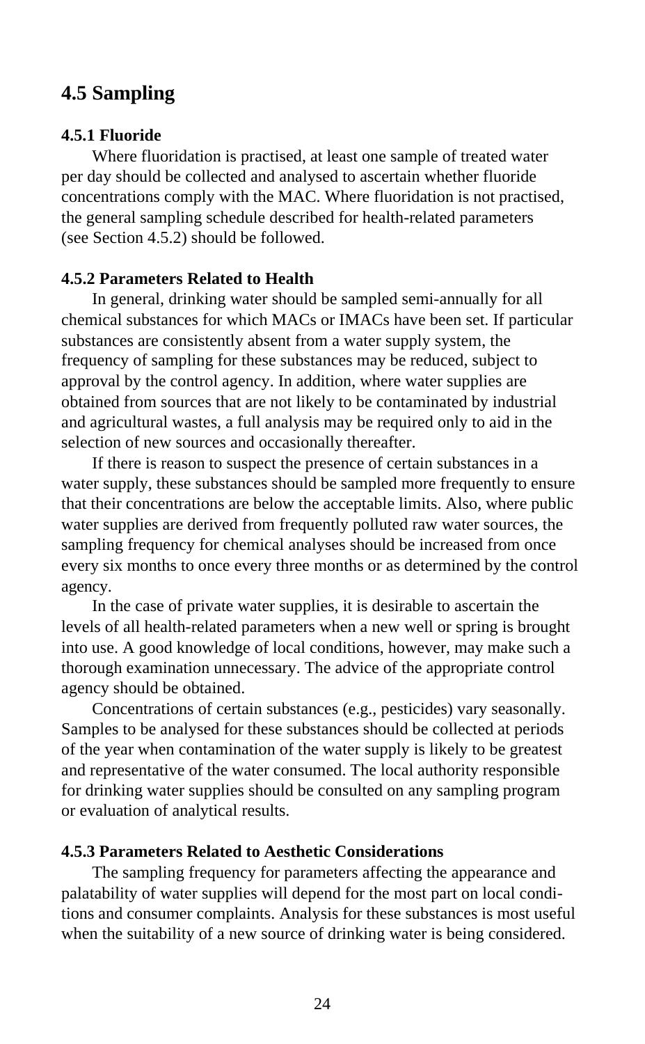## 4.5 Sampling

### 4.5.1 Fluoride

Where fluoridation is practised, at least one sample of treated water per day should be collected and analysed to ascertain whether fluoride concentrations comply with the MAC. Where fluoridation is not practised, the general sampling schedule described for health-related parameters (see Section 4.5.2) should be followed.

### 4.5.2 Parameters Related to Health

In general, drinking water should be sampled semi-annually for all chemical substances for which MACs or IMACs have been set. If particular substances are consistently absent from a water supply system, the frequency of sampling for these substances may be reduced, subject to approval by the control agency. In addition, where water supplies are obtained from sources that are not likely to be contaminated by industrial and agricultural wastes, a full analysis may be required only to aid in the selection of new sources and occasionally thereafter.

If there is reason to suspect the presence of certain substances in a water supply, these substances should be sampled more frequently to ensure that their concentrations are below the acceptable limits. Also, where public water supplies are derived from frequently polluted raw water sources, the sampling frequency for chemical analyses should be increased from once every six months to once every three months or as determined by the control agency.

In the case of private water supplies, it is desirable to ascertain the levels of all health-related parameters when a new well or spring is brought into use. A good knowledge of local conditions, however, may make such a thorough examination unnecessary. The advice of the appropriate control agency should be obtained.

Concentrations of certain substances (e.g., pesticides) vary seasonally. Samples to be analysed for these substances should be collected at periods of the year when contamination of the water supply is likely to be greatest and representative of the water consumed. The local authority responsible for drinking water supplies should be consulted on any sampling program or evaluation of analytical results.

### 4.5.3 Parameters Related to Aesthetic Considerations

The sampling frequency for parameters affecting the appearance and palatability of water supplies will depend for the most part on local conditions and consumer complaints. Analysis for these substances is most useful when the suitability of a new source of drinking water is being considered.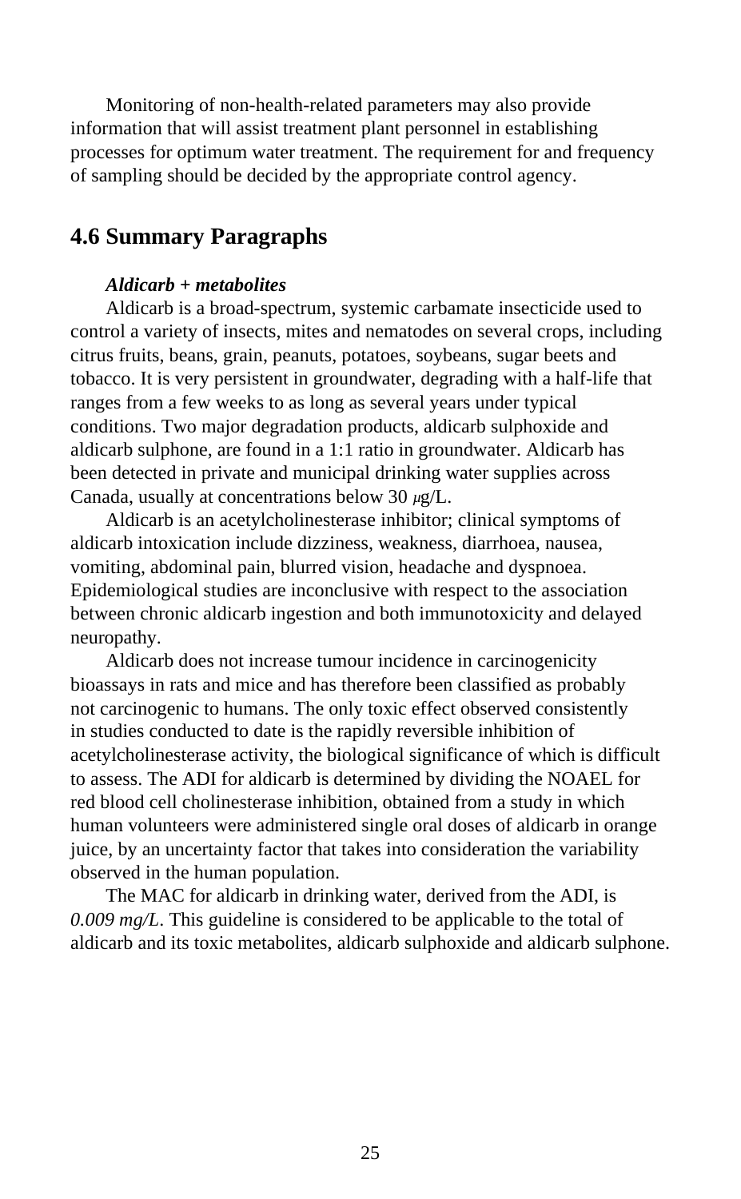Monitoring of non-health-related parameters may also provide information that will assist treatment plant personnel in establishing processes for optimum water treatment. The requirement for and frequency of sampling should be decided by the appropriate control agency.

## 4.6 Summary Paragraphs

***Aldicarb + metabolites***

Aldicarb is a broad-spectrum, systemic carbamate insecticide used to control a variety of insects, mites and nematodes on several crops, including citrus fruits, beans, grain, peanuts, potatoes, soybeans, sugar beets and tobacco. It is very persistent in groundwater, degrading with a half-life that ranges from a few weeks to as long as several years under typical conditions. Two major degradation products, aldicarb sulphoxide and aldicarb sulphone, are found in a 1:1 ratio in groundwater. Aldicarb has been detected in private and municipal drinking water supplies across Canada, usually at concentrations below 30 $\mu$g/L.

Aldicarb is an acetylcholinesterase inhibitor; clinical symptoms of aldicarb intoxication include dizziness, weakness, diarrhoea, nausea, vomiting, abdominal pain, blurred vision, headache and dyspnoea. Epidemiological studies are inconclusive with respect to the association between chronic aldicarb ingestion and both immunotoxicity and delayed neuropathy.

Aldicarb does not increase tumour incidence in carcinogenicity bioassays in rats and mice and has therefore been classified as probably not carcinogenic to humans. The only toxic effect observed consistently in studies conducted to date is the rapidly reversible inhibition of acetylcholinesterase activity, the biological significance of which is difficult to assess. The ADI for aldicarb is determined by dividing the NOAEL for red blood cell cholinesterase inhibition, obtained from a study in which human volunteers were administered single oral doses of aldicarb in orange juice, by an uncertainty factor that takes into consideration the variability observed in the human population.

The MAC for aldicarb in drinking water, derived from the ADI, is *0.009 mg/L*. This guideline is considered to be applicable to the total of aldicarb and its toxic metabolites, aldicarb sulphoxide and aldicarb sulphone.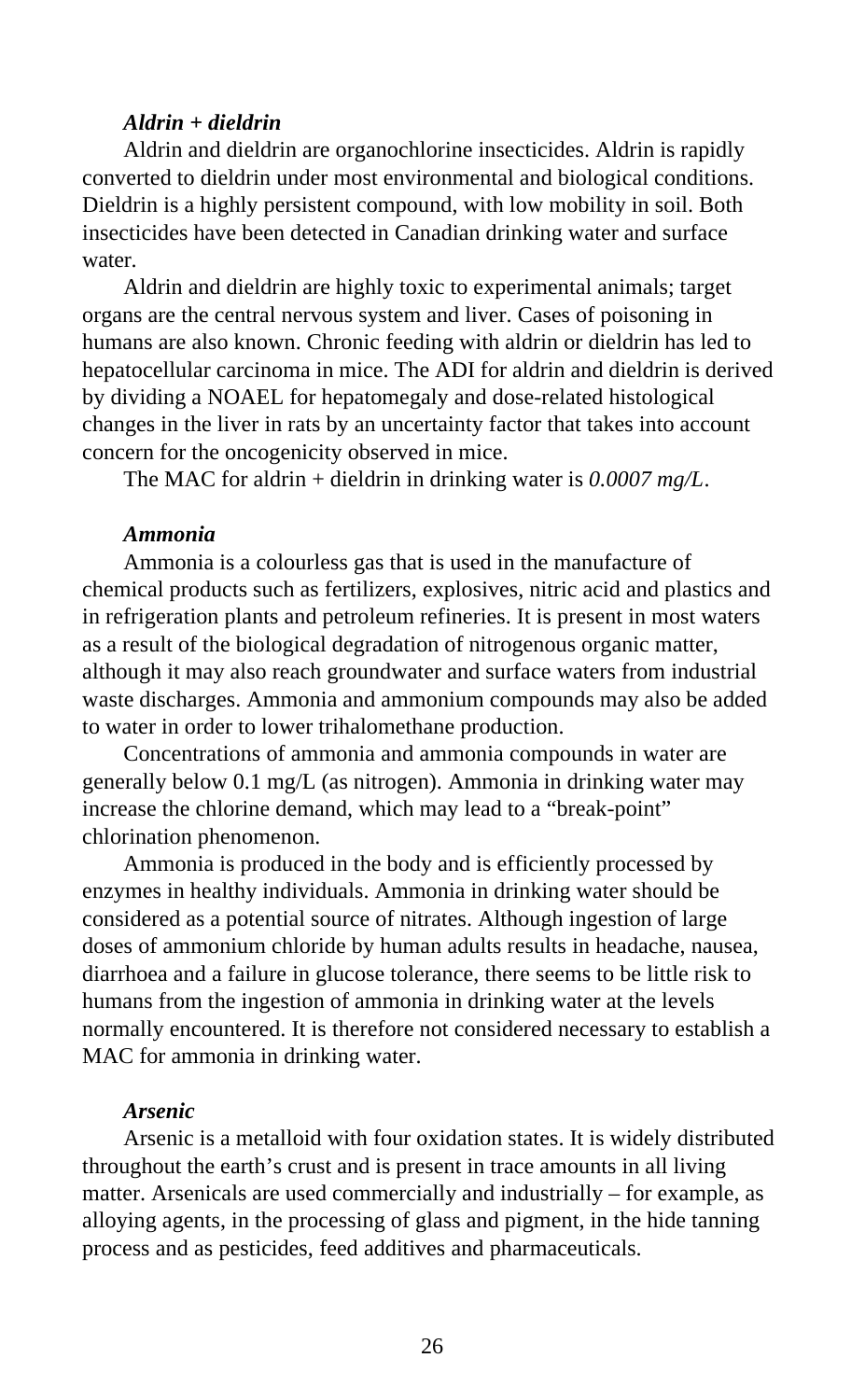### *Aldrin + dieldrin*

Aldrin and dieldrin are organochlorine insecticides. Aldrin is rapidly converted to dieldrin under most environmental and biological conditions. Dieldrin is a highly persistent compound, with low mobility in soil. Both insecticides have been detected in Canadian drinking water and surface water.

Aldrin and dieldrin are highly toxic to experimental animals; target organs are the central nervous system and liver. Cases of poisoning in humans are also known. Chronic feeding with aldrin or dieldrin has led to hepatocellular carcinoma in mice. The ADI for aldrin and dieldrin is derived by dividing a NOAEL for hepatomegaly and dose-related histological changes in the liver in rats by an uncertainty factor that takes into account concern for the oncogenicity observed in mice.

The MAC for aldrin + dieldrin in drinking water is *0.0007 mg/L*.

### *Ammonia*

Ammonia is a colourless gas that is used in the manufacture of chemical products such as fertilizers, explosives, nitric acid and plastics and in refrigeration plants and petroleum refineries. It is present in most waters as a result of the biological degradation of nitrogenous organic matter, although it may also reach groundwater and surface waters from industrial waste discharges. Ammonia and ammonium compounds may also be added to water in order to lower trihalomethane production.

Concentrations of ammonia and ammonia compounds in water are generally below 0.1 mg/L (as nitrogen). Ammonia in drinking water may increase the chlorine demand, which may lead to a “break-point” chlorination phenomenon.

Ammonia is produced in the body and is efficiently processed by enzymes in healthy individuals. Ammonia in drinking water should be considered as a potential source of nitrates. Although ingestion of large doses of ammonium chloride by human adults results in headache, nausea, diarrhoea and a failure in glucose tolerance, there seems to be little risk to humans from the ingestion of ammonia in drinking water at the levels normally encountered. It is therefore not considered necessary to establish a MAC for ammonia in drinking water.

### *Arsenic*

Arsenic is a metalloid with four oxidation states. It is widely distributed throughout the earth’s crust and is present in trace amounts in all living matter. Arsenicals are used commercially and industrially – for example, as alloying agents, in the processing of glass and pigment, in the hide tanning process and as pesticides, feed additives and pharmaceuticals.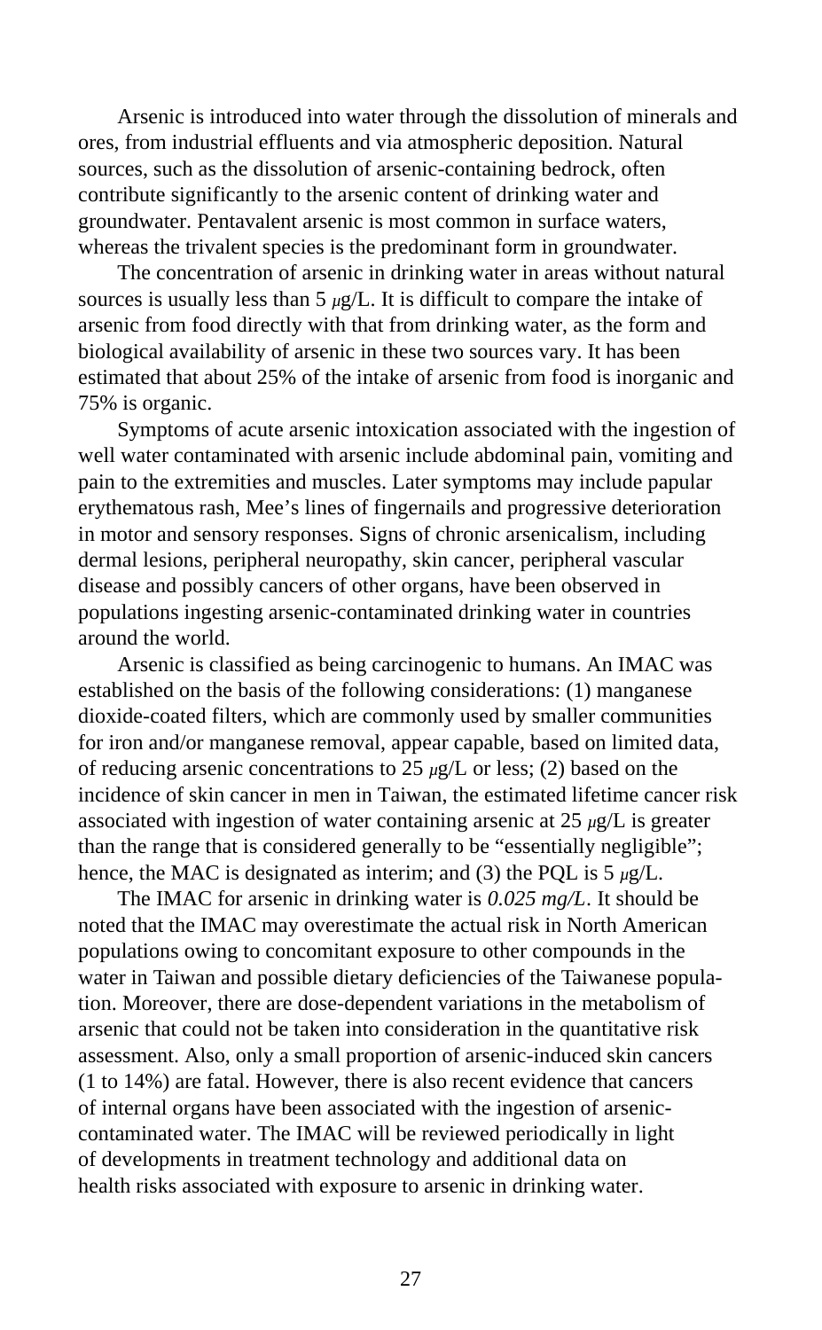Arsenic is introduced into water through the dissolution of minerals and ores, from industrial effluents and via atmospheric deposition. Natural sources, such as the dissolution of arsenic-containing bedrock, often contribute significantly to the arsenic content of drinking water and groundwater. Pentavalent arsenic is most common in surface waters, whereas the trivalent species is the predominant form in groundwater.

The concentration of arsenic in drinking water in areas without natural sources is usually less than 5 $\mu$g/L. It is difficult to compare the intake of arsenic from food directly with that from drinking water, as the form and biological availability of arsenic in these two sources vary. It has been estimated that about 25% of the intake of arsenic from food is inorganic and 75% is organic.

Symptoms of acute arsenic intoxication associated with the ingestion of well water contaminated with arsenic include abdominal pain, vomiting and pain to the extremities and muscles. Later symptoms may include papular erythematous rash, Mee's lines of fingernails and progressive deterioration in motor and sensory responses. Signs of chronic arsenicalism, including dermal lesions, peripheral neuropathy, skin cancer, peripheral vascular disease and possibly cancers of other organs, have been observed in populations ingesting arsenic-contaminated drinking water in countries around the world.

Arsenic is classified as being carcinogenic to humans. An IMAC was established on the basis of the following considerations: (1) manganese dioxide-coated filters, which are commonly used by smaller communities for iron and/or manganese removal, appear capable, based on limited data, of reducing arsenic concentrations to 25 $\mu$g/L or less; (2) based on the incidence of skin cancer in men in Taiwan, the estimated lifetime cancer risk associated with ingestion of water containing arsenic at 25 $\mu$g/L is greater than the range that is considered generally to be "essentially negligible"; hence, the MAC is designated as interim; and (3) the PQL is 5 $\mu$g/L.

The IMAC for arsenic in drinking water is *0.025 mg/L*. It should be noted that the IMAC may overestimate the actual risk in North American populations owing to concomitant exposure to other compounds in the water in Taiwan and possible dietary deficiencies of the Taiwanese population. Moreover, there are dose-dependent variations in the metabolism of arsenic that could not be taken into consideration in the quantitative risk assessment. Also, only a small proportion of arsenic-induced skin cancers (1 to 14%) are fatal. However, there is also recent evidence that cancers of internal organs have been associated with the ingestion of arsenic-contaminated water. The IMAC will be reviewed periodically in light of developments in treatment technology and additional data on health risks associated with exposure to arsenic in drinking water.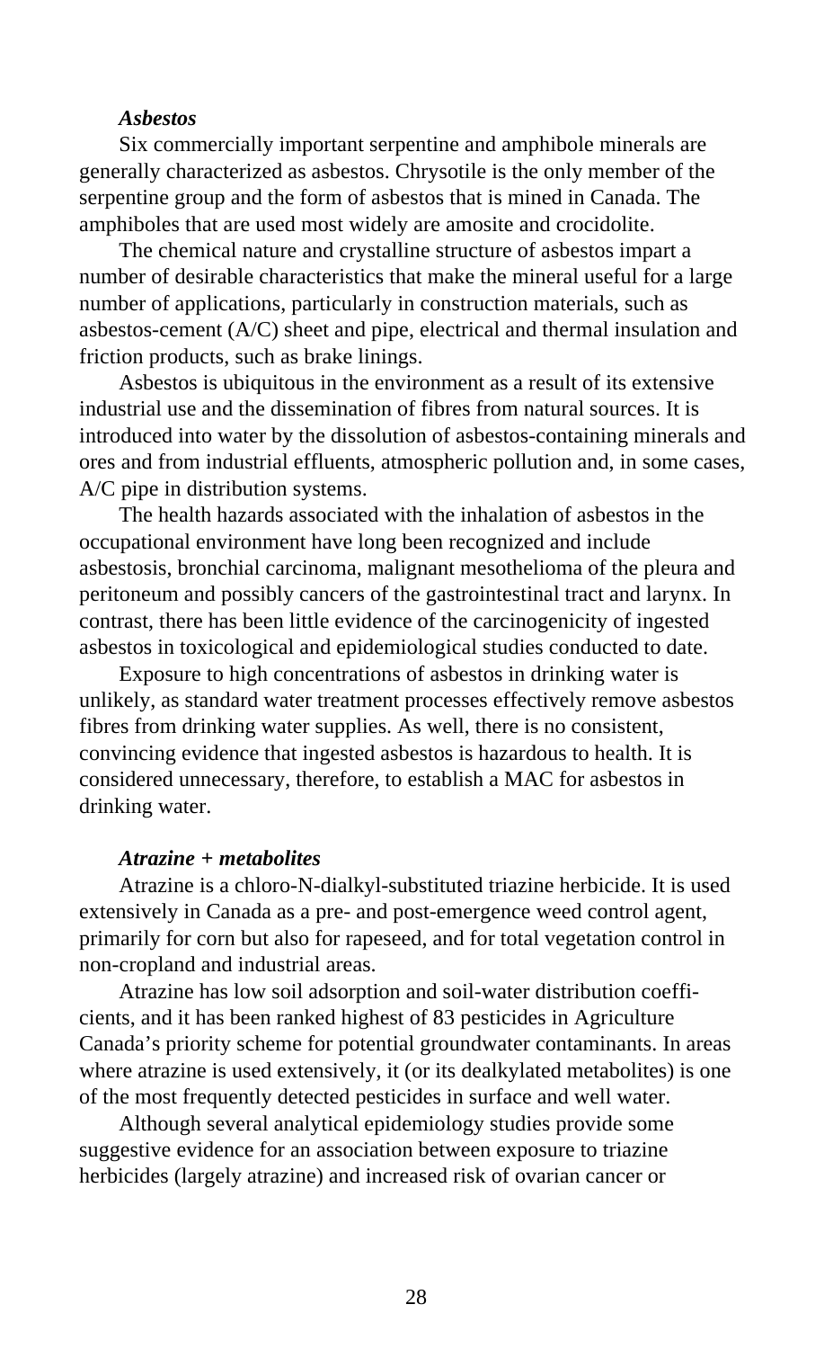### *Asbestos*

Six commercially important serpentine and amphibole minerals are generally characterized as asbestos. Chrysotile is the only member of the serpentine group and the form of asbestos that is mined in Canada. The amphiboles that are used most widely are amosite and crocidolite.

The chemical nature and crystalline structure of asbestos impart a number of desirable characteristics that make the mineral useful for a large number of applications, particularly in construction materials, such as asbestos-cement (A/C) sheet and pipe, electrical and thermal insulation and friction products, such as brake linings.

Asbestos is ubiquitous in the environment as a result of its extensive industrial use and the dissemination of fibres from natural sources. It is introduced into water by the dissolution of asbestos-containing minerals and ores and from industrial effluents, atmospheric pollution and, in some cases, A/C pipe in distribution systems.

The health hazards associated with the inhalation of asbestos in the occupational environment have long been recognized and include asbestosis, bronchial carcinoma, malignant mesothelioma of the pleura and peritoneum and possibly cancers of the gastrointestinal tract and larynx. In contrast, there has been little evidence of the carcinogenicity of ingested asbestos in toxicological and epidemiological studies conducted to date.

Exposure to high concentrations of asbestos in drinking water is unlikely, as standard water treatment processes effectively remove asbestos fibres from drinking water supplies. As well, there is no consistent, convincing evidence that ingested asbestos is hazardous to health. It is considered unnecessary, therefore, to establish a MAC for asbestos in drinking water.

### *Atrazine + metabolites*

Atrazine is a chloro-N-dialkyl-substituted triazine herbicide. It is used extensively in Canada as a pre- and post-emergence weed control agent, primarily for corn but also for rapeseed, and for total vegetation control in non-cropland and industrial areas.

Atrazine has low soil adsorption and soil-water distribution coefficients, and it has been ranked highest of 83 pesticides in Agriculture Canada's priority scheme for potential groundwater contaminants. In areas where atrazine is used extensively, it (or its dealkylated metabolites) is one of the most frequently detected pesticides in surface and well water.

Although several analytical epidemiology studies provide some suggestive evidence for an association between exposure to triazine herbicides (largely atrazine) and increased risk of ovarian cancer or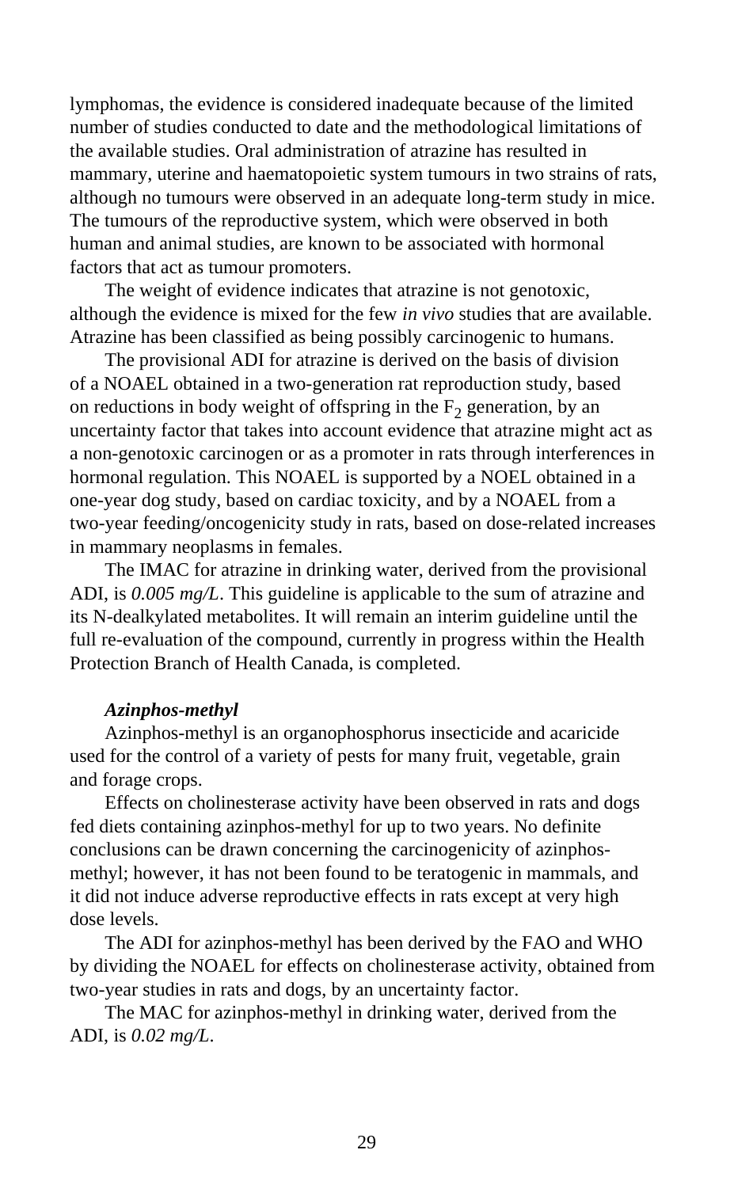lymphomas, the evidence is considered inadequate because of the limited number of studies conducted to date and the methodological limitations of the available studies. Oral administration of atrazine has resulted in mammary, uterine and haematopoietic system tumours in two strains of rats, although no tumours were observed in an adequate long-term study in mice. The tumours of the reproductive system, which were observed in both human and animal studies, are known to be associated with hormonal factors that act as tumour promoters.

The weight of evidence indicates that atrazine is not genotoxic, although the evidence is mixed for the few *in vivo* studies that are available. Atrazine has been classified as being possibly carcinogenic to humans.

The provisional ADI for atrazine is derived on the basis of division of a NOAEL obtained in a two-generation rat reproduction study, based on reductions in body weight of offspring in the $F_2$ generation, by an uncertainty factor that takes into account evidence that atrazine might act as a non-genotoxic carcinogen or as a promoter in rats through interferences in hormonal regulation. This NOAEL is supported by a NOEL obtained in a one-year dog study, based on cardiac toxicity, and by a NOAEL from a two-year feeding/oncogenicity study in rats, based on dose-related increases in mammary neoplasms in females.

The IMAC for atrazine in drinking water, derived from the provisional ADI, is *0.005 mg/L*. This guideline is applicable to the sum of atrazine and its N-dealkylated metabolites. It will remain an interim guideline until the full re-evaluation of the compound, currently in progress within the Health Protection Branch of Health Canada, is completed.

***Azinphos-methyl***

Azinphos-methyl is an organophosphorus insecticide and acaricide used for the control of a variety of pests for many fruit, vegetable, grain and forage crops.

Effects on cholinesterase activity have been observed in rats and dogs fed diets containing azinphos-methyl for up to two years. No definite conclusions can be drawn concerning the carcinogenicity of azinphos-methyl; however, it has not been found to be teratogenic in mammals, and it did not induce adverse reproductive effects in rats except at very high dose levels.

The ADI for azinphos-methyl has been derived by the FAO and WHO by dividing the NOAEL for effects on cholinesterase activity, obtained from two-year studies in rats and dogs, by an uncertainty factor.

The MAC for azinphos-methyl in drinking water, derived from the ADI, is *0.02 mg/L*.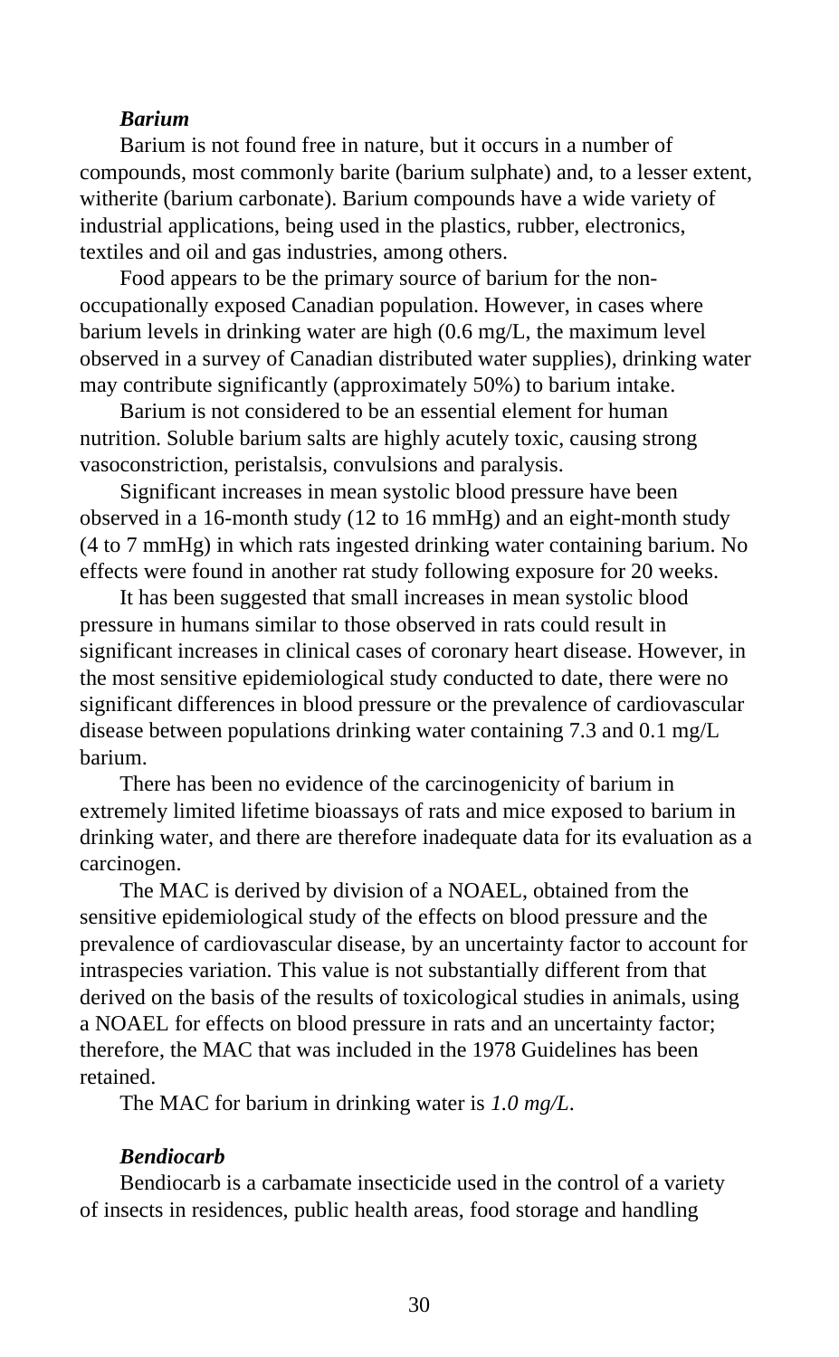### *Barium*

Barium is not found free in nature, but it occurs in a number of compounds, most commonly barite (barium sulphate) and, to a lesser extent, witherite (barium carbonate). Barium compounds have a wide variety of industrial applications, being used in the plastics, rubber, electronics, textiles and oil and gas industries, among others.

Food appears to be the primary source of barium for the non-occupationally exposed Canadian population. However, in cases where barium levels in drinking water are high (0.6 mg/L, the maximum level observed in a survey of Canadian distributed water supplies), drinking water may contribute significantly (approximately 50%) to barium intake.

Barium is not considered to be an essential element for human nutrition. Soluble barium salts are highly acutely toxic, causing strong vasoconstriction, peristalsis, convulsions and paralysis.

Significant increases in mean systolic blood pressure have been observed in a 16-month study (12 to 16 mmHg) and an eight-month study (4 to 7 mmHg) in which rats ingested drinking water containing barium. No effects were found in another rat study following exposure for 20 weeks.

It has been suggested that small increases in mean systolic blood pressure in humans similar to those observed in rats could result in significant increases in clinical cases of coronary heart disease. However, in the most sensitive epidemiological study conducted to date, there were no significant differences in blood pressure or the prevalence of cardiovascular disease between populations drinking water containing 7.3 and 0.1 mg/L barium.

There has been no evidence of the carcinogenicity of barium in extremely limited lifetime bioassays of rats and mice exposed to barium in drinking water, and there are therefore inadequate data for its evaluation as a carcinogen.

The MAC is derived by division of a NOAEL, obtained from the sensitive epidemiological study of the effects on blood pressure and the prevalence of cardiovascular disease, by an uncertainty factor to account for intraspecies variation. This value is not substantially different from that derived on the basis of the results of toxicological studies in animals, using a NOAEL for effects on blood pressure in rats and an uncertainty factor; therefore, the MAC that was included in the 1978 Guidelines has been retained.

The MAC for barium in drinking water is *1.0 mg/L*.

### *Bendiocarb*

Bendiocarb is a carbamate insecticide used in the control of a variety of insects in residences, public health areas, food storage and handling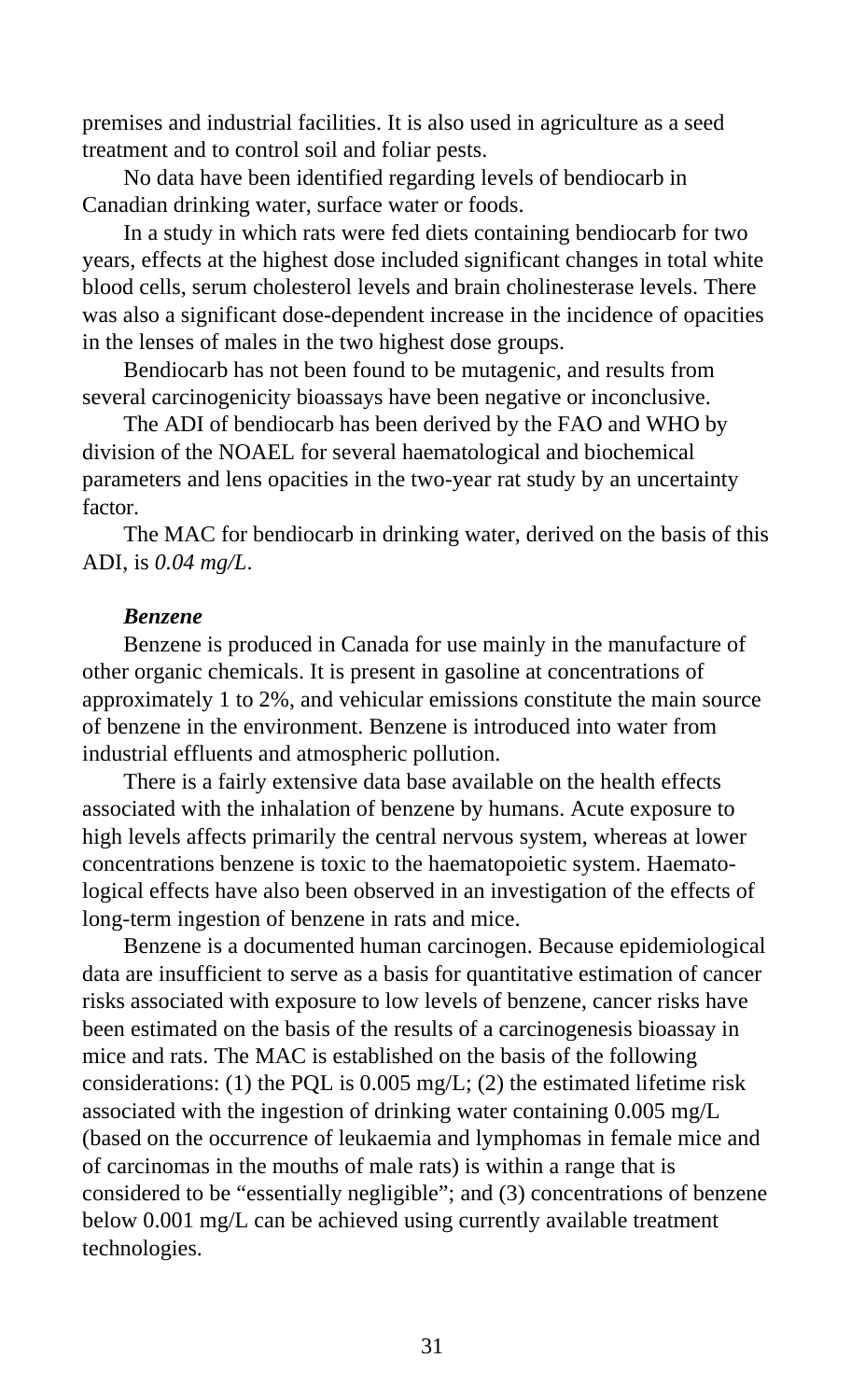premises and industrial facilities. It is also used in agriculture as a seed treatment and to control soil and foliar pests.

No data have been identified regarding levels of bendiocarb in Canadian drinking water, surface water or foods.

In a study in which rats were fed diets containing bendiocarb for two years, effects at the highest dose included significant changes in total white blood cells, serum cholesterol levels and brain cholinesterase levels. There was also a significant dose-dependent increase in the incidence of opacities in the lenses of males in the two highest dose groups.

Bendiocarb has not been found to be mutagenic, and results from several carcinogenicity bioassays have been negative or inconclusive.

The ADI of bendiocarb has been derived by the FAO and WHO by division of the NOAEL for several haematological and biochemical parameters and lens opacities in the two-year rat study by an uncertainty factor.

The MAC for bendiocarb in drinking water, derived on the basis of this ADI, is *0.04 mg/L*.

***Benzene***

Benzene is produced in Canada for use mainly in the manufacture of other organic chemicals. It is present in gasoline at concentrations of approximately 1 to 2%, and vehicular emissions constitute the main source of benzene in the environment. Benzene is introduced into water from industrial effluents and atmospheric pollution.

There is a fairly extensive data base available on the health effects associated with the inhalation of benzene by humans. Acute exposure to high levels affects primarily the central nervous system, whereas at lower concentrations benzene is toxic to the haematopoietic system. Haematological effects have also been observed in an investigation of the effects of long-term ingestion of benzene in rats and mice.

Benzene is a documented human carcinogen. Because epidemiological data are insufficient to serve as a basis for quantitative estimation of cancer risks associated with exposure to low levels of benzene, cancer risks have been estimated on the basis of the results of a carcinogenesis bioassay in mice and rats. The MAC is established on the basis of the following considerations: (1) the PQL is 0.005 mg/L; (2) the estimated lifetime risk associated with the ingestion of drinking water containing 0.005 mg/L (based on the occurrence of leukaemia and lymphomas in female mice and of carcinomas in the mouths of male rats) is within a range that is considered to be “essentially negligible”; and (3) concentrations of benzene below 0.001 mg/L can be achieved using currently available treatment technologies.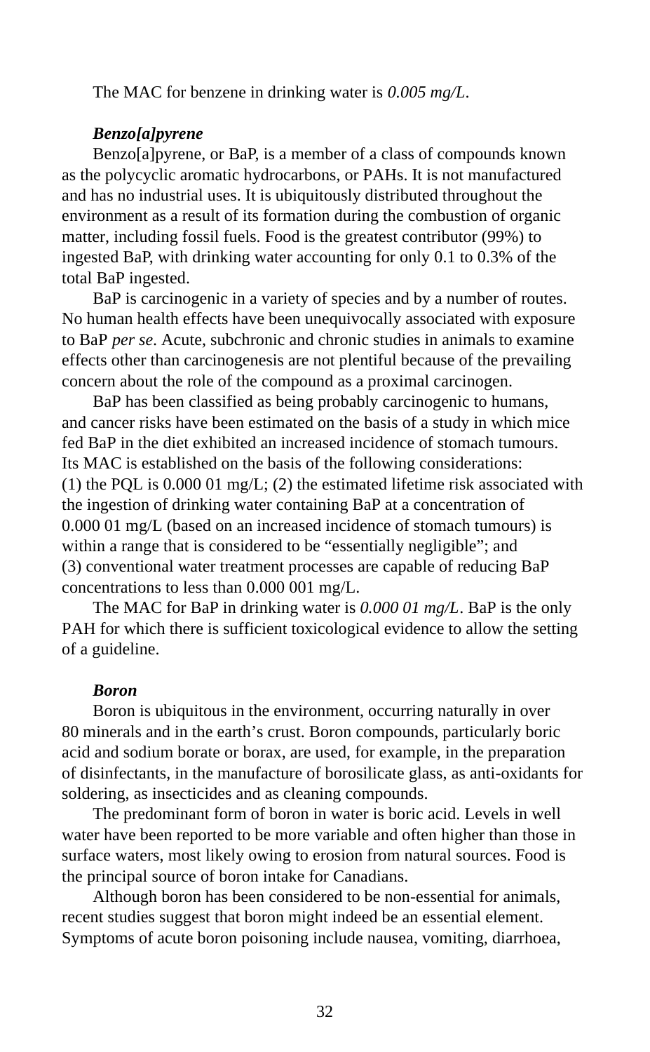The MAC for benzene in drinking water is *0.005 mg/L*.

***Benzo[a]pyrene***

Benzo[a]pyrene, or BaP, is a member of a class of compounds known as the polycyclic aromatic hydrocarbons, or PAHs. It is not manufactured and has no industrial uses. It is ubiquitously distributed throughout the environment as a result of its formation during the combustion of organic matter, including fossil fuels. Food is the greatest contributor (99%) to ingested BaP, with drinking water accounting for only 0.1 to 0.3% of the total BaP ingested.

BaP is carcinogenic in a variety of species and by a number of routes. No human health effects have been unequivocally associated with exposure to BaP *per se*. Acute, subchronic and chronic studies in animals to examine effects other than carcinogenesis are not plentiful because of the prevailing concern about the role of the compound as a proximal carcinogen.

BaP has been classified as being probably carcinogenic to humans, and cancer risks have been estimated on the basis of a study in which mice fed BaP in the diet exhibited an increased incidence of stomach tumours. Its MAC is established on the basis of the following considerations: (1) the PQL is 0.000 01 mg/L; (2) the estimated lifetime risk associated with the ingestion of drinking water containing BaP at a concentration of 0.000 01 mg/L (based on an increased incidence of stomach tumours) is within a range that is considered to be "essentially negligible"; and (3) conventional water treatment processes are capable of reducing BaP concentrations to less than 0.000 001 mg/L.

The MAC for BaP in drinking water is *0.000 01 mg/L*. BaP is the only PAH for which there is sufficient toxicological evidence to allow the setting of a guideline.

***Boron***

Boron is ubiquitous in the environment, occurring naturally in over 80 minerals and in the earth's crust. Boron compounds, particularly boric acid and sodium borate or borax, are used, for example, in the preparation of disinfectants, in the manufacture of borosilicate glass, as anti-oxidants for soldering, as insecticides and as cleaning compounds.

The predominant form of boron in water is boric acid. Levels in well water have been reported to be more variable and often higher than those in surface waters, most likely owing to erosion from natural sources. Food is the principal source of boron intake for Canadians.

Although boron has been considered to be non-essential for animals, recent studies suggest that boron might indeed be an essential element. Symptoms of acute boron poisoning include nausea, vomiting, diarrhoea,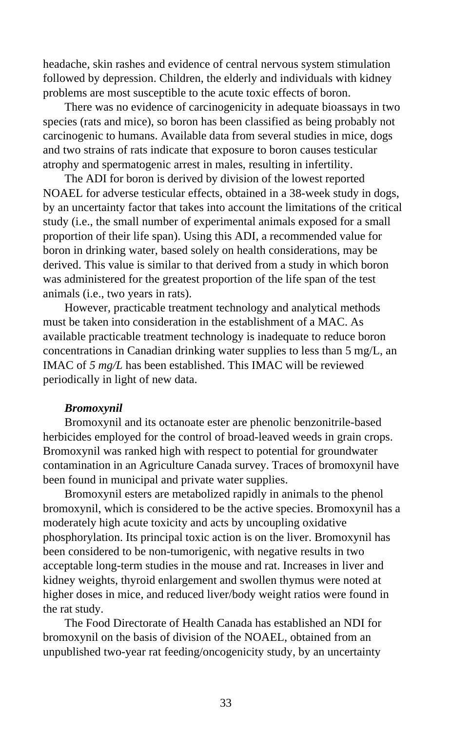headache, skin rashes and evidence of central nervous system stimulation followed by depression. Children, the elderly and individuals with kidney problems are most susceptible to the acute toxic effects of boron.

There was no evidence of carcinogenicity in adequate bioassays in two species (rats and mice), so boron has been classified as being probably not carcinogenic to humans. Available data from several studies in mice, dogs and two strains of rats indicate that exposure to boron causes testicular atrophy and spermatogenic arrest in males, resulting in infertility.

The ADI for boron is derived by division of the lowest reported NOAEL for adverse testicular effects, obtained in a 38-week study in dogs, by an uncertainty factor that takes into account the limitations of the critical study (i.e., the small number of experimental animals exposed for a small proportion of their life span). Using this ADI, a recommended value for boron in drinking water, based solely on health considerations, may be derived. This value is similar to that derived from a study in which boron was administered for the greatest proportion of the life span of the test animals (i.e., two years in rats).

However, practicable treatment technology and analytical methods must be taken into consideration in the establishment of a MAC. As available practicable treatment technology is inadequate to reduce boron concentrations in Canadian drinking water supplies to less than 5 mg/L, an IMAC of *5 mg/L* has been established. This IMAC will be reviewed periodically in light of new data.

***Bromoxynil***

Bromoxynil and its octanoate ester are phenolic benzonitrile-based herbicides employed for the control of broad-leaved weeds in grain crops. Bromoxynil was ranked high with respect to potential for groundwater contamination in an Agriculture Canada survey. Traces of bromoxynil have been found in municipal and private water supplies.

Bromoxynil esters are metabolized rapidly in animals to the phenol bromoxynil, which is considered to be the active species. Bromoxynil has a moderately high acute toxicity and acts by uncoupling oxidative phosphorylation. Its principal toxic action is on the liver. Bromoxynil has been considered to be non-tumorigenic, with negative results in two acceptable long-term studies in the mouse and rat. Increases in liver and kidney weights, thyroid enlargement and swollen thymus were noted at higher doses in mice, and reduced liver/body weight ratios were found in the rat study.

The Food Directorate of Health Canada has established an NDI for bromoxynil on the basis of division of the NOAEL, obtained from an unpublished two-year rat feeding/oncogenicity study, by an uncertainty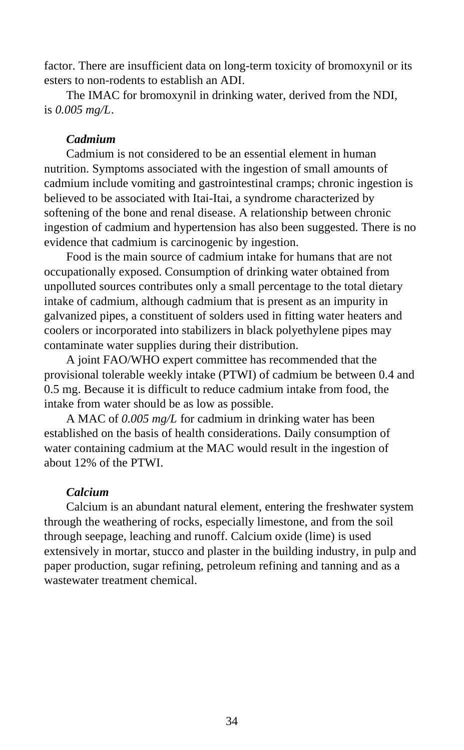factor. There are insufficient data on long-term toxicity of bromoxynil or its esters to non-rodents to establish an ADI.

The IMAC for bromoxynil in drinking water, derived from the NDI, is *0.005 mg/L*.

***Cadmium***

Cadmium is not considered to be an essential element in human nutrition. Symptoms associated with the ingestion of small amounts of cadmium include vomiting and gastrointestinal cramps; chronic ingestion is believed to be associated with Itai-Itai, a syndrome characterized by softening of the bone and renal disease. A relationship between chronic ingestion of cadmium and hypertension has also been suggested. There is no evidence that cadmium is carcinogenic by ingestion.

Food is the main source of cadmium intake for humans that are not occupationally exposed. Consumption of drinking water obtained from unpolluted sources contributes only a small percentage to the total dietary intake of cadmium, although cadmium that is present as an impurity in galvanized pipes, a constituent of solders used in fitting water heaters and coolers or incorporated into stabilizers in black polyethylene pipes may contaminate water supplies during their distribution.

A joint FAO/WHO expert committee has recommended that the provisional tolerable weekly intake (PTWI) of cadmium be between 0.4 and 0.5 mg. Because it is difficult to reduce cadmium intake from food, the intake from water should be as low as possible.

A MAC of *0.005 mg/L* for cadmium in drinking water has been established on the basis of health considerations. Daily consumption of water containing cadmium at the MAC would result in the ingestion of about 12% of the PTWI.

***Calcium***

Calcium is an abundant natural element, entering the freshwater system through the weathering of rocks, especially limestone, and from the soil through seepage, leaching and runoff. Calcium oxide (lime) is used extensively in mortar, stucco and plaster in the building industry, in pulp and paper production, sugar refining, petroleum refining and tanning and as a wastewater treatment chemical.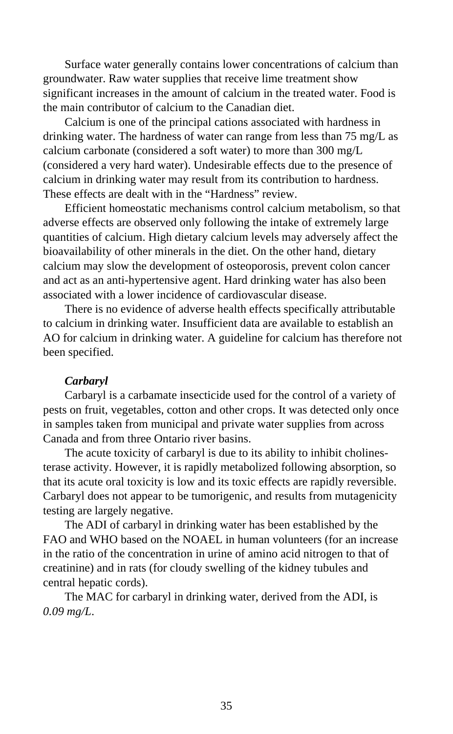Surface water generally contains lower concentrations of calcium than groundwater. Raw water supplies that receive lime treatment show significant increases in the amount of calcium in the treated water. Food is the main contributor of calcium to the Canadian diet.

Calcium is one of the principal cations associated with hardness in drinking water. The hardness of water can range from less than 75 mg/L as calcium carbonate (considered a soft water) to more than 300 mg/L (considered a very hard water). Undesirable effects due to the presence of calcium in drinking water may result from its contribution to hardness. These effects are dealt with in the “Hardness” review.

Efficient homeostatic mechanisms control calcium metabolism, so that adverse effects are observed only following the intake of extremely large quantities of calcium. High dietary calcium levels may adversely affect the bioavailability of other minerals in the diet. On the other hand, dietary calcium may slow the development of osteoporosis, prevent colon cancer and act as an anti-hypertensive agent. Hard drinking water has also been associated with a lower incidence of cardiovascular disease.

There is no evidence of adverse health effects specifically attributable to calcium in drinking water. Insufficient data are available to establish an AO for calcium in drinking water. A guideline for calcium has therefore not been specified.

***Carbaryl***

Carbaryl is a carbamate insecticide used for the control of a variety of pests on fruit, vegetables, cotton and other crops. It was detected only once in samples taken from municipal and private water supplies from across Canada and from three Ontario river basins.

The acute toxicity of carbaryl is due to its ability to inhibit cholinesterase activity. However, it is rapidly metabolized following absorption, so that its acute oral toxicity is low and its toxic effects are rapidly reversible. Carbaryl does not appear to be tumorigenic, and results from mutagenicity testing are largely negative.

The ADI of carbaryl in drinking water has been established by the FAO and WHO based on the NOAEL in human volunteers (for an increase in the ratio of the concentration in urine of amino acid nitrogen to that of creatinine) and in rats (for cloudy swelling of the kidney tubules and central hepatic cords).

The MAC for carbaryl in drinking water, derived from the ADI, is *0.09 mg/L*.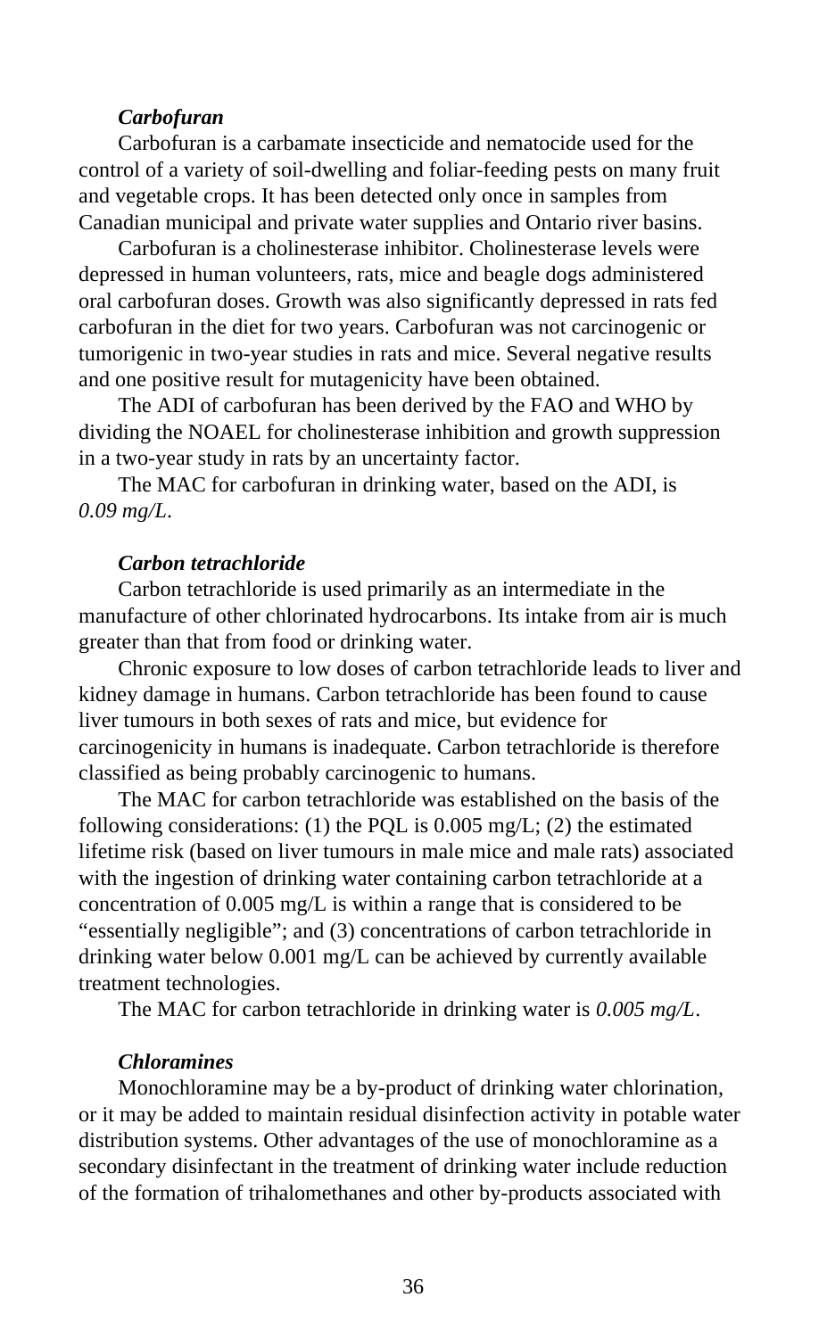***Carbofuran***

Carbofuran is a carbamate insecticide and nematocide used for the control of a variety of soil-dwelling and foliar-feeding pests on many fruit and vegetable crops. It has been detected only once in samples from Canadian municipal and private water supplies and Ontario river basins.

Carbofuran is a cholinesterase inhibitor. Cholinesterase levels were depressed in human volunteers, rats, mice and beagle dogs administered oral carbofuran doses. Growth was also significantly depressed in rats fed carbofuran in the diet for two years. Carbofuran was not carcinogenic or tumorigenic in two-year studies in rats and mice. Several negative results and one positive result for mutagenicity have been obtained.

The ADI of carbofuran has been derived by the FAO and WHO by dividing the NOAEL for cholinesterase inhibition and growth suppression in a two-year study in rats by an uncertainty factor.

The MAC for carbofuran in drinking water, based on the ADI, is *0.09 mg/L*.

***Carbon tetrachloride***

Carbon tetrachloride is used primarily as an intermediate in the manufacture of other chlorinated hydrocarbons. Its intake from air is much greater than that from food or drinking water.

Chronic exposure to low doses of carbon tetrachloride leads to liver and kidney damage in humans. Carbon tetrachloride has been found to cause liver tumours in both sexes of rats and mice, but evidence for carcinogenicity in humans is inadequate. Carbon tetrachloride is therefore classified as being probably carcinogenic to humans.

The MAC for carbon tetrachloride was established on the basis of the following considerations: (1) the PQL is 0.005 mg/L; (2) the estimated lifetime risk (based on liver tumours in male mice and male rats) associated with the ingestion of drinking water containing carbon tetrachloride at a concentration of 0.005 mg/L is within a range that is considered to be "essentially negligible"; and (3) concentrations of carbon tetrachloride in drinking water below 0.001 mg/L can be achieved by currently available treatment technologies.

The MAC for carbon tetrachloride in drinking water is *0.005 mg/L*.

***Chloramines***

Monochloramine may be a by-product of drinking water chlorination, or it may be added to maintain residual disinfection activity in potable water distribution systems. Other advantages of the use of monochloramine as a secondary disinfectant in the treatment of drinking water include reduction of the formation of trihalomethanes and other by-products associated with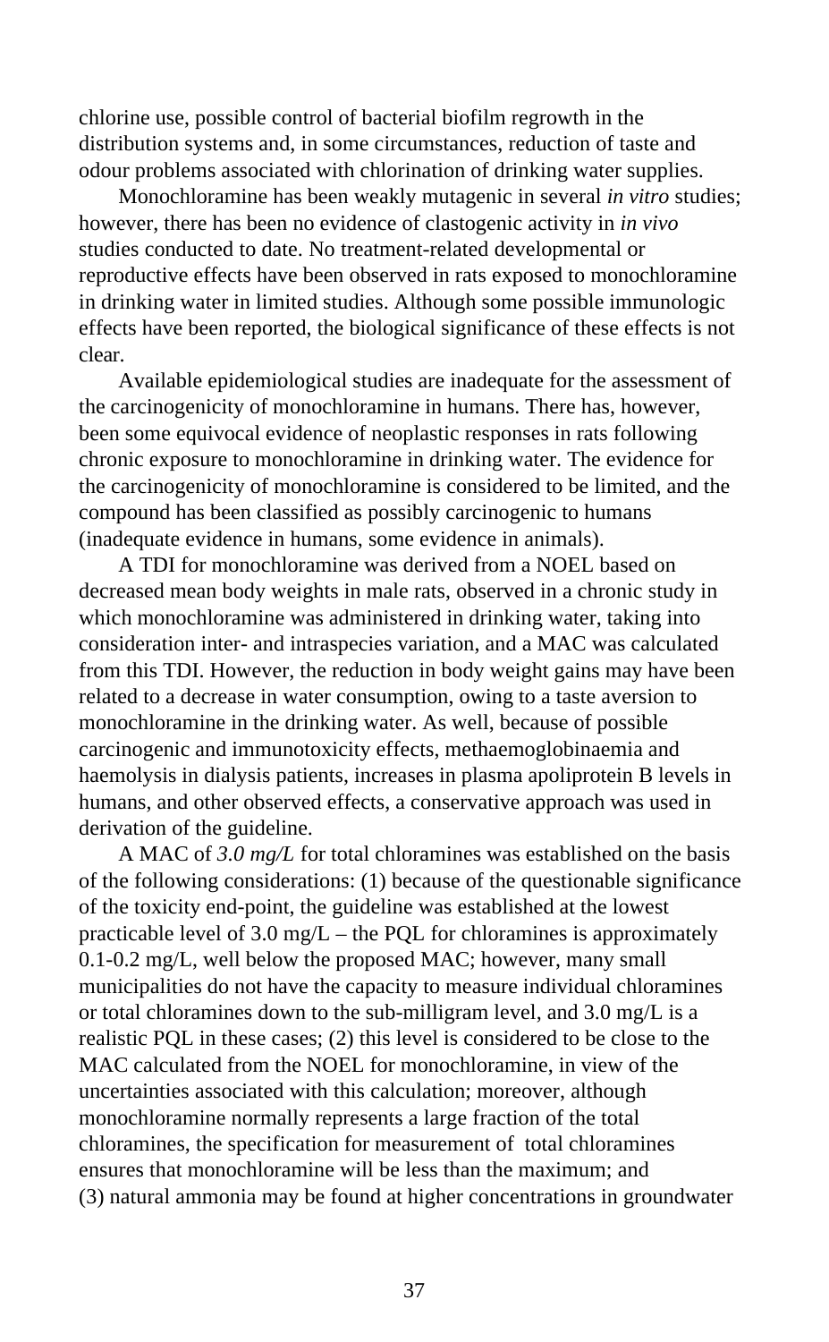chlorine use, possible control of bacterial biofilm regrowth in the distribution systems and, in some circumstances, reduction of taste and odour problems associated with chlorination of drinking water supplies.

Monochloramine has been weakly mutagenic in several *in vitro* studies; however, there has been no evidence of clastogenic activity in *in vivo* studies conducted to date. No treatment-related developmental or reproductive effects have been observed in rats exposed to monochloramine in drinking water in limited studies. Although some possible immunologic effects have been reported, the biological significance of these effects is not clear.

Available epidemiological studies are inadequate for the assessment of the carcinogenicity of monochloramine in humans. There has, however, been some equivocal evidence of neoplastic responses in rats following chronic exposure to monochloramine in drinking water. The evidence for the carcinogenicity of monochloramine is considered to be limited, and the compound has been classified as possibly carcinogenic to humans (inadequate evidence in humans, some evidence in animals).

A TDI for monochloramine was derived from a NOEL based on decreased mean body weights in male rats, observed in a chronic study in which monochloramine was administered in drinking water, taking into consideration inter- and intraspecies variation, and a MAC was calculated from this TDI. However, the reduction in body weight gains may have been related to a decrease in water consumption, owing to a taste aversion to monochloramine in the drinking water. As well, because of possible carcinogenic and immunotoxicity effects, methaemoglobinaemia and haemolysis in dialysis patients, increases in plasma apoliprotein B levels in humans, and other observed effects, a conservative approach was used in derivation of the guideline.

A MAC of *3.0 mg/L* for total chloramines was established on the basis of the following considerations: (1) because of the questionable significance of the toxicity end-point, the guideline was established at the lowest practicable level of 3.0 mg/L – the PQL for chloramines is approximately 0.1-0.2 mg/L, well below the proposed MAC; however, many small municipalities do not have the capacity to measure individual chloramines or total chloramines down to the sub-milligram level, and 3.0 mg/L is a realistic PQL in these cases; (2) this level is considered to be close to the MAC calculated from the NOEL for monochloramine, in view of the uncertainties associated with this calculation; moreover, although monochloramine normally represents a large fraction of the total chloramines, the specification for measurement of total chloramines ensures that monochloramine will be less than the maximum; and (3) natural ammonia may be found at higher concentrations in groundwater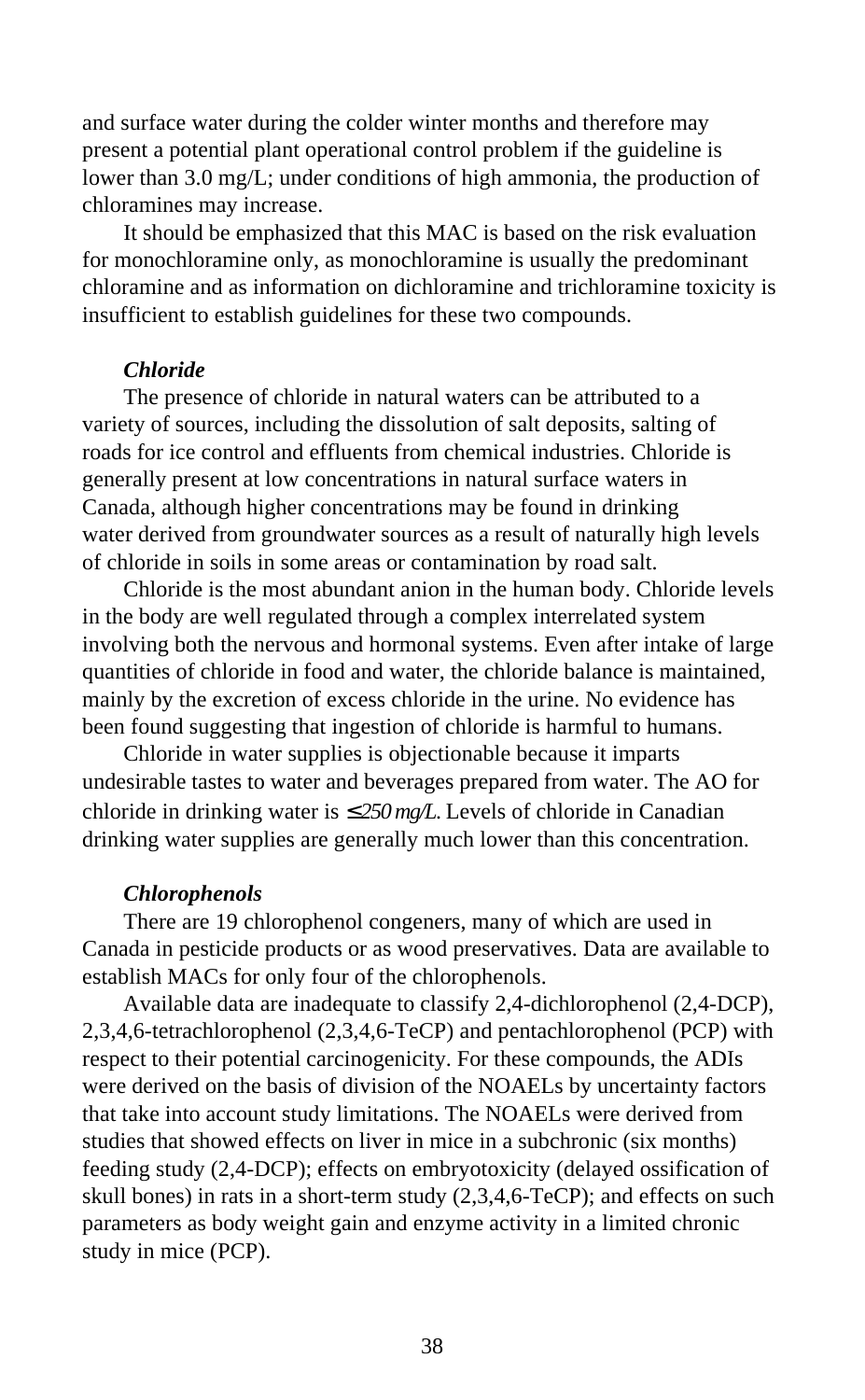and surface water during the colder winter months and therefore may present a potential plant operational control problem if the guideline is lower than 3.0 mg/L; under conditions of high ammonia, the production of chloramines may increase.

It should be emphasized that this MAC is based on the risk evaluation for monochloramine only, as monochloramine is usually the predominant chloramine and as information on dichloramine and trichloramine toxicity is insufficient to establish guidelines for these two compounds.

***Chloride***

The presence of chloride in natural waters can be attributed to a variety of sources, including the dissolution of salt deposits, salting of roads for ice control and effluents from chemical industries. Chloride is generally present at low concentrations in natural surface waters in Canada, although higher concentrations may be found in drinking water derived from groundwater sources as a result of naturally high levels of chloride in soils in some areas or contamination by road salt.

Chloride is the most abundant anion in the human body. Chloride levels in the body are well regulated through a complex interrelated system involving both the nervous and hormonal systems. Even after intake of large quantities of chloride in food and water, the chloride balance is maintained, mainly by the excretion of excess chloride in the urine. No evidence has been found suggesting that ingestion of chloride is harmful to humans.

Chloride in water supplies is objectionable because it imparts undesirable tastes to water and beverages prepared from water. The AO for chloride in drinking water is *≤250 mg/L.* Levels of chloride in Canadian drinking water supplies are generally much lower than this concentration.

***Chlorophenols***

There are 19 chlorophenol congeners, many of which are used in Canada in pesticide products or as wood preservatives. Data are available to establish MACs for only four of the chlorophenols.

Available data are inadequate to classify 2,4-dichlorophenol (2,4-DCP), 2,3,4,6-tetrachlorophenol (2,3,4,6-TeCP) and pentachlorophenol (PCP) with respect to their potential carcinogenicity. For these compounds, the ADIs were derived on the basis of division of the NOAELs by uncertainty factors that take into account study limitations. The NOAELs were derived from studies that showed effects on liver in mice in a subchronic (six months) feeding study (2,4-DCP); effects on embryotoxicity (delayed ossification of skull bones) in rats in a short-term study (2,3,4,6-TeCP); and effects on such parameters as body weight gain and enzyme activity in a limited chronic study in mice (PCP).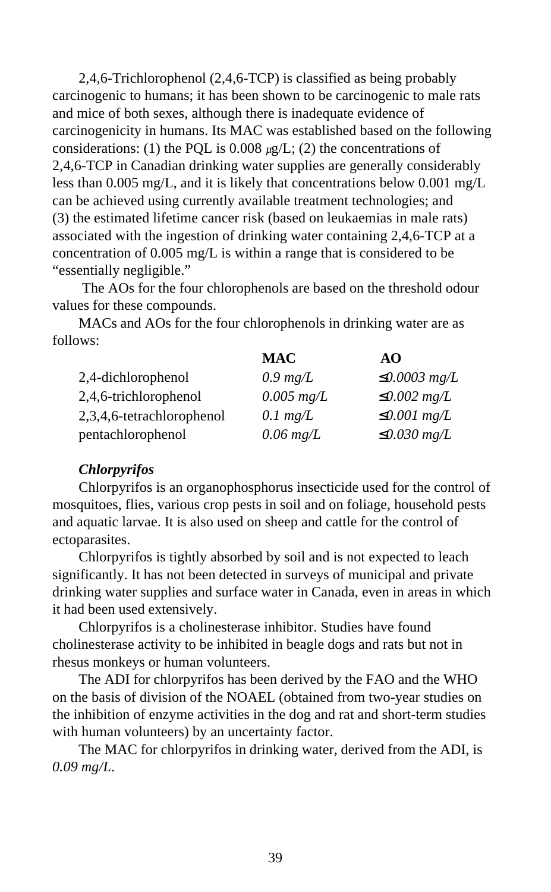2,4,6-Trichlorophenol (2,4,6-TCP) is classified as being probably carcinogenic to humans; it has been shown to be carcinogenic to male rats and mice of both sexes, although there is inadequate evidence of carcinogenicity in humans. Its MAC was established based on the following considerations: (1) the PQL is 0.008 μg/L; (2) the concentrations of 2,4,6-TCP in Canadian drinking water supplies are generally considerably less than 0.005 mg/L, and it is likely that concentrations below 0.001 mg/L can be achieved using currently available treatment technologies; and (3) the estimated lifetime cancer risk (based on leukaemias in male rats) associated with the ingestion of drinking water containing 2,4,6-TCP at a concentration of 0.005 mg/L is within a range that is considered to be "essentially negligible."

The AOs for the four chlorophenols are based on the threshold odour values for these compounds.

MACs and AOs for the four chlorophenols in drinking water are as follows:

| | **MAC** | **AO** |
|---|---|---|
| 2,4-dichlorophenol | *0.9 mg/L* | *≤0.0003 mg/L* |
| 2,4,6-trichlorophenol | *0.005 mg/L* | *≤0.002 mg/L* |
| 2,3,4,6-tetrachlorophenol | *0.1 mg/L* | *≤0.001 mg/L* |
| pentachlorophenol | *0.06 mg/L* | *≤0.030 mg/L* |

### *Chlorpyrifos*

Chlorpyrifos is an organophosphorus insecticide used for the control of mosquitoes, flies, various crop pests in soil and on foliage, household pests and aquatic larvae. It is also used on sheep and cattle for the control of ectoparasites.

Chlorpyrifos is tightly absorbed by soil and is not expected to leach significantly. It has not been detected in surveys of municipal and private drinking water supplies and surface water in Canada, even in areas in which it had been used extensively.

Chlorpyrifos is a cholinesterase inhibitor. Studies have found cholinesterase activity to be inhibited in beagle dogs and rats but not in rhesus monkeys or human volunteers.

The ADI for chlorpyrifos has been derived by the FAO and the WHO on the basis of division of the NOAEL (obtained from two-year studies on the inhibition of enzyme activities in the dog and rat and short-term studies with human volunteers) by an uncertainty factor.

The MAC for chlorpyrifos in drinking water, derived from the ADI, is *0.09 mg/L*.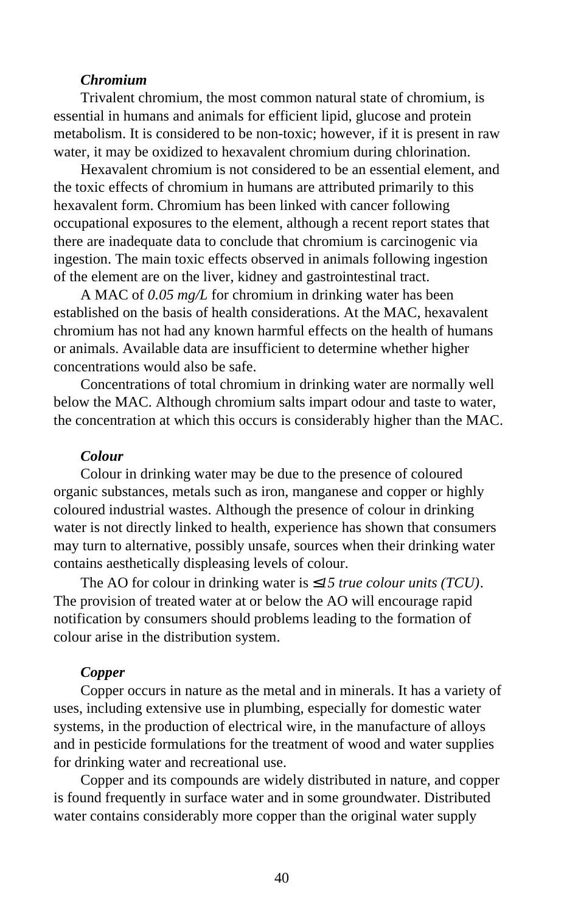### *Chromium*

Trivalent chromium, the most common natural state of chromium, is essential in humans and animals for efficient lipid, glucose and protein metabolism. It is considered to be non-toxic; however, if it is present in raw water, it may be oxidized to hexavalent chromium during chlorination.

Hexavalent chromium is not considered to be an essential element, and the toxic effects of chromium in humans are attributed primarily to this hexavalent form. Chromium has been linked with cancer following occupational exposures to the element, although a recent report states that there are inadequate data to conclude that chromium is carcinogenic via ingestion. The main toxic effects observed in animals following ingestion of the element are on the liver, kidney and gastrointestinal tract.

A MAC of *0.05 mg/L* for chromium in drinking water has been established on the basis of health considerations. At the MAC, hexavalent chromium has not had any known harmful effects on the health of humans or animals. Available data are insufficient to determine whether higher concentrations would also be safe.

Concentrations of total chromium in drinking water are normally well below the MAC. Although chromium salts impart odour and taste to water, the concentration at which this occurs is considerably higher than the MAC.

### *Colour*

Colour in drinking water may be due to the presence of coloured organic substances, metals such as iron, manganese and copper or highly coloured industrial wastes. Although the presence of colour in drinking water is not directly linked to health, experience has shown that consumers may turn to alternative, possibly unsafe, sources when their drinking water contains aesthetically displeasing levels of colour.

The AO for colour in drinking water is *≤15 true colour units (TCU)*. The provision of treated water at or below the AO will encourage rapid notification by consumers should problems leading to the formation of colour arise in the distribution system.

### *Copper*

Copper occurs in nature as the metal and in minerals. It has a variety of uses, including extensive use in plumbing, especially for domestic water systems, in the production of electrical wire, in the manufacture of alloys and in pesticide formulations for the treatment of wood and water supplies for drinking water and recreational use.

Copper and its compounds are widely distributed in nature, and copper is found frequently in surface water and in some groundwater. Distributed water contains considerably more copper than the original water supply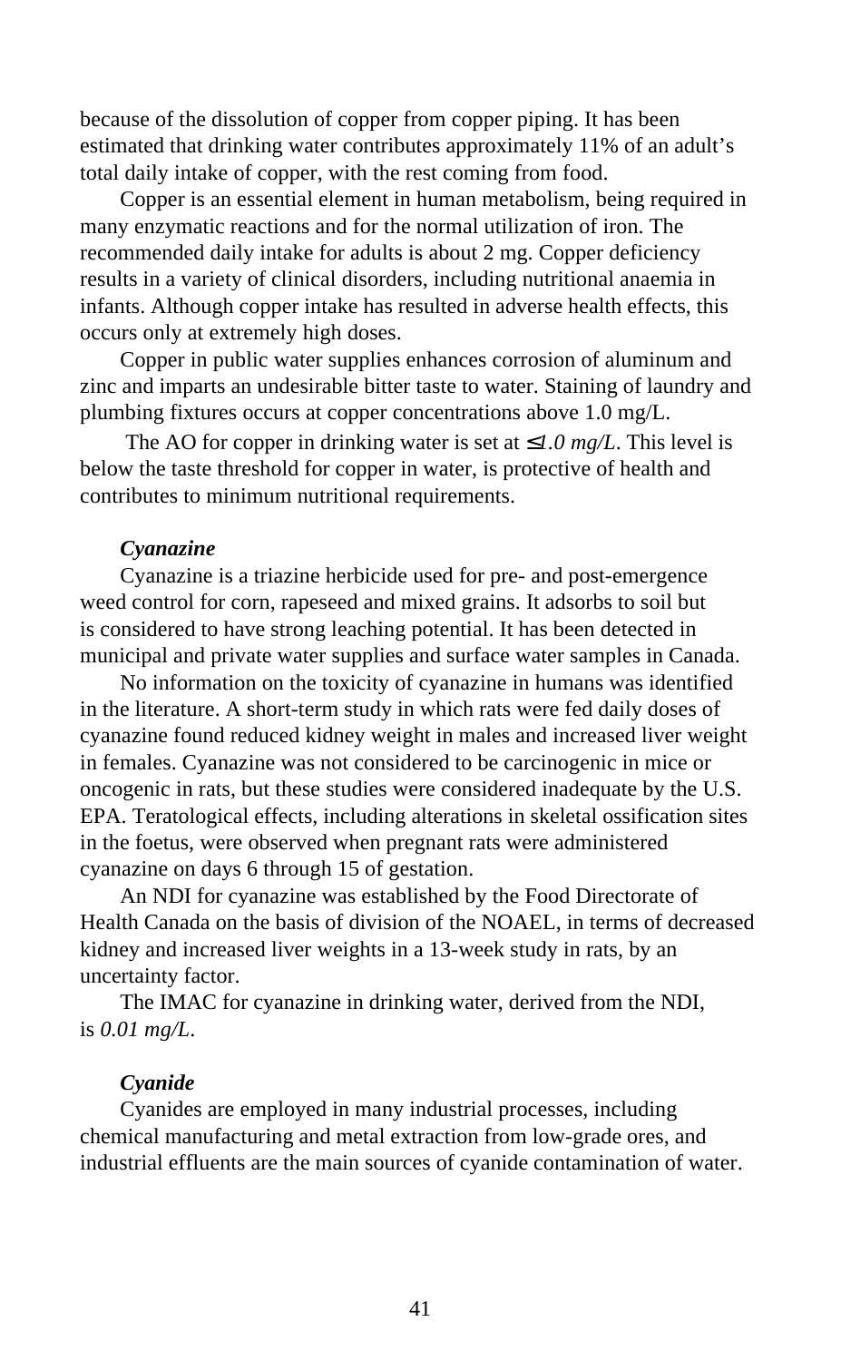because of the dissolution of copper from copper piping. It has been estimated that drinking water contributes approximately 11% of an adult's total daily intake of copper, with the rest coming from food.

Copper is an essential element in human metabolism, being required in many enzymatic reactions and for the normal utilization of iron. The recommended daily intake for adults is about 2 mg. Copper deficiency results in a variety of clinical disorders, including nutritional anaemia in infants. Although copper intake has resulted in adverse health effects, this occurs only at extremely high doses.

Copper in public water supplies enhances corrosion of aluminum and zinc and imparts an undesirable bitter taste to water. Staining of laundry and plumbing fixtures occurs at copper concentrations above 1.0 mg/L.

The AO for copper in drinking water is set at *≤1.0 mg/L*. This level is below the taste threshold for copper in water, is protective of health and contributes to minimum nutritional requirements.

***Cyanazine***

Cyanazine is a triazine herbicide used for pre- and post-emergence weed control for corn, rapeseed and mixed grains. It adsorbs to soil but is considered to have strong leaching potential. It has been detected in municipal and private water supplies and surface water samples in Canada.

No information on the toxicity of cyanazine in humans was identified in the literature. A short-term study in which rats were fed daily doses of cyanazine found reduced kidney weight in males and increased liver weight in females. Cyanazine was not considered to be carcinogenic in mice or oncogenic in rats, but these studies were considered inadequate by the U.S. EPA. Teratological effects, including alterations in skeletal ossification sites in the foetus, were observed when pregnant rats were administered cyanazine on days 6 through 15 of gestation.

An NDI for cyanazine was established by the Food Directorate of Health Canada on the basis of division of the NOAEL, in terms of decreased kidney and increased liver weights in a 13-week study in rats, by an uncertainty factor.

The IMAC for cyanazine in drinking water, derived from the NDI, is *0.01 mg/L*.

***Cyanide***

Cyanides are employed in many industrial processes, including chemical manufacturing and metal extraction from low-grade ores, and industrial effluents are the main sources of cyanide contamination of water.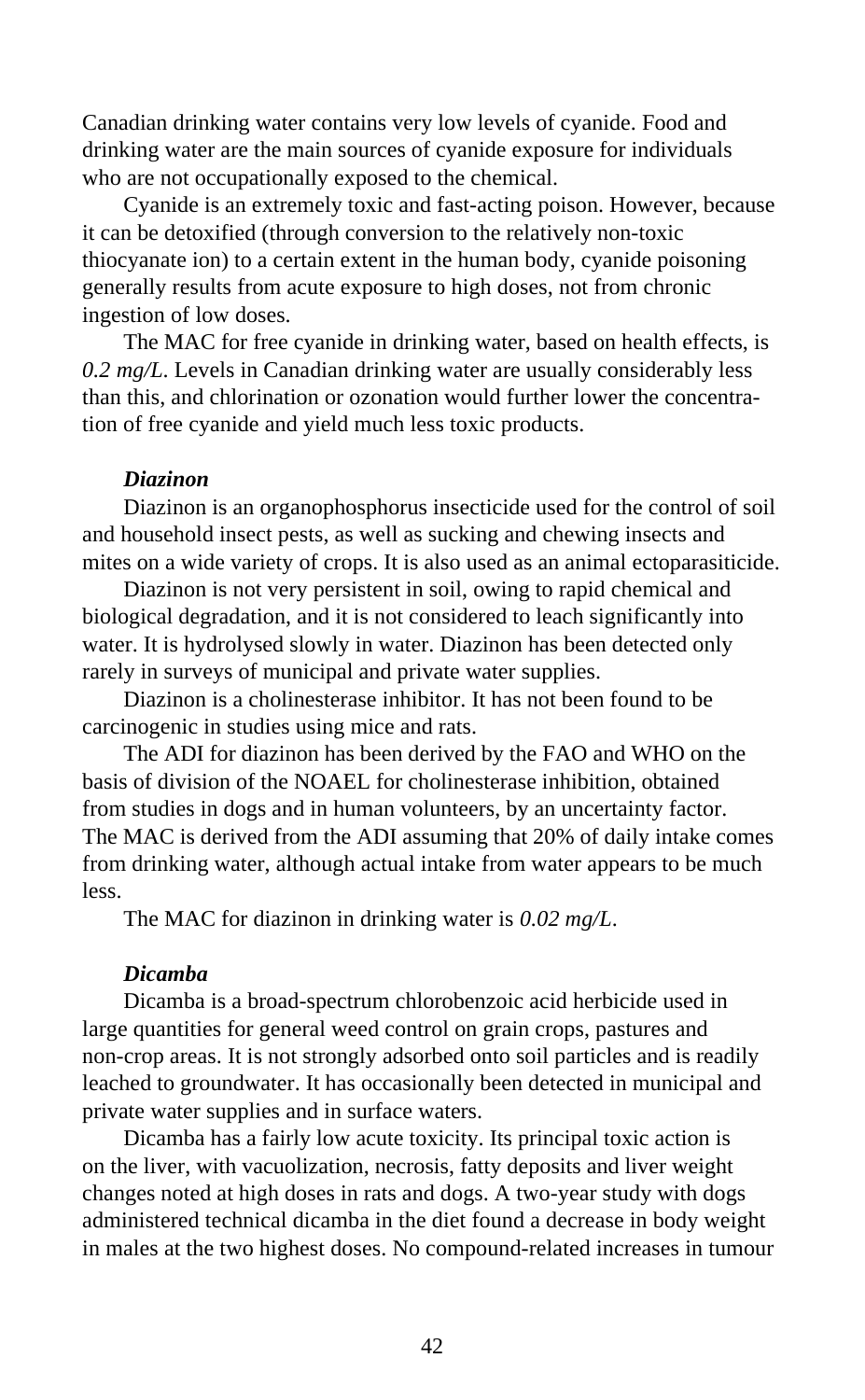Canadian drinking water contains very low levels of cyanide. Food and drinking water are the main sources of cyanide exposure for individuals who are not occupationally exposed to the chemical.

Cyanide is an extremely toxic and fast-acting poison. However, because it can be detoxified (through conversion to the relatively non-toxic thiocyanate ion) to a certain extent in the human body, cyanide poisoning generally results from acute exposure to high doses, not from chronic ingestion of low doses.

The MAC for free cyanide in drinking water, based on health effects, is *0.2 mg/L*. Levels in Canadian drinking water are usually considerably less than this, and chlorination or ozonation would further lower the concentration of free cyanide and yield much less toxic products.

### *Diazinon*

Diazinon is an organophosphorus insecticide used for the control of soil and household insect pests, as well as sucking and chewing insects and mites on a wide variety of crops. It is also used as an animal ectoparasiticide.

Diazinon is not very persistent in soil, owing to rapid chemical and biological degradation, and it is not considered to leach significantly into water. It is hydrolysed slowly in water. Diazinon has been detected only rarely in surveys of municipal and private water supplies.

Diazinon is a cholinesterase inhibitor. It has not been found to be carcinogenic in studies using mice and rats.

The ADI for diazinon has been derived by the FAO and WHO on the basis of division of the NOAEL for cholinesterase inhibition, obtained from studies in dogs and in human volunteers, by an uncertainty factor. The MAC is derived from the ADI assuming that 20% of daily intake comes from drinking water, although actual intake from water appears to be much less.

The MAC for diazinon in drinking water is *0.02 mg/L*.

### *Dicamba*

Dicamba is a broad-spectrum chlorobenzoic acid herbicide used in large quantities for general weed control on grain crops, pastures and non-crop areas. It is not strongly adsorbed onto soil particles and is readily leached to groundwater. It has occasionally been detected in municipal and private water supplies and in surface waters.

Dicamba has a fairly low acute toxicity. Its principal toxic action is on the liver, with vacuolization, necrosis, fatty deposits and liver weight changes noted at high doses in rats and dogs. A two-year study with dogs administered technical dicamba in the diet found a decrease in body weight in males at the two highest doses. No compound-related increases in tumour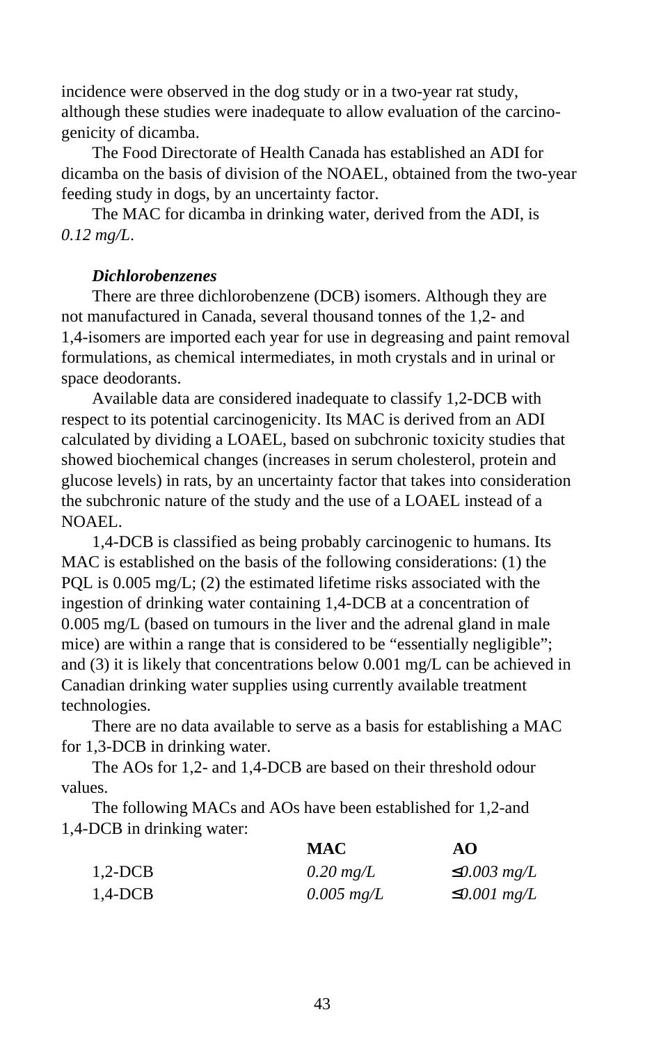incidence were observed in the dog study or in a two-year rat study, although these studies were inadequate to allow evaluation of the carcinogenicity of dicamba.

The Food Directorate of Health Canada has established an ADI for dicamba on the basis of division of the NOAEL, obtained from the two-year feeding study in dogs, by an uncertainty factor.

The MAC for dicamba in drinking water, derived from the ADI, is *0.12 mg/L*.

***Dichlorobenzenes***

There are three dichlorobenzene (DCB) isomers. Although they are not manufactured in Canada, several thousand tonnes of the 1,2- and 1,4-isomers are imported each year for use in degreasing and paint removal formulations, as chemical intermediates, in moth crystals and in urinal or space deodorants.

Available data are considered inadequate to classify 1,2-DCB with respect to its potential carcinogenicity. Its MAC is derived from an ADI calculated by dividing a LOAEL, based on subchronic toxicity studies that showed biochemical changes (increases in serum cholesterol, protein and glucose levels) in rats, by an uncertainty factor that takes into consideration the subchronic nature of the study and the use of a LOAEL instead of a NOAEL.

1,4-DCB is classified as being probably carcinogenic to humans. Its MAC is established on the basis of the following considerations: (1) the PQL is 0.005 mg/L; (2) the estimated lifetime risks associated with the ingestion of drinking water containing 1,4-DCB at a concentration of 0.005 mg/L (based on tumours in the liver and the adrenal gland in male mice) are within a range that is considered to be "essentially negligible"; and (3) it is likely that concentrations below 0.001 mg/L can be achieved in Canadian drinking water supplies using currently available treatment technologies.

There are no data available to serve as a basis for establishing a MAC for 1,3-DCB in drinking water.

The AOs for 1,2- and 1,4-DCB are based on their threshold odour values.

The following MACs and AOs have been established for 1,2-and 1,4-DCB in drinking water:

| | **MAC** | **AO** |
|---|---|---|
| 1,2-DCB | *0.20 mg/L* | *≤0.003 mg/L* |
| 1,4-DCB | *0.005 mg/L* | *≤0.001 mg/L* |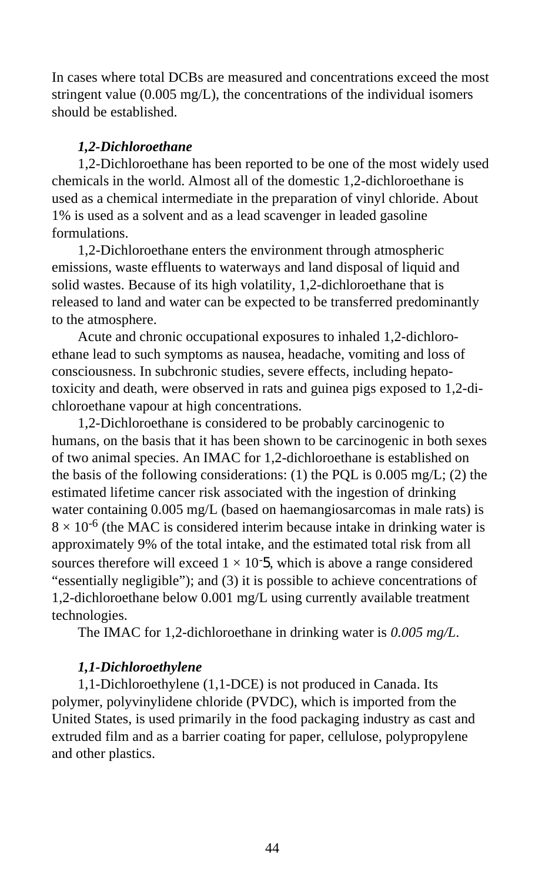In cases where total DCBs are measured and concentrations exceed the most stringent value (0.005 mg/L), the concentrations of the individual isomers should be established.

***1,2-Dichloroethane***

1,2-Dichloroethane has been reported to be one of the most widely used chemicals in the world. Almost all of the domestic 1,2-dichloroethane is used as a chemical intermediate in the preparation of vinyl chloride. About 1% is used as a solvent and as a lead scavenger in leaded gasoline formulations.

1,2-Dichloroethane enters the environment through atmospheric emissions, waste effluents to waterways and land disposal of liquid and solid wastes. Because of its high volatility, 1,2-dichloroethane that is released to land and water can be expected to be transferred predominantly to the atmosphere.

Acute and chronic occupational exposures to inhaled 1,2-dichloroethane lead to such symptoms as nausea, headache, vomiting and loss of consciousness. In subchronic studies, severe effects, including hepatotoxicity and death, were observed in rats and guinea pigs exposed to 1,2-dichloroethane vapour at high concentrations.

1,2-Dichloroethane is considered to be probably carcinogenic to humans, on the basis that it has been shown to be carcinogenic in both sexes of two animal species. An IMAC for 1,2-dichloroethane is established on the basis of the following considerations: (1) the PQL is 0.005 mg/L; (2) the estimated lifetime cancer risk associated with the ingestion of drinking water containing 0.005 mg/L (based on haemangiosarcomas in male rats) is $8 \times 10^{-6}$ (the MAC is considered interim because intake in drinking water is approximately 9% of the total intake, and the estimated total risk from all sources therefore will exceed $1 \times 10^{-5}$, which is above a range considered "essentially negligible"); and (3) it is possible to achieve concentrations of 1,2-dichloroethane below 0.001 mg/L using currently available treatment technologies.

The IMAC for 1,2-dichloroethane in drinking water is *0.005 mg/L*.

***1,1-Dichloroethylene***

1,1-Dichloroethylene (1,1-DCE) is not produced in Canada. Its polymer, polyvinylidene chloride (PVDC), which is imported from the United States, is used primarily in the food packaging industry as cast and extruded film and as a barrier coating for paper, cellulose, polypropylene and other plastics.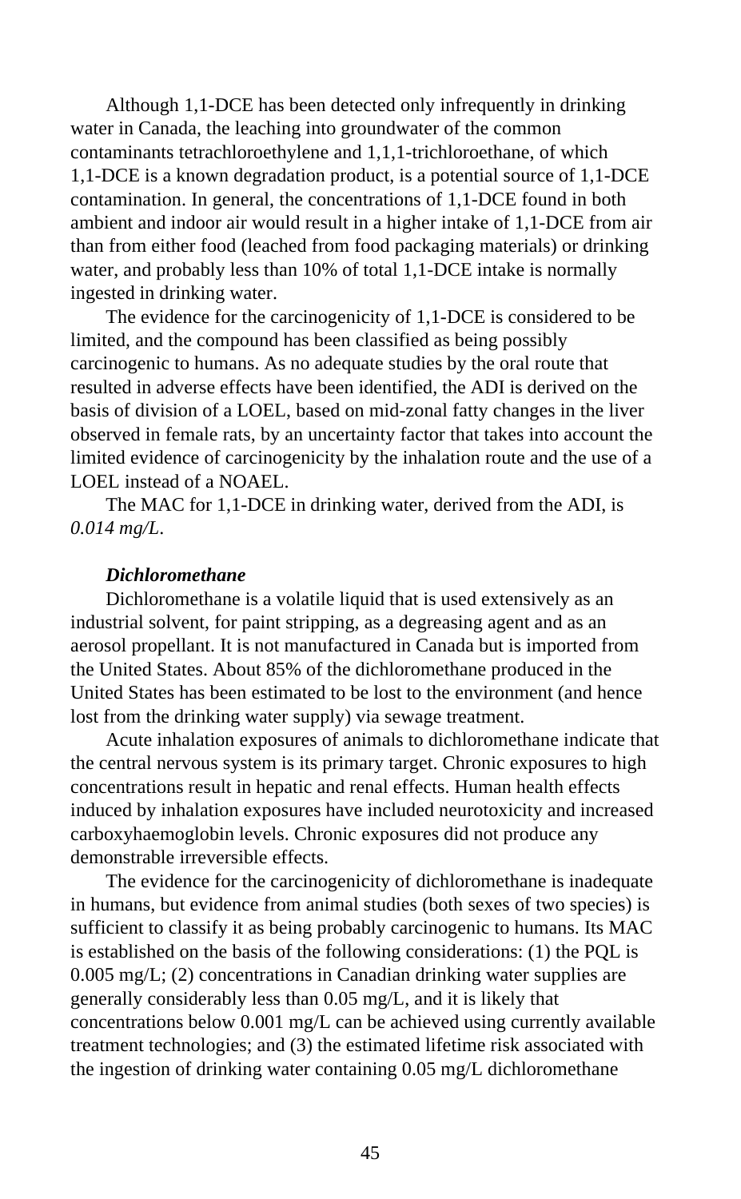Although 1,1-DCE has been detected only infrequently in drinking water in Canada, the leaching into groundwater of the common contaminants tetrachloroethylene and 1,1,1-trichloroethane, of which 1,1-DCE is a known degradation product, is a potential source of 1,1-DCE contamination. In general, the concentrations of 1,1-DCE found in both ambient and indoor air would result in a higher intake of 1,1-DCE from air than from either food (leached from food packaging materials) or drinking water, and probably less than 10% of total 1,1-DCE intake is normally ingested in drinking water.

The evidence for the carcinogenicity of 1,1-DCE is considered to be limited, and the compound has been classified as being possibly carcinogenic to humans. As no adequate studies by the oral route that resulted in adverse effects have been identified, the ADI is derived on the basis of division of a LOEL, based on mid-zonal fatty changes in the liver observed in female rats, by an uncertainty factor that takes into account the limited evidence of carcinogenicity by the inhalation route and the use of a LOEL instead of a NOAEL.

The MAC for 1,1-DCE in drinking water, derived from the ADI, is *0.014 mg/L*.

***Dichloromethane***

Dichloromethane is a volatile liquid that is used extensively as an industrial solvent, for paint stripping, as a degreasing agent and as an aerosol propellant. It is not manufactured in Canada but is imported from the United States. About 85% of the dichloromethane produced in the United States has been estimated to be lost to the environment (and hence lost from the drinking water supply) via sewage treatment.

Acute inhalation exposures of animals to dichloromethane indicate that the central nervous system is its primary target. Chronic exposures to high concentrations result in hepatic and renal effects. Human health effects induced by inhalation exposures have included neurotoxicity and increased carboxyhaemoglobin levels. Chronic exposures did not produce any demonstrable irreversible effects.

The evidence for the carcinogenicity of dichloromethane is inadequate in humans, but evidence from animal studies (both sexes of two species) is sufficient to classify it as being probably carcinogenic to humans. Its MAC is established on the basis of the following considerations: (1) the PQL is 0.005 mg/L; (2) concentrations in Canadian drinking water supplies are generally considerably less than 0.05 mg/L, and it is likely that concentrations below 0.001 mg/L can be achieved using currently available treatment technologies; and (3) the estimated lifetime risk associated with the ingestion of drinking water containing 0.05 mg/L dichloromethane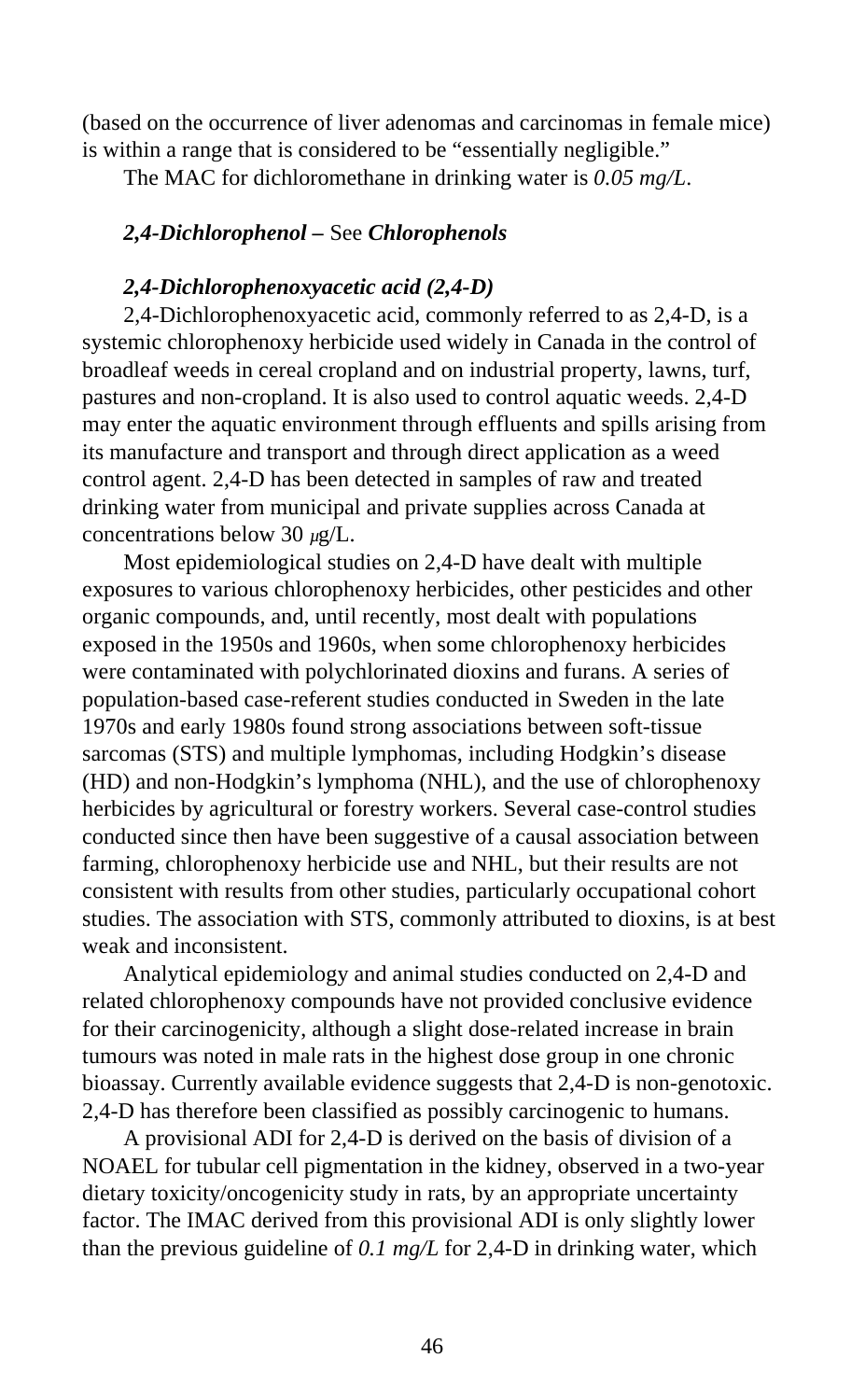(based on the occurrence of liver adenomas and carcinomas in female mice) is within a range that is considered to be "essentially negligible."

The MAC for dichloromethane in drinking water is *0.05 mg/L*.

***2,4-Dichlorophenol*** **–** See ***Chlorophenols***

***2,4-Dichlorophenoxyacetic acid (2,4-D)***

2,4-Dichlorophenoxyacetic acid, commonly referred to as 2,4-D, is a systemic chlorophenoxy herbicide used widely in Canada in the control of broadleaf weeds in cereal cropland and on industrial property, lawns, turf, pastures and non-cropland. It is also used to control aquatic weeds. 2,4-D may enter the aquatic environment through effluents and spills arising from its manufacture and transport and through direct application as a weed control agent. 2,4-D has been detected in samples of raw and treated drinking water from municipal and private supplies across Canada at concentrations below 30 $\mu$g/L.

Most epidemiological studies on 2,4-D have dealt with multiple exposures to various chlorophenoxy herbicides, other pesticides and other organic compounds, and, until recently, most dealt with populations exposed in the 1950s and 1960s, when some chlorophenoxy herbicides were contaminated with polychlorinated dioxins and furans. A series of population-based case-referent studies conducted in Sweden in the late 1970s and early 1980s found strong associations between soft-tissue sarcomas (STS) and multiple lymphomas, including Hodgkin's disease (HD) and non-Hodgkin's lymphoma (NHL), and the use of chlorophenoxy herbicides by agricultural or forestry workers. Several case-control studies conducted since then have been suggestive of a causal association between farming, chlorophenoxy herbicide use and NHL, but their results are not consistent with results from other studies, particularly occupational cohort studies. The association with STS, commonly attributed to dioxins, is at best weak and inconsistent.

Analytical epidemiology and animal studies conducted on 2,4-D and related chlorophenoxy compounds have not provided conclusive evidence for their carcinogenicity, although a slight dose-related increase in brain tumours was noted in male rats in the highest dose group in one chronic bioassay. Currently available evidence suggests that 2,4-D is non-genotoxic. 2,4-D has therefore been classified as possibly carcinogenic to humans.

A provisional ADI for 2,4-D is derived on the basis of division of a NOAEL for tubular cell pigmentation in the kidney, observed in a two-year dietary toxicity/oncogenicity study in rats, by an appropriate uncertainty factor. The IMAC derived from this provisional ADI is only slightly lower than the previous guideline of *0.1 mg/L* for 2,4-D in drinking water, which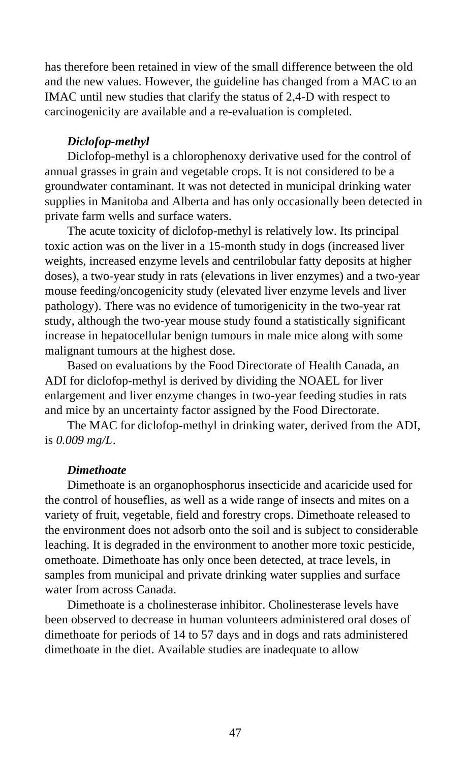has therefore been retained in view of the small difference between the old and the new values. However, the guideline has changed from a MAC to an IMAC until new studies that clarify the status of 2,4-D with respect to carcinogenicity are available and a re-evaluation is completed.

***Diclofop-methyl***

Diclofop-methyl is a chlorophenoxy derivative used for the control of annual grasses in grain and vegetable crops. It is not considered to be a groundwater contaminant. It was not detected in municipal drinking water supplies in Manitoba and Alberta and has only occasionally been detected in private farm wells and surface waters.

The acute toxicity of diclofop-methyl is relatively low. Its principal toxic action was on the liver in a 15-month study in dogs (increased liver weights, increased enzyme levels and centrilobular fatty deposits at higher doses), a two-year study in rats (elevations in liver enzymes) and a two-year mouse feeding/oncogenicity study (elevated liver enzyme levels and liver pathology). There was no evidence of tumorigenicity in the two-year rat study, although the two-year mouse study found a statistically significant increase in hepatocellular benign tumours in male mice along with some malignant tumours at the highest dose.

Based on evaluations by the Food Directorate of Health Canada, an ADI for diclofop-methyl is derived by dividing the NOAEL for liver enlargement and liver enzyme changes in two-year feeding studies in rats and mice by an uncertainty factor assigned by the Food Directorate.

The MAC for diclofop-methyl in drinking water, derived from the ADI, is *0.009 mg/L*.

***Dimethoate***

Dimethoate is an organophosphorus insecticide and acaricide used for the control of houseflies, as well as a wide range of insects and mites on a variety of fruit, vegetable, field and forestry crops. Dimethoate released to the environment does not adsorb onto the soil and is subject to considerable leaching. It is degraded in the environment to another more toxic pesticide, omethoate. Dimethoate has only once been detected, at trace levels, in samples from municipal and private drinking water supplies and surface water from across Canada.

Dimethoate is a cholinesterase inhibitor. Cholinesterase levels have been observed to decrease in human volunteers administered oral doses of dimethoate for periods of 14 to 57 days and in dogs and rats administered dimethoate in the diet. Available studies are inadequate to allow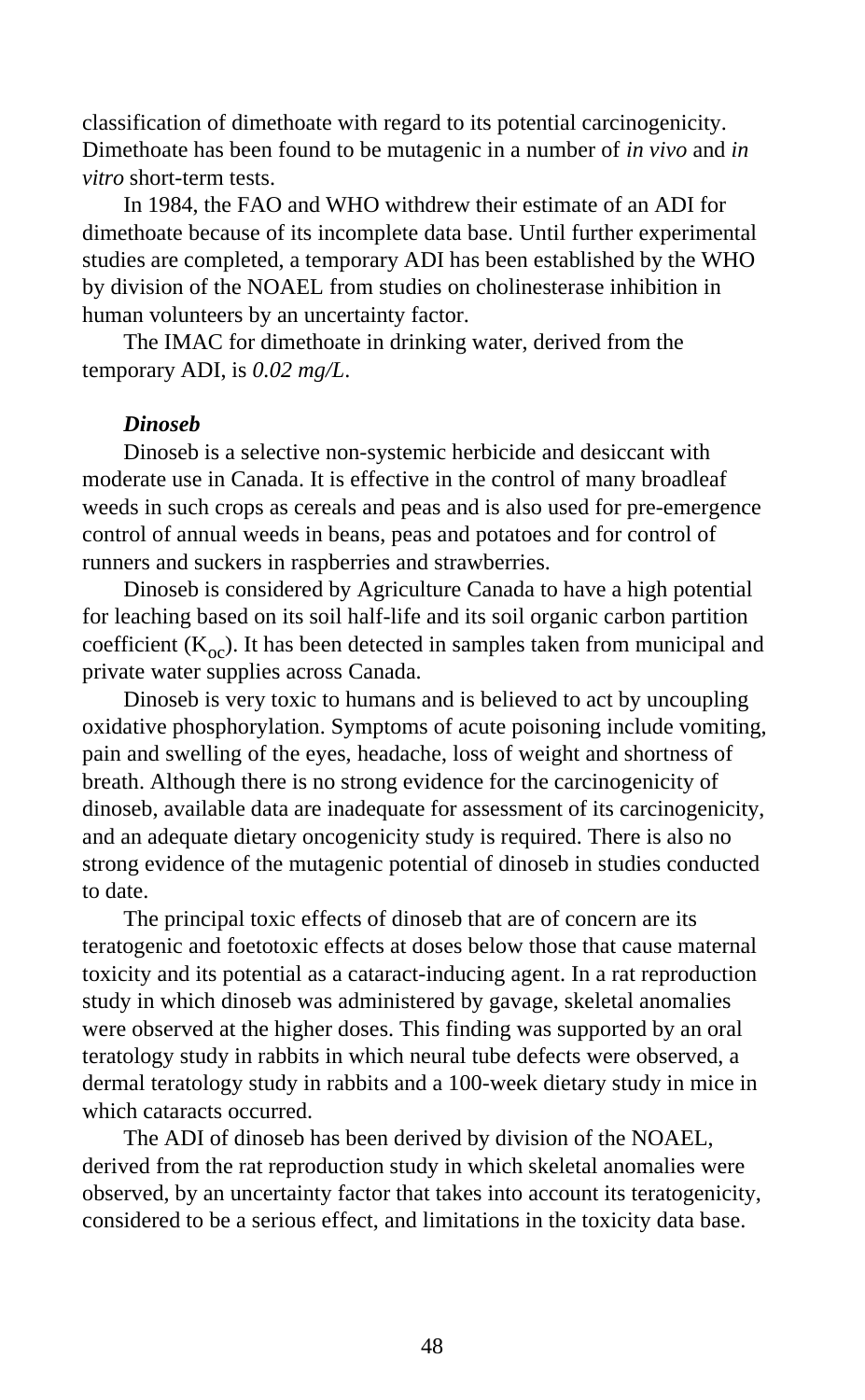classification of dimethoate with regard to its potential carcinogenicity. Dimethoate has been found to be mutagenic in a number of *in vivo* and *in vitro* short-term tests.

In 1984, the FAO and WHO withdrew their estimate of an ADI for dimethoate because of its incomplete data base. Until further experimental studies are completed, a temporary ADI has been established by the WHO by division of the NOAEL from studies on cholinesterase inhibition in human volunteers by an uncertainty factor.

The IMAC for dimethoate in drinking water, derived from the temporary ADI, is *0.02 mg/L*.

***Dinoseb***

Dinoseb is a selective non-systemic herbicide and desiccant with moderate use in Canada. It is effective in the control of many broadleaf weeds in such crops as cereals and peas and is also used for pre-emergence control of annual weeds in beans, peas and potatoes and for control of runners and suckers in raspberries and strawberries.

Dinoseb is considered by Agriculture Canada to have a high potential for leaching based on its soil half-life and its soil organic carbon partition coefficient ($K_{oc}$). It has been detected in samples taken from municipal and private water supplies across Canada.

Dinoseb is very toxic to humans and is believed to act by uncoupling oxidative phosphorylation. Symptoms of acute poisoning include vomiting, pain and swelling of the eyes, headache, loss of weight and shortness of breath. Although there is no strong evidence for the carcinogenicity of dinoseb, available data are inadequate for assessment of its carcinogenicity, and an adequate dietary oncogenicity study is required. There is also no strong evidence of the mutagenic potential of dinoseb in studies conducted to date.

The principal toxic effects of dinoseb that are of concern are its teratogenic and foetotoxic effects at doses below those that cause maternal toxicity and its potential as a cataract-inducing agent. In a rat reproduction study in which dinoseb was administered by gavage, skeletal anomalies were observed at the higher doses. This finding was supported by an oral teratology study in rabbits in which neural tube defects were observed, a dermal teratology study in rabbits and a 100-week dietary study in mice in which cataracts occurred.

The ADI of dinoseb has been derived by division of the NOAEL, derived from the rat reproduction study in which skeletal anomalies were observed, by an uncertainty factor that takes into account its teratogenicity, considered to be a serious effect, and limitations in the toxicity data base.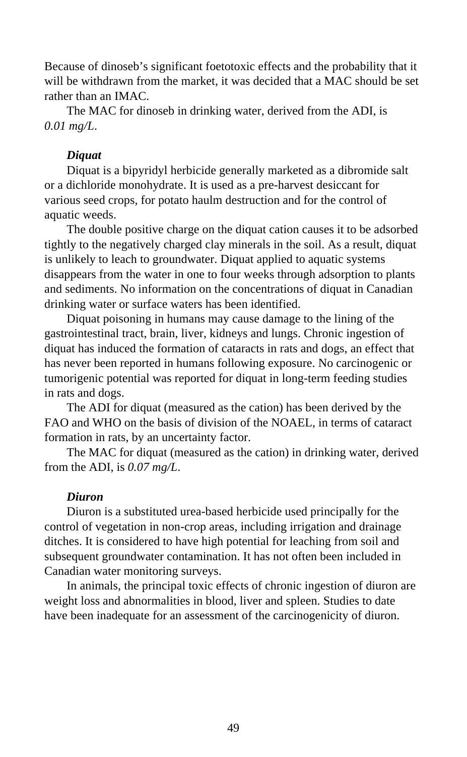Because of dinoseb's significant foetotoxic effects and the probability that it will be withdrawn from the market, it was decided that a MAC should be set rather than an IMAC.

The MAC for dinoseb in drinking water, derived from the ADI, is *0.01 mg/L*.

### *Diquat*

Diquat is a bipyridyl herbicide generally marketed as a dibromide salt or a dichloride monohydrate. It is used as a pre-harvest desiccant for various seed crops, for potato haulm destruction and for the control of aquatic weeds.

The double positive charge on the diquat cation causes it to be adsorbed tightly to the negatively charged clay minerals in the soil. As a result, diquat is unlikely to leach to groundwater. Diquat applied to aquatic systems disappears from the water in one to four weeks through adsorption to plants and sediments. No information on the concentrations of diquat in Canadian drinking water or surface waters has been identified.

Diquat poisoning in humans may cause damage to the lining of the gastrointestinal tract, brain, liver, kidneys and lungs. Chronic ingestion of diquat has induced the formation of cataracts in rats and dogs, an effect that has never been reported in humans following exposure. No carcinogenic or tumorigenic potential was reported for diquat in long-term feeding studies in rats and dogs.

The ADI for diquat (measured as the cation) has been derived by the FAO and WHO on the basis of division of the NOAEL, in terms of cataract formation in rats, by an uncertainty factor.

The MAC for diquat (measured as the cation) in drinking water, derived from the ADI, is *0.07 mg/L*.

### *Diuron*

Diuron is a substituted urea-based herbicide used principally for the control of vegetation in non-crop areas, including irrigation and drainage ditches. It is considered to have high potential for leaching from soil and subsequent groundwater contamination. It has not often been included in Canadian water monitoring surveys.

In animals, the principal toxic effects of chronic ingestion of diuron are weight loss and abnormalities in blood, liver and spleen. Studies to date have been inadequate for an assessment of the carcinogenicity of diuron.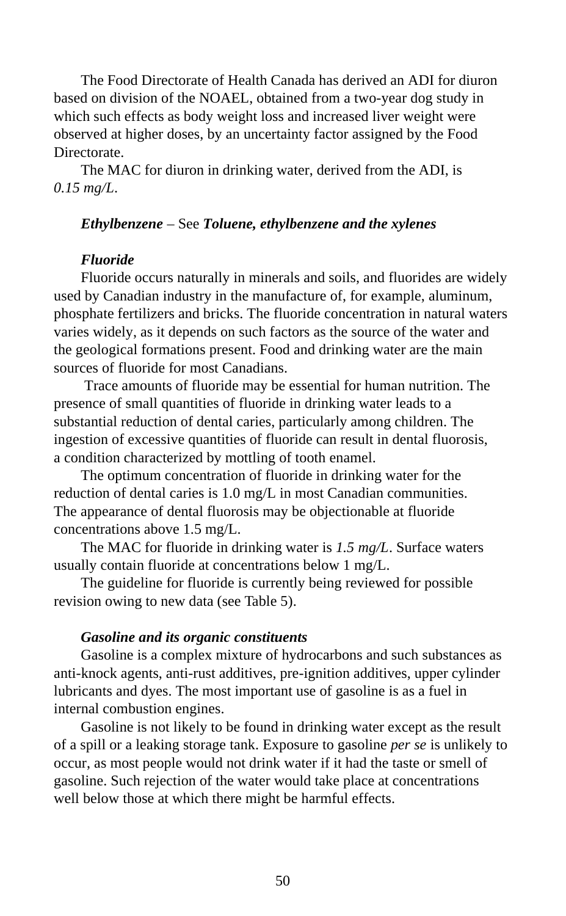The Food Directorate of Health Canada has derived an ADI for diuron based on division of the NOAEL, obtained from a two-year dog study in which such effects as body weight loss and increased liver weight were observed at higher doses, by an uncertainty factor assigned by the Food Directorate.

The MAC for diuron in drinking water, derived from the ADI, is *0.15 mg/L*.

***Ethylbenzene*** – See ***Toluene, ethylbenzene and the xylenes***

***Fluoride***

Fluoride occurs naturally in minerals and soils, and fluorides are widely used by Canadian industry in the manufacture of, for example, aluminum, phosphate fertilizers and bricks. The fluoride concentration in natural waters varies widely, as it depends on such factors as the source of the water and the geological formations present. Food and drinking water are the main sources of fluoride for most Canadians.

Trace amounts of fluoride may be essential for human nutrition. The presence of small quantities of fluoride in drinking water leads to a substantial reduction of dental caries, particularly among children. The ingestion of excessive quantities of fluoride can result in dental fluorosis, a condition characterized by mottling of tooth enamel.

The optimum concentration of fluoride in drinking water for the reduction of dental caries is 1.0 mg/L in most Canadian communities. The appearance of dental fluorosis may be objectionable at fluoride concentrations above 1.5 mg/L.

The MAC for fluoride in drinking water is *1.5 mg/L*. Surface waters usually contain fluoride at concentrations below 1 mg/L.

The guideline for fluoride is currently being reviewed for possible revision owing to new data (see Table 5).

***Gasoline and its organic constituents***

Gasoline is a complex mixture of hydrocarbons and such substances as anti-knock agents, anti-rust additives, pre-ignition additives, upper cylinder lubricants and dyes. The most important use of gasoline is as a fuel in internal combustion engines.

Gasoline is not likely to be found in drinking water except as the result of a spill or a leaking storage tank. Exposure to gasoline *per se* is unlikely to occur, as most people would not drink water if it had the taste or smell of gasoline. Such rejection of the water would take place at concentrations well below those at which there might be harmful effects.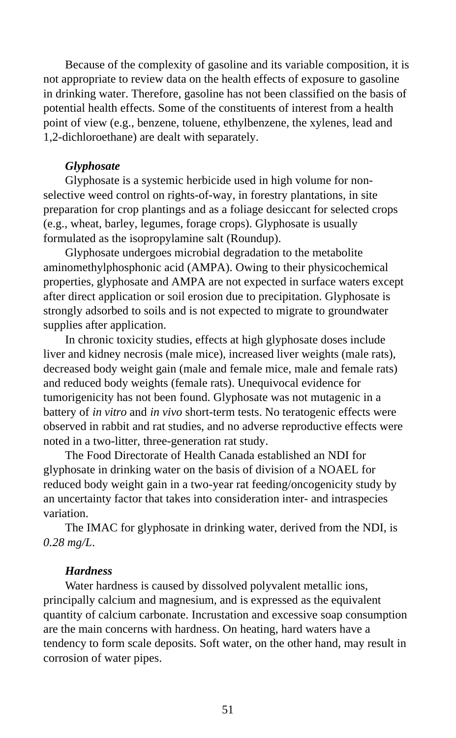Because of the complexity of gasoline and its variable composition, it is not appropriate to review data on the health effects of exposure to gasoline in drinking water. Therefore, gasoline has not been classified on the basis of potential health effects. Some of the constituents of interest from a health point of view (e.g., benzene, toluene, ethylbenzene, the xylenes, lead and 1,2-dichloroethane) are dealt with separately.

### *Glyphosate*

Glyphosate is a systemic herbicide used in high volume for non-selective weed control on rights-of-way, in forestry plantations, in site preparation for crop plantings and as a foliage desiccant for selected crops (e.g., wheat, barley, legumes, forage crops). Glyphosate is usually formulated as the isopropylamine salt (Roundup).

Glyphosate undergoes microbial degradation to the metabolite aminomethylphosphonic acid (AMPA). Owing to their physicochemical properties, glyphosate and AMPA are not expected in surface waters except after direct application or soil erosion due to precipitation. Glyphosate is strongly adsorbed to soils and is not expected to migrate to groundwater supplies after application.

In chronic toxicity studies, effects at high glyphosate doses include liver and kidney necrosis (male mice), increased liver weights (male rats), decreased body weight gain (male and female mice, male and female rats) and reduced body weights (female rats). Unequivocal evidence for tumorigenicity has not been found. Glyphosate was not mutagenic in a battery of *in vitro* and *in vivo* short-term tests. No teratogenic effects were observed in rabbit and rat studies, and no adverse reproductive effects were noted in a two-litter, three-generation rat study.

The Food Directorate of Health Canada established an NDI for glyphosate in drinking water on the basis of division of a NOAEL for reduced body weight gain in a two-year rat feeding/oncogenicity study by an uncertainty factor that takes into consideration inter- and intraspecies variation.

The IMAC for glyphosate in drinking water, derived from the NDI, is *0.28 mg/L*.

### *Hardness*

Water hardness is caused by dissolved polyvalent metallic ions, principally calcium and magnesium, and is expressed as the equivalent quantity of calcium carbonate. Incrustation and excessive soap consumption are the main concerns with hardness. On heating, hard waters have a tendency to form scale deposits. Soft water, on the other hand, may result in corrosion of water pipes.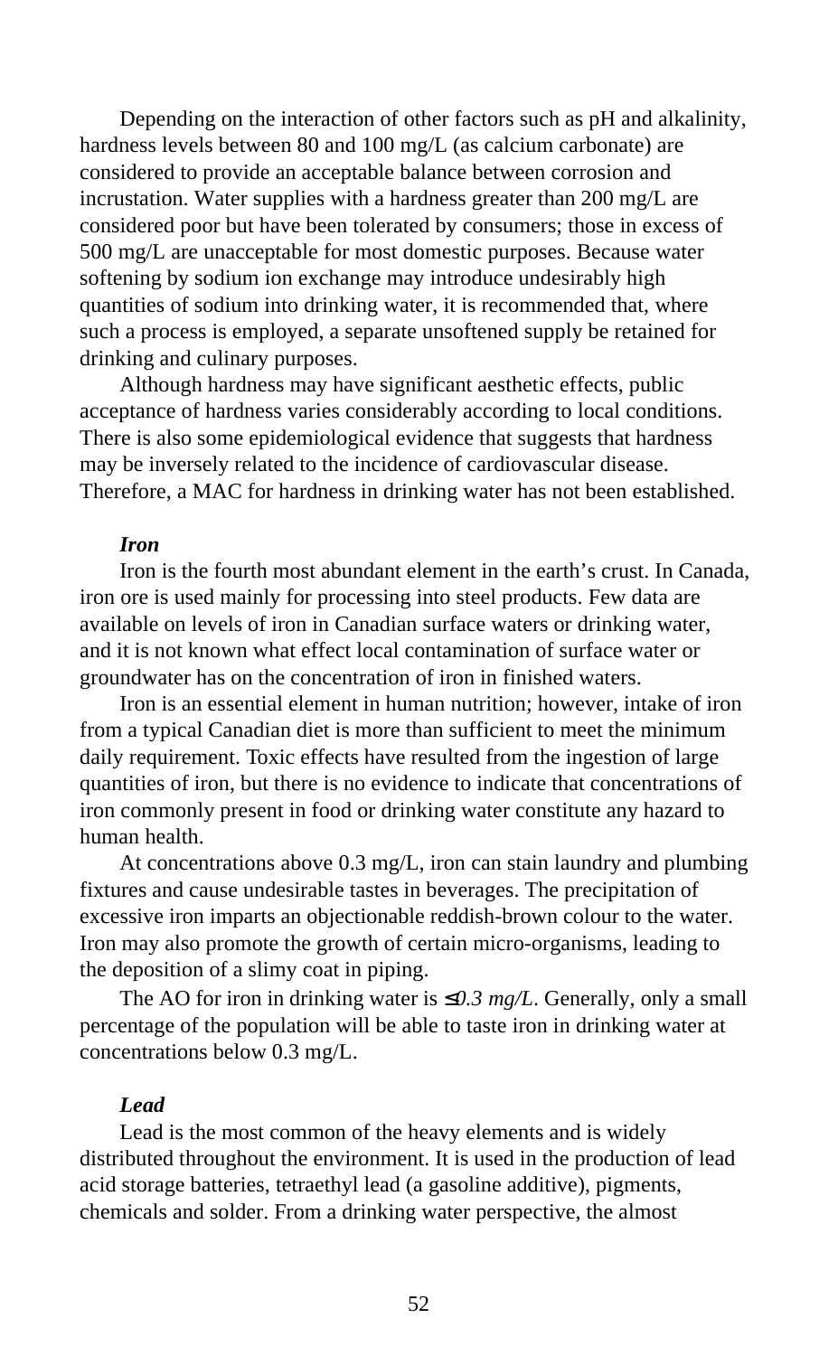Depending on the interaction of other factors such as pH and alkalinity, hardness levels between 80 and 100 mg/L (as calcium carbonate) are considered to provide an acceptable balance between corrosion and incrustation. Water supplies with a hardness greater than 200 mg/L are considered poor but have been tolerated by consumers; those in excess of 500 mg/L are unacceptable for most domestic purposes. Because water softening by sodium ion exchange may introduce undesirably high quantities of sodium into drinking water, it is recommended that, where such a process is employed, a separate unsoftened supply be retained for drinking and culinary purposes.

Although hardness may have significant aesthetic effects, public acceptance of hardness varies considerably according to local conditions. There is also some epidemiological evidence that suggests that hardness may be inversely related to the incidence of cardiovascular disease. Therefore, a MAC for hardness in drinking water has not been established.

***Iron***

Iron is the fourth most abundant element in the earth's crust. In Canada, iron ore is used mainly for processing into steel products. Few data are available on levels of iron in Canadian surface waters or drinking water, and it is not known what effect local contamination of surface water or groundwater has on the concentration of iron in finished waters.

Iron is an essential element in human nutrition; however, intake of iron from a typical Canadian diet is more than sufficient to meet the minimum daily requirement. Toxic effects have resulted from the ingestion of large quantities of iron, but there is no evidence to indicate that concentrations of iron commonly present in food or drinking water constitute any hazard to human health.

At concentrations above 0.3 mg/L, iron can stain laundry and plumbing fixtures and cause undesirable tastes in beverages. The precipitation of excessive iron imparts an objectionable reddish-brown colour to the water. Iron may also promote the growth of certain micro-organisms, leading to the deposition of a slimy coat in piping.

The AO for iron in drinking water is *≤0.3 mg/L*. Generally, only a small percentage of the population will be able to taste iron in drinking water at concentrations below 0.3 mg/L.

***Lead***

Lead is the most common of the heavy elements and is widely distributed throughout the environment. It is used in the production of lead acid storage batteries, tetraethyl lead (a gasoline additive), pigments, chemicals and solder. From a drinking water perspective, the almost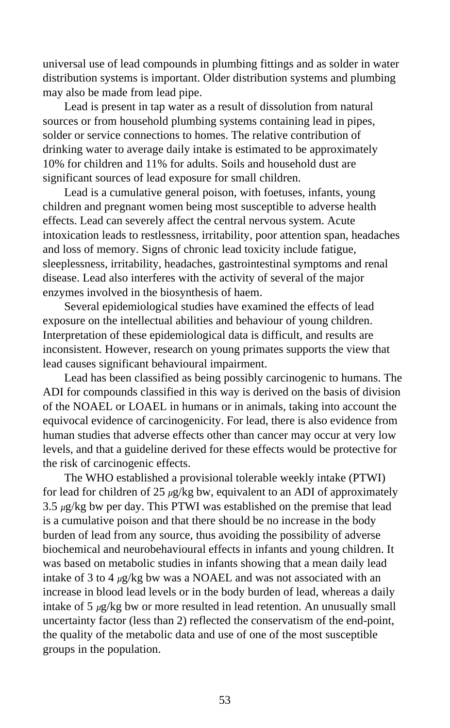universal use of lead compounds in plumbing fittings and as solder in water distribution systems is important. Older distribution systems and plumbing may also be made from lead pipe.

Lead is present in tap water as a result of dissolution from natural sources or from household plumbing systems containing lead in pipes, solder or service connections to homes. The relative contribution of drinking water to average daily intake is estimated to be approximately 10% for children and 11% for adults. Soils and household dust are significant sources of lead exposure for small children.

Lead is a cumulative general poison, with foetuses, infants, young children and pregnant women being most susceptible to adverse health effects. Lead can severely affect the central nervous system. Acute intoxication leads to restlessness, irritability, poor attention span, headaches and loss of memory. Signs of chronic lead toxicity include fatigue, sleeplessness, irritability, headaches, gastrointestinal symptoms and renal disease. Lead also interferes with the activity of several of the major enzymes involved in the biosynthesis of haem.

Several epidemiological studies have examined the effects of lead exposure on the intellectual abilities and behaviour of young children. Interpretation of these epidemiological data is difficult, and results are inconsistent. However, research on young primates supports the view that lead causes significant behavioural impairment.

Lead has been classified as being possibly carcinogenic to humans. The ADI for compounds classified in this way is derived on the basis of division of the NOAEL or LOAEL in humans or in animals, taking into account the equivocal evidence of carcinogenicity. For lead, there is also evidence from human studies that adverse effects other than cancer may occur at very low levels, and that a guideline derived for these effects would be protective for the risk of carcinogenic effects.

The WHO established a provisional tolerable weekly intake (PTWI) for lead for children of 25 μg/kg bw, equivalent to an ADI of approximately 3.5 μg/kg bw per day. This PTWI was established on the premise that lead is a cumulative poison and that there should be no increase in the body burden of lead from any source, thus avoiding the possibility of adverse biochemical and neurobehavioural effects in infants and young children. It was based on metabolic studies in infants showing that a mean daily lead intake of 3 to 4 μg/kg bw was a NOAEL and was not associated with an increase in blood lead levels or in the body burden of lead, whereas a daily intake of 5 μg/kg bw or more resulted in lead retention. An unusually small uncertainty factor (less than 2) reflected the conservatism of the end-point, the quality of the metabolic data and use of one of the most susceptible groups in the population.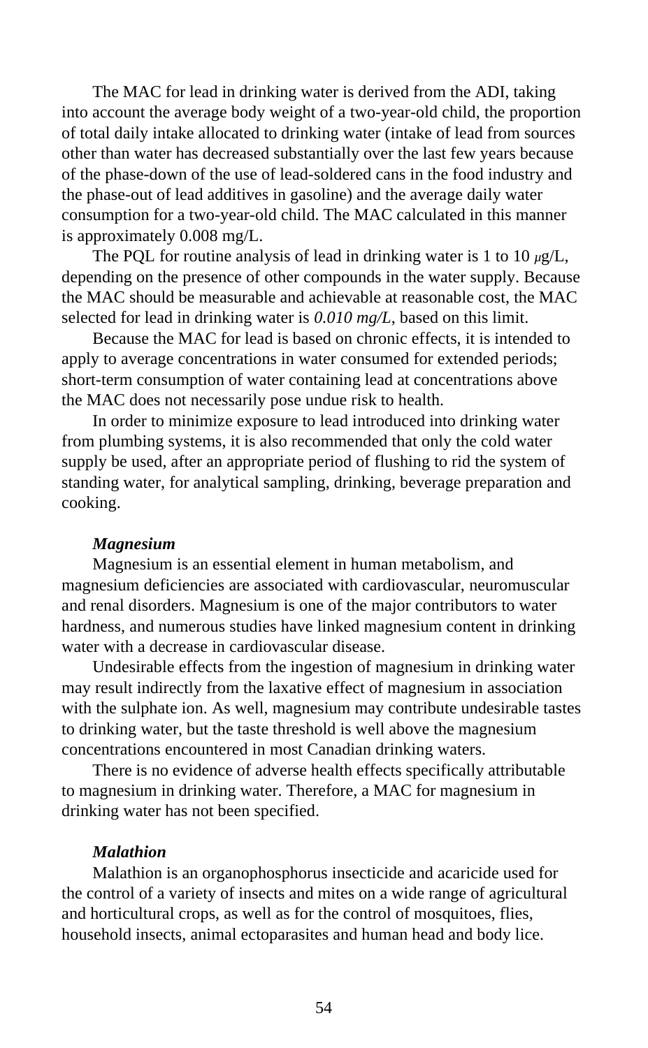The MAC for lead in drinking water is derived from the ADI, taking into account the average body weight of a two-year-old child, the proportion of total daily intake allocated to drinking water (intake of lead from sources other than water has decreased substantially over the last few years because of the phase-down of the use of lead-soldered cans in the food industry and the phase-out of lead additives in gasoline) and the average daily water consumption for a two-year-old child. The MAC calculated in this manner is approximately 0.008 mg/L.

The PQL for routine analysis of lead in drinking water is 1 to 10 $\mu$g/L, depending on the presence of other compounds in the water supply. Because the MAC should be measurable and achievable at reasonable cost, the MAC selected for lead in drinking water is *0.010 mg/L*, based on this limit.

Because the MAC for lead is based on chronic effects, it is intended to apply to average concentrations in water consumed for extended periods; short-term consumption of water containing lead at concentrations above the MAC does not necessarily pose undue risk to health.

In order to minimize exposure to lead introduced into drinking water from plumbing systems, it is also recommended that only the cold water supply be used, after an appropriate period of flushing to rid the system of standing water, for analytical sampling, drinking, beverage preparation and cooking.

### *Magnesium*

Magnesium is an essential element in human metabolism, and magnesium deficiencies are associated with cardiovascular, neuromuscular and renal disorders. Magnesium is one of the major contributors to water hardness, and numerous studies have linked magnesium content in drinking water with a decrease in cardiovascular disease.

Undesirable effects from the ingestion of magnesium in drinking water may result indirectly from the laxative effect of magnesium in association with the sulphate ion. As well, magnesium may contribute undesirable tastes to drinking water, but the taste threshold is well above the magnesium concentrations encountered in most Canadian drinking waters.

There is no evidence of adverse health effects specifically attributable to magnesium in drinking water. Therefore, a MAC for magnesium in drinking water has not been specified.

### *Malathion*

Malathion is an organophosphorus insecticide and acaricide used for the control of a variety of insects and mites on a wide range of agricultural and horticultural crops, as well as for the control of mosquitoes, flies, household insects, animal ectoparasites and human head and body lice.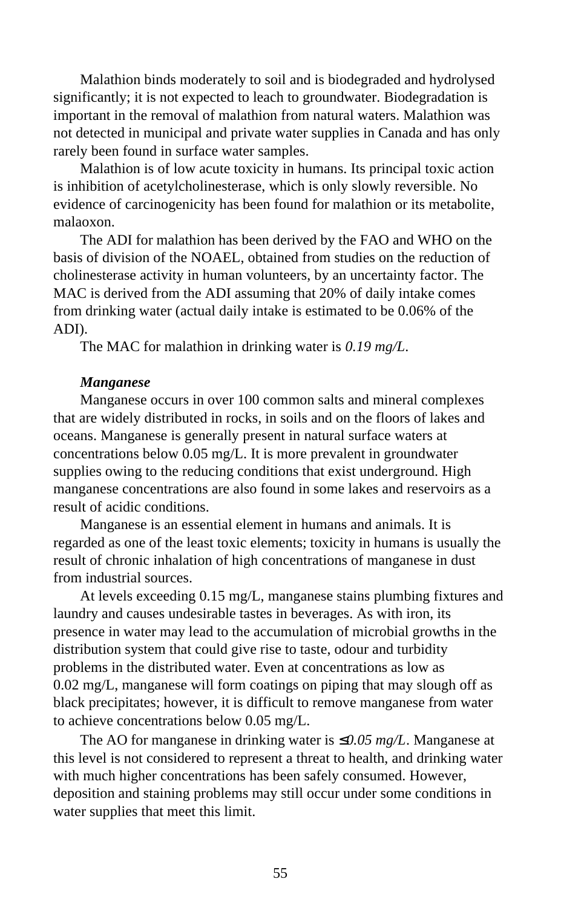Malathion binds moderately to soil and is biodegraded and hydrolysed significantly; it is not expected to leach to groundwater. Biodegradation is important in the removal of malathion from natural waters. Malathion was not detected in municipal and private water supplies in Canada and has only rarely been found in surface water samples.

Malathion is of low acute toxicity in humans. Its principal toxic action is inhibition of acetylcholinesterase, which is only slowly reversible. No evidence of carcinogenicity has been found for malathion or its metabolite, malaoxon.

The ADI for malathion has been derived by the FAO and WHO on the basis of division of the NOAEL, obtained from studies on the reduction of cholinesterase activity in human volunteers, by an uncertainty factor. The MAC is derived from the ADI assuming that 20% of daily intake comes from drinking water (actual daily intake is estimated to be 0.06% of the ADI).

The MAC for malathion in drinking water is *0.19 mg/L*.

***Manganese***

Manganese occurs in over 100 common salts and mineral complexes that are widely distributed in rocks, in soils and on the floors of lakes and oceans. Manganese is generally present in natural surface waters at concentrations below 0.05 mg/L. It is more prevalent in groundwater supplies owing to the reducing conditions that exist underground. High manganese concentrations are also found in some lakes and reservoirs as a result of acidic conditions.

Manganese is an essential element in humans and animals. It is regarded as one of the least toxic elements; toxicity in humans is usually the result of chronic inhalation of high concentrations of manganese in dust from industrial sources.

At levels exceeding 0.15 mg/L, manganese stains plumbing fixtures and laundry and causes undesirable tastes in beverages. As with iron, its presence in water may lead to the accumulation of microbial growths in the distribution system that could give rise to taste, odour and turbidity problems in the distributed water. Even at concentrations as low as 0.02 mg/L, manganese will form coatings on piping that may slough off as black precipitates; however, it is difficult to remove manganese from water to achieve concentrations below 0.05 mg/L.

The AO for manganese in drinking water is *≤0.05 mg/L*. Manganese at this level is not considered to represent a threat to health, and drinking water with much higher concentrations has been safely consumed. However, deposition and staining problems may still occur under some conditions in water supplies that meet this limit.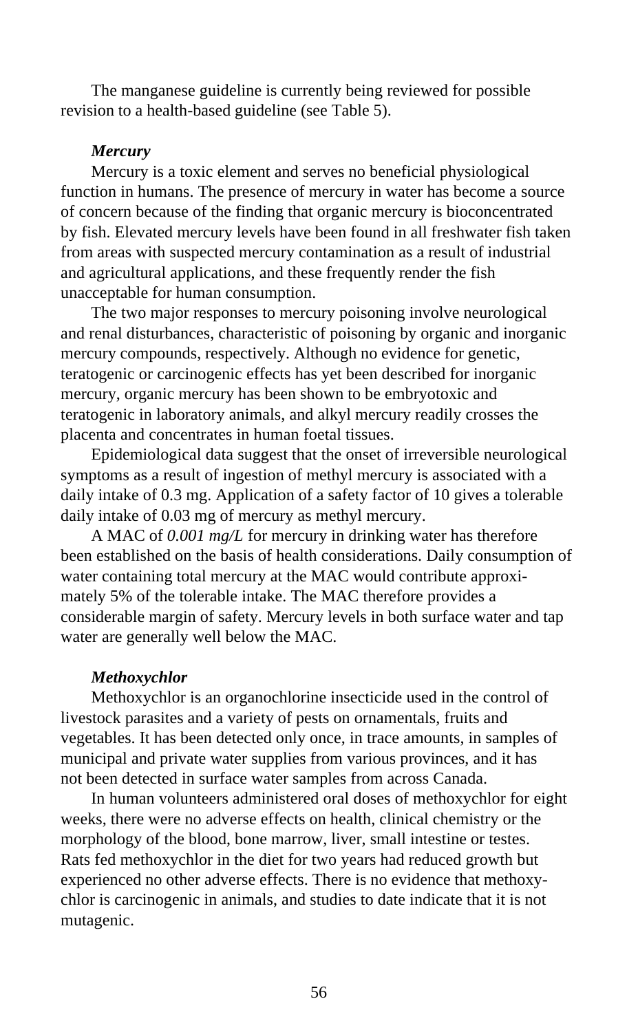The manganese guideline is currently being reviewed for possible revision to a health-based guideline (see Table 5).

***Mercury***

Mercury is a toxic element and serves no beneficial physiological function in humans. The presence of mercury in water has become a source of concern because of the finding that organic mercury is bioconcentrated by fish. Elevated mercury levels have been found in all freshwater fish taken from areas with suspected mercury contamination as a result of industrial and agricultural applications, and these frequently render the fish unacceptable for human consumption.

The two major responses to mercury poisoning involve neurological and renal disturbances, characteristic of poisoning by organic and inorganic mercury compounds, respectively. Although no evidence for genetic, teratogenic or carcinogenic effects has yet been described for inorganic mercury, organic mercury has been shown to be embryotoxic and teratogenic in laboratory animals, and alkyl mercury readily crosses the placenta and concentrates in human foetal tissues.

Epidemiological data suggest that the onset of irreversible neurological symptoms as a result of ingestion of methyl mercury is associated with a daily intake of 0.3 mg. Application of a safety factor of 10 gives a tolerable daily intake of 0.03 mg of mercury as methyl mercury.

A MAC of *0.001 mg/L* for mercury in drinking water has therefore been established on the basis of health considerations. Daily consumption of water containing total mercury at the MAC would contribute approximately 5% of the tolerable intake. The MAC therefore provides a considerable margin of safety. Mercury levels in both surface water and tap water are generally well below the MAC.

***Methoxychlor***

Methoxychlor is an organochlorine insecticide used in the control of livestock parasites and a variety of pests on ornamentals, fruits and vegetables. It has been detected only once, in trace amounts, in samples of municipal and private water supplies from various provinces, and it has not been detected in surface water samples from across Canada.

In human volunteers administered oral doses of methoxychlor for eight weeks, there were no adverse effects on health, clinical chemistry or the morphology of the blood, bone marrow, liver, small intestine or testes. Rats fed methoxychlor in the diet for two years had reduced growth but experienced no other adverse effects. There is no evidence that methoxychlor is carcinogenic in animals, and studies to date indicate that it is not mutagenic.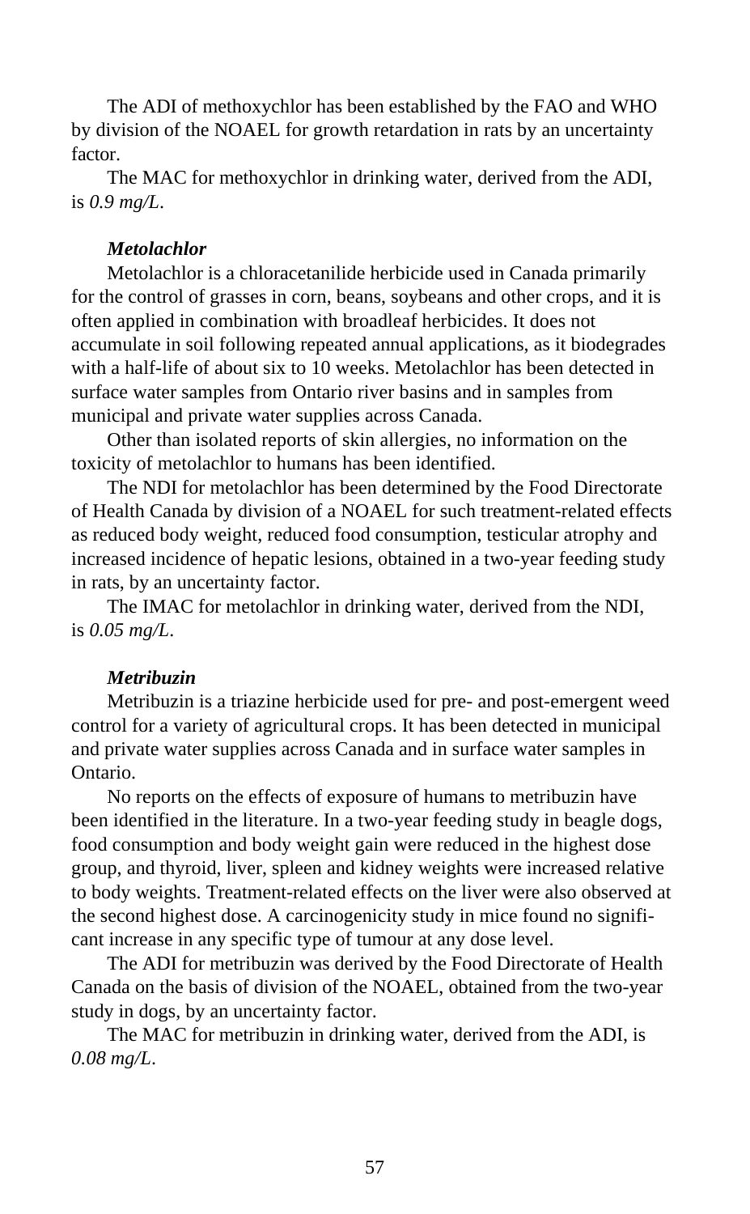The ADI of methoxychlor has been established by the FAO and WHO by division of the NOAEL for growth retardation in rats by an uncertainty factor.

The MAC for methoxychlor in drinking water, derived from the ADI, is *0.9 mg/L*.

***Metolachlor***

Metolachlor is a chloracetanilide herbicide used in Canada primarily for the control of grasses in corn, beans, soybeans and other crops, and it is often applied in combination with broadleaf herbicides. It does not accumulate in soil following repeated annual applications, as it biodegrades with a half-life of about six to 10 weeks. Metolachlor has been detected in surface water samples from Ontario river basins and in samples from municipal and private water supplies across Canada.

Other than isolated reports of skin allergies, no information on the toxicity of metolachlor to humans has been identified.

The NDI for metolachlor has been determined by the Food Directorate of Health Canada by division of a NOAEL for such treatment-related effects as reduced body weight, reduced food consumption, testicular atrophy and increased incidence of hepatic lesions, obtained in a two-year feeding study in rats, by an uncertainty factor.

The IMAC for metolachlor in drinking water, derived from the NDI, is *0.05 mg/L*.

***Metribuzin***

Metribuzin is a triazine herbicide used for pre- and post-emergent weed control for a variety of agricultural crops. It has been detected in municipal and private water supplies across Canada and in surface water samples in Ontario.

No reports on the effects of exposure of humans to metribuzin have been identified in the literature. In a two-year feeding study in beagle dogs, food consumption and body weight gain were reduced in the highest dose group, and thyroid, liver, spleen and kidney weights were increased relative to body weights. Treatment-related effects on the liver were also observed at the second highest dose. A carcinogenicity study in mice found no significant increase in any specific type of tumour at any dose level.

The ADI for metribuzin was derived by the Food Directorate of Health Canada on the basis of division of the NOAEL, obtained from the two-year study in dogs, by an uncertainty factor.

The MAC for metribuzin in drinking water, derived from the ADI, is *0.08 mg/L*.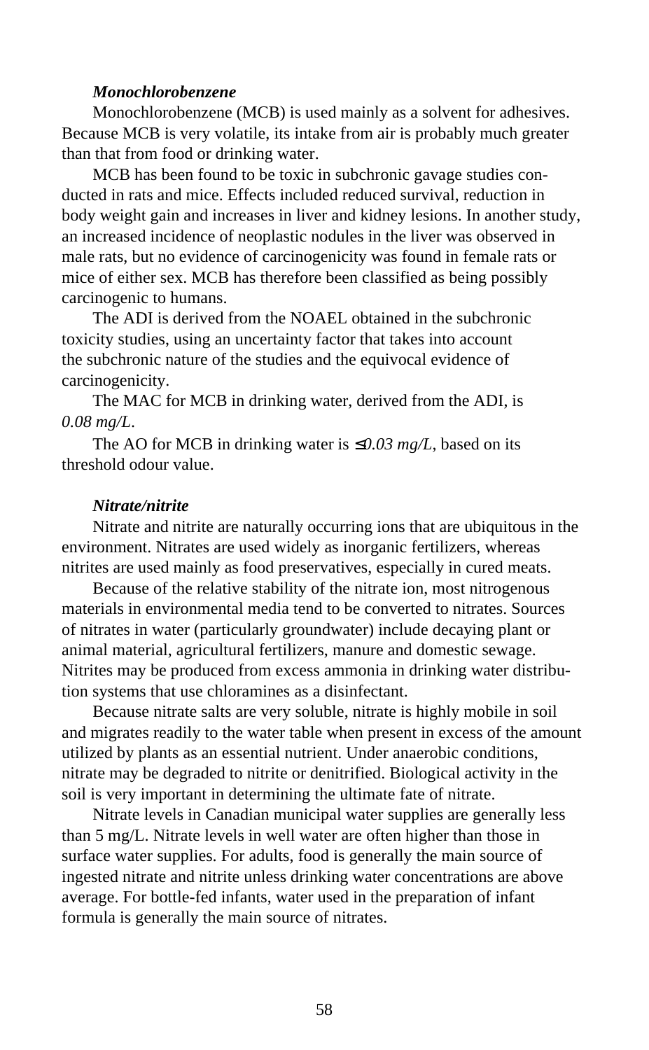***Monochlorobenzene***

Monochlorobenzene (MCB) is used mainly as a solvent for adhesives. Because MCB is very volatile, its intake from air is probably much greater than that from food or drinking water.

MCB has been found to be toxic in subchronic gavage studies conducted in rats and mice. Effects included reduced survival, reduction in body weight gain and increases in liver and kidney lesions. In another study, an increased incidence of neoplastic nodules in the liver was observed in male rats, but no evidence of carcinogenicity was found in female rats or mice of either sex. MCB has therefore been classified as being possibly carcinogenic to humans.

The ADI is derived from the NOAEL obtained in the subchronic toxicity studies, using an uncertainty factor that takes into account the subchronic nature of the studies and the equivocal evidence of carcinogenicity.

The MAC for MCB in drinking water, derived from the ADI, is *0.08 mg/L*.

The AO for MCB in drinking water is *≤0.03 mg/L*, based on its threshold odour value.

***Nitrate/nitrite***

Nitrate and nitrite are naturally occurring ions that are ubiquitous in the environment. Nitrates are used widely as inorganic fertilizers, whereas nitrites are used mainly as food preservatives, especially in cured meats.

Because of the relative stability of the nitrate ion, most nitrogenous materials in environmental media tend to be converted to nitrates. Sources of nitrates in water (particularly groundwater) include decaying plant or animal material, agricultural fertilizers, manure and domestic sewage. Nitrites may be produced from excess ammonia in drinking water distribution systems that use chloramines as a disinfectant.

Because nitrate salts are very soluble, nitrate is highly mobile in soil and migrates readily to the water table when present in excess of the amount utilized by plants as an essential nutrient. Under anaerobic conditions, nitrate may be degraded to nitrite or denitrified. Biological activity in the soil is very important in determining the ultimate fate of nitrate.

Nitrate levels in Canadian municipal water supplies are generally less than 5 mg/L. Nitrate levels in well water are often higher than those in surface water supplies. For adults, food is generally the main source of ingested nitrate and nitrite unless drinking water concentrations are above average. For bottle-fed infants, water used in the preparation of infant formula is generally the main source of nitrates.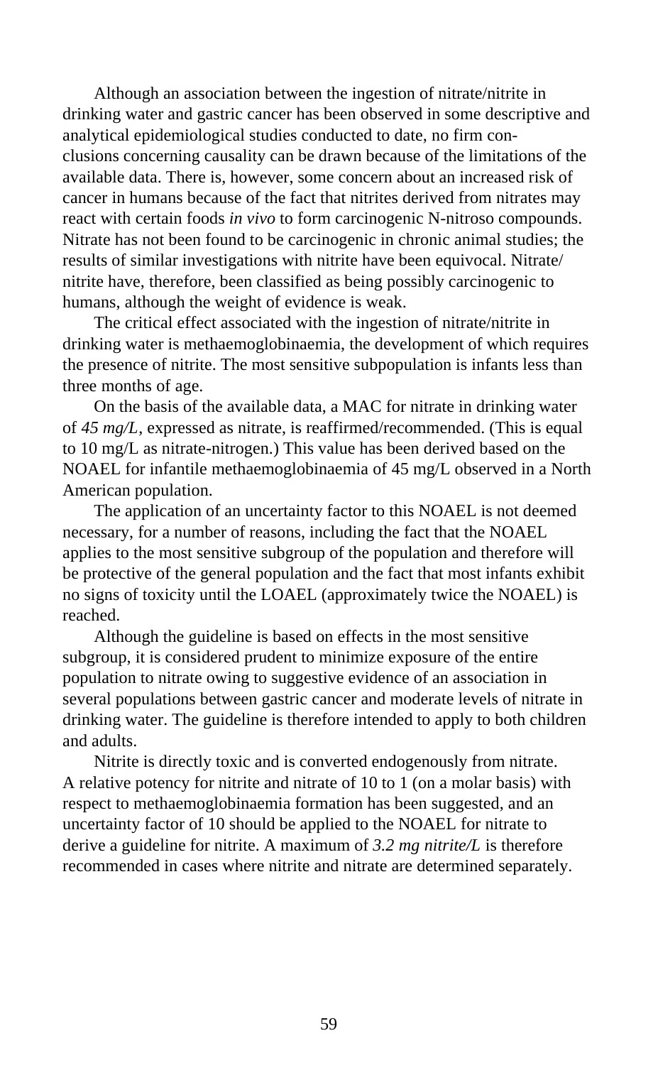Although an association between the ingestion of nitrate/nitrite in drinking water and gastric cancer has been observed in some descriptive and analytical epidemiological studies conducted to date, no firm conclusions concerning causality can be drawn because of the limitations of the available data. There is, however, some concern about an increased risk of cancer in humans because of the fact that nitrites derived from nitrates may react with certain foods *in vivo* to form carcinogenic N-nitroso compounds. Nitrate has not been found to be carcinogenic in chronic animal studies; the results of similar investigations with nitrite have been equivocal. Nitrate/nitrite have, therefore, been classified as being possibly carcinogenic to humans, although the weight of evidence is weak.

The critical effect associated with the ingestion of nitrate/nitrite in drinking water is methaemoglobinaemia, the development of which requires the presence of nitrite. The most sensitive subpopulation is infants less than three months of age.

On the basis of the available data, a MAC for nitrate in drinking water of *45 mg/L*, expressed as nitrate, is reaffirmed/recommended. (This is equal to 10 mg/L as nitrate-nitrogen.) This value has been derived based on the NOAEL for infantile methaemoglobinaemia of 45 mg/L observed in a North American population.

The application of an uncertainty factor to this NOAEL is not deemed necessary, for a number of reasons, including the fact that the NOAEL applies to the most sensitive subgroup of the population and therefore will be protective of the general population and the fact that most infants exhibit no signs of toxicity until the LOAEL (approximately twice the NOAEL) is reached.

Although the guideline is based on effects in the most sensitive subgroup, it is considered prudent to minimize exposure of the entire population to nitrate owing to suggestive evidence of an association in several populations between gastric cancer and moderate levels of nitrate in drinking water. The guideline is therefore intended to apply to both children and adults.

Nitrite is directly toxic and is converted endogenously from nitrate. A relative potency for nitrite and nitrate of 10 to 1 (on a molar basis) with respect to methaemoglobinaemia formation has been suggested, and an uncertainty factor of 10 should be applied to the NOAEL for nitrate to derive a guideline for nitrite. A maximum of *3.2 mg nitrite/L* is therefore recommended in cases where nitrite and nitrate are determined separately.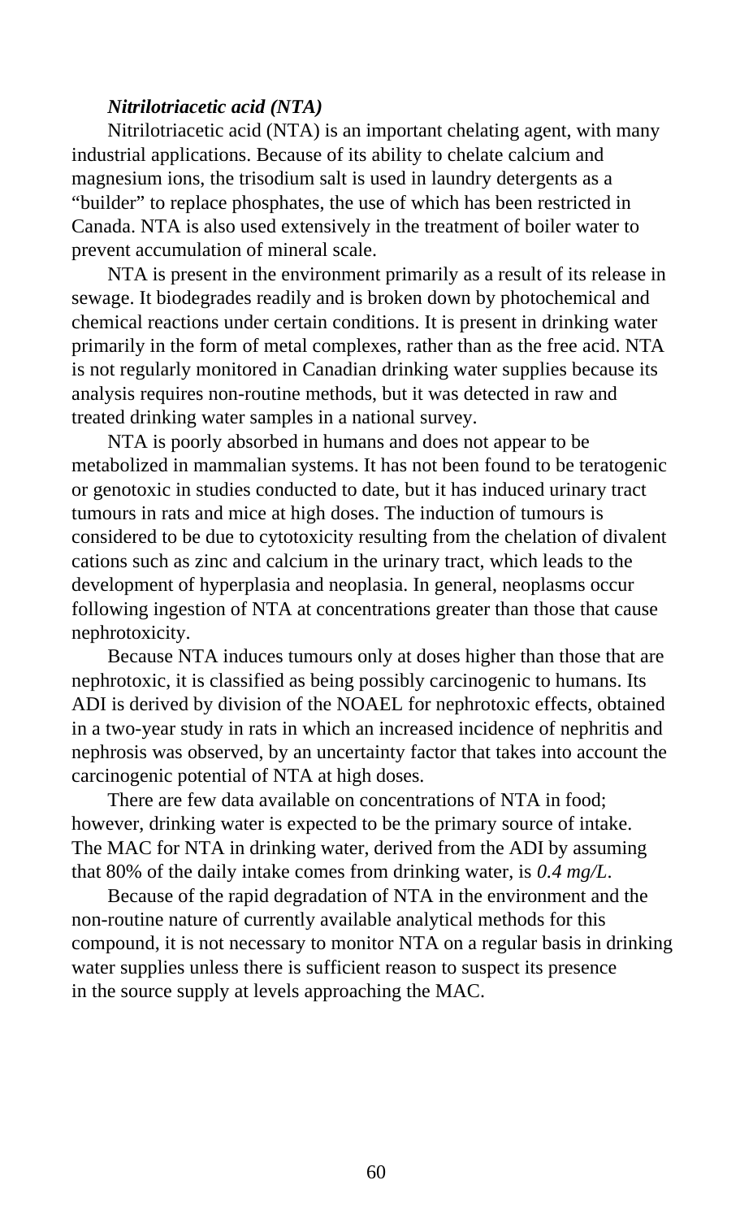***Nitrilotriacetic acid (NTA)***

Nitrilotriacetic acid (NTA) is an important chelating agent, with many industrial applications. Because of its ability to chelate calcium and magnesium ions, the trisodium salt is used in laundry detergents as a "builder" to replace phosphates, the use of which has been restricted in Canada. NTA is also used extensively in the treatment of boiler water to prevent accumulation of mineral scale.

NTA is present in the environment primarily as a result of its release in sewage. It biodegrades readily and is broken down by photochemical and chemical reactions under certain conditions. It is present in drinking water primarily in the form of metal complexes, rather than as the free acid. NTA is not regularly monitored in Canadian drinking water supplies because its analysis requires non-routine methods, but it was detected in raw and treated drinking water samples in a national survey.

NTA is poorly absorbed in humans and does not appear to be metabolized in mammalian systems. It has not been found to be teratogenic or genotoxic in studies conducted to date, but it has induced urinary tract tumours in rats and mice at high doses. The induction of tumours is considered to be due to cytotoxicity resulting from the chelation of divalent cations such as zinc and calcium in the urinary tract, which leads to the development of hyperplasia and neoplasia. In general, neoplasms occur following ingestion of NTA at concentrations greater than those that cause nephrotoxicity.

Because NTA induces tumours only at doses higher than those that are nephrotoxic, it is classified as being possibly carcinogenic to humans. Its ADI is derived by division of the NOAEL for nephrotoxic effects, obtained in a two-year study in rats in which an increased incidence of nephritis and nephrosis was observed, by an uncertainty factor that takes into account the carcinogenic potential of NTA at high doses.

There are few data available on concentrations of NTA in food; however, drinking water is expected to be the primary source of intake. The MAC for NTA in drinking water, derived from the ADI by assuming that 80% of the daily intake comes from drinking water, is *0.4 mg/L*.

Because of the rapid degradation of NTA in the environment and the non-routine nature of currently available analytical methods for this compound, it is not necessary to monitor NTA on a regular basis in drinking water supplies unless there is sufficient reason to suspect its presence in the source supply at levels approaching the MAC.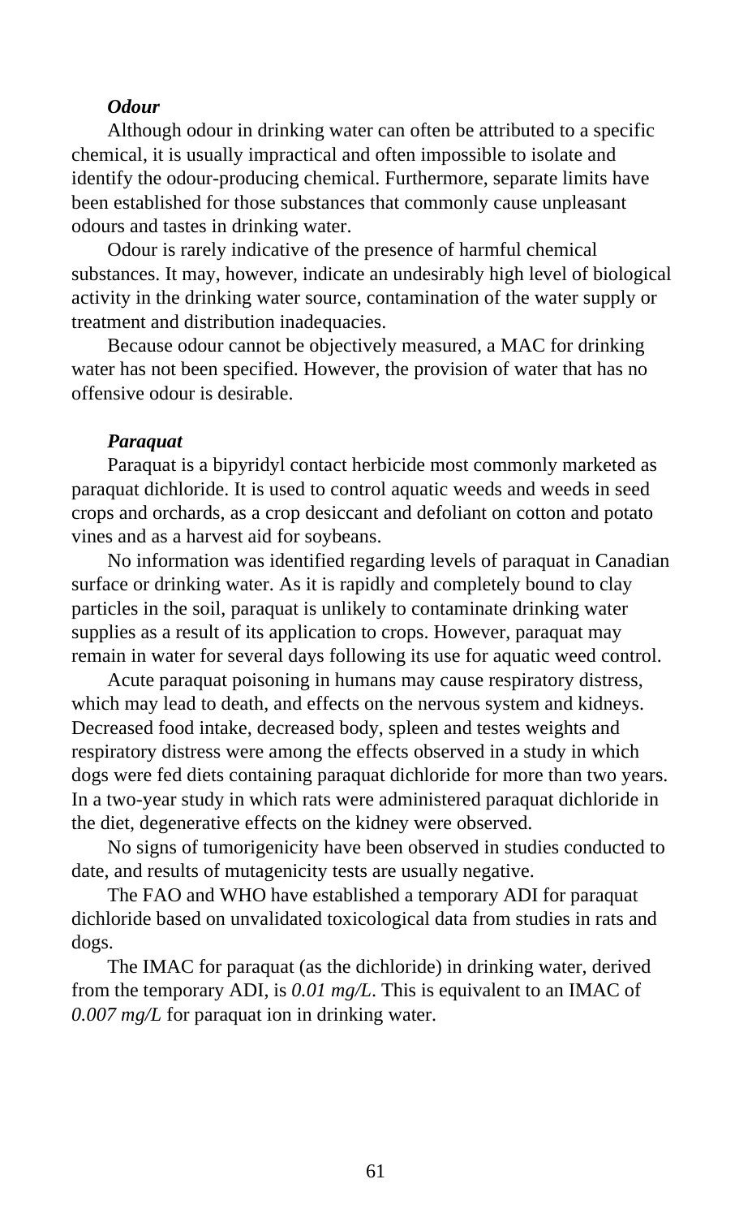### *Odour*

Although odour in drinking water can often be attributed to a specific chemical, it is usually impractical and often impossible to isolate and identify the odour-producing chemical. Furthermore, separate limits have been established for those substances that commonly cause unpleasant odours and tastes in drinking water.

Odour is rarely indicative of the presence of harmful chemical substances. It may, however, indicate an undesirably high level of biological activity in the drinking water source, contamination of the water supply or treatment and distribution inadequacies.

Because odour cannot be objectively measured, a MAC for drinking water has not been specified. However, the provision of water that has no offensive odour is desirable.

### *Paraquat*

Paraquat is a bipyridyl contact herbicide most commonly marketed as paraquat dichloride. It is used to control aquatic weeds and weeds in seed crops and orchards, as a crop desiccant and defoliant on cotton and potato vines and as a harvest aid for soybeans.

No information was identified regarding levels of paraquat in Canadian surface or drinking water. As it is rapidly and completely bound to clay particles in the soil, paraquat is unlikely to contaminate drinking water supplies as a result of its application to crops. However, paraquat may remain in water for several days following its use for aquatic weed control.

Acute paraquat poisoning in humans may cause respiratory distress, which may lead to death, and effects on the nervous system and kidneys. Decreased food intake, decreased body, spleen and testes weights and respiratory distress were among the effects observed in a study in which dogs were fed diets containing paraquat dichloride for more than two years. In a two-year study in which rats were administered paraquat dichloride in the diet, degenerative effects on the kidney were observed.

No signs of tumorigenicity have been observed in studies conducted to date, and results of mutagenicity tests are usually negative.

The FAO and WHO have established a temporary ADI for paraquat dichloride based on unvalidated toxicological data from studies in rats and dogs.

The IMAC for paraquat (as the dichloride) in drinking water, derived from the temporary ADI, is *0.01 mg/L*. This is equivalent to an IMAC of *0.007 mg/L* for paraquat ion in drinking water.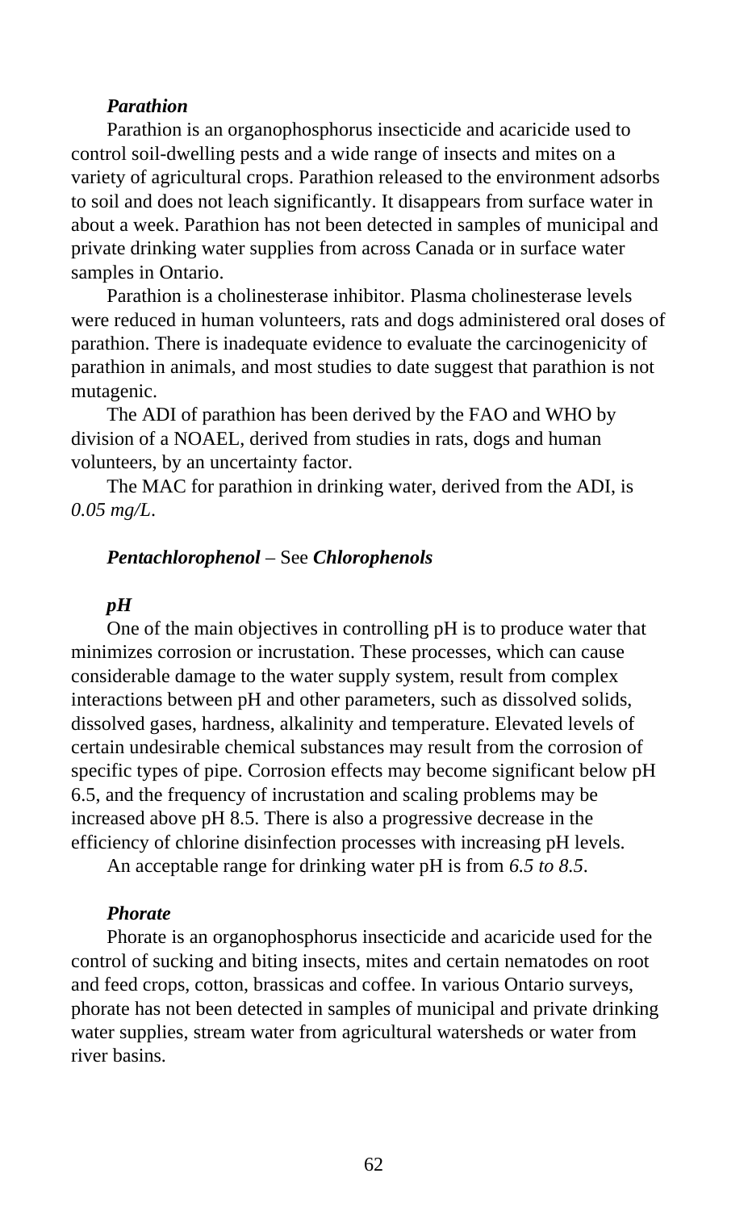***Parathion***

Parathion is an organophosphorus insecticide and acaricide used to control soil-dwelling pests and a wide range of insects and mites on a variety of agricultural crops. Parathion released to the environment adsorbs to soil and does not leach significantly. It disappears from surface water in about a week. Parathion has not been detected in samples of municipal and private drinking water supplies from across Canada or in surface water samples in Ontario.

Parathion is a cholinesterase inhibitor. Plasma cholinesterase levels were reduced in human volunteers, rats and dogs administered oral doses of parathion. There is inadequate evidence to evaluate the carcinogenicity of parathion in animals, and most studies to date suggest that parathion is not mutagenic.

The ADI of parathion has been derived by the FAO and WHO by division of a NOAEL, derived from studies in rats, dogs and human volunteers, by an uncertainty factor.

The MAC for parathion in drinking water, derived from the ADI, is *0.05 mg/L*.

***Pentachlorophenol*** – See ***Chlorophenols***

***pH***

One of the main objectives in controlling pH is to produce water that minimizes corrosion or incrustation. These processes, which can cause considerable damage to the water supply system, result from complex interactions between pH and other parameters, such as dissolved solids, dissolved gases, hardness, alkalinity and temperature. Elevated levels of certain undesirable chemical substances may result from the corrosion of specific types of pipe. Corrosion effects may become significant below pH 6.5, and the frequency of incrustation and scaling problems may be increased above pH 8.5. There is also a progressive decrease in the efficiency of chlorine disinfection processes with increasing pH levels.

An acceptable range for drinking water pH is from *6.5 to 8.5*.

***Phorate***

Phorate is an organophosphorus insecticide and acaricide used for the control of sucking and biting insects, mites and certain nematodes on root and feed crops, cotton, brassicas and coffee. In various Ontario surveys, phorate has not been detected in samples of municipal and private drinking water supplies, stream water from agricultural watersheds or water from river basins.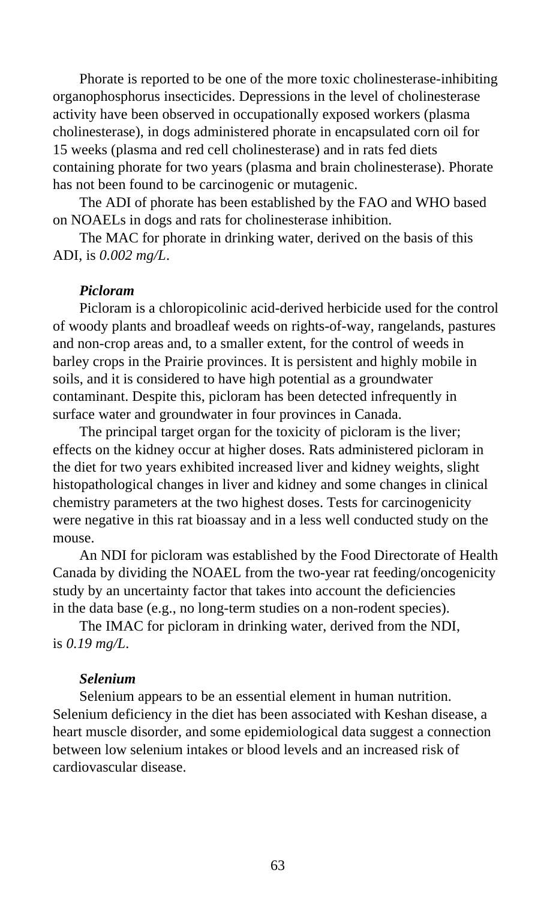Phorate is reported to be one of the more toxic cholinesterase-inhibiting organophosphorus insecticides. Depressions in the level of cholinesterase activity have been observed in occupationally exposed workers (plasma cholinesterase), in dogs administered phorate in encapsulated corn oil for 15 weeks (plasma and red cell cholinesterase) and in rats fed diets containing phorate for two years (plasma and brain cholinesterase). Phorate has not been found to be carcinogenic or mutagenic.

The ADI of phorate has been established by the FAO and WHO based on NOAELs in dogs and rats for cholinesterase inhibition.

The MAC for phorate in drinking water, derived on the basis of this ADI, is *0.002 mg/L*.

***Picloram***

Picloram is a chloropicolinic acid-derived herbicide used for the control of woody plants and broadleaf weeds on rights-of-way, rangelands, pastures and non-crop areas and, to a smaller extent, for the control of weeds in barley crops in the Prairie provinces. It is persistent and highly mobile in soils, and it is considered to have high potential as a groundwater contaminant. Despite this, picloram has been detected infrequently in surface water and groundwater in four provinces in Canada.

The principal target organ for the toxicity of picloram is the liver; effects on the kidney occur at higher doses. Rats administered picloram in the diet for two years exhibited increased liver and kidney weights, slight histopathological changes in liver and kidney and some changes in clinical chemistry parameters at the two highest doses. Tests for carcinogenicity were negative in this rat bioassay and in a less well conducted study on the mouse.

An NDI for picloram was established by the Food Directorate of Health Canada by dividing the NOAEL from the two-year rat feeding/oncogenicity study by an uncertainty factor that takes into account the deficiencies in the data base (e.g., no long-term studies on a non-rodent species).

The IMAC for picloram in drinking water, derived from the NDI, is *0.19 mg/L*.

***Selenium***

Selenium appears to be an essential element in human nutrition. Selenium deficiency in the diet has been associated with Keshan disease, a heart muscle disorder, and some epidemiological data suggest a connection between low selenium intakes or blood levels and an increased risk of cardiovascular disease.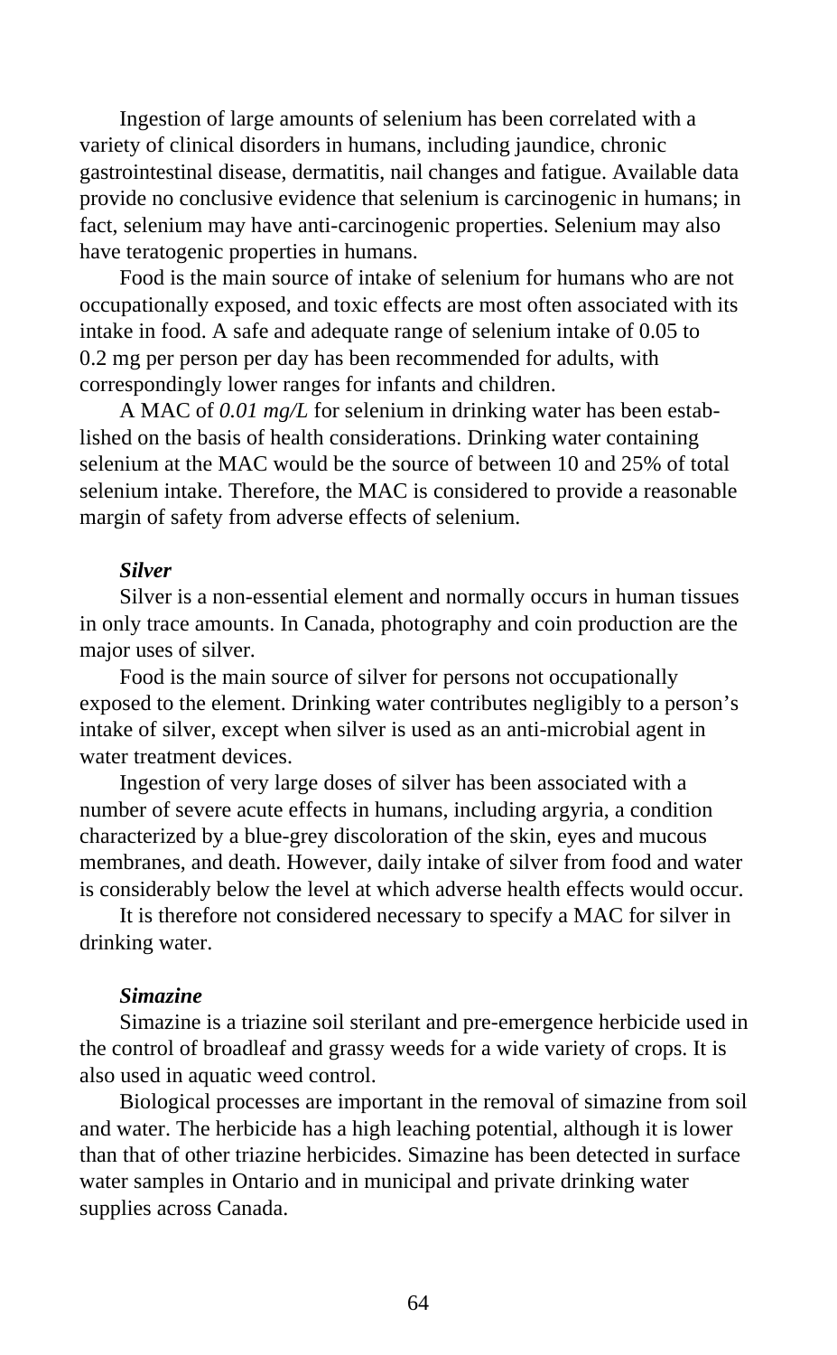Ingestion of large amounts of selenium has been correlated with a variety of clinical disorders in humans, including jaundice, chronic gastrointestinal disease, dermatitis, nail changes and fatigue. Available data provide no conclusive evidence that selenium is carcinogenic in humans; in fact, selenium may have anti-carcinogenic properties. Selenium may also have teratogenic properties in humans.

Food is the main source of intake of selenium for humans who are not occupationally exposed, and toxic effects are most often associated with its intake in food. A safe and adequate range of selenium intake of 0.05 to 0.2 mg per person per day has been recommended for adults, with correspondingly lower ranges for infants and children.

A MAC of *0.01 mg/L* for selenium in drinking water has been established on the basis of health considerations. Drinking water containing selenium at the MAC would be the source of between 10 and 25% of total selenium intake. Therefore, the MAC is considered to provide a reasonable margin of safety from adverse effects of selenium.

***Silver***

Silver is a non-essential element and normally occurs in human tissues in only trace amounts. In Canada, photography and coin production are the major uses of silver.

Food is the main source of silver for persons not occupationally exposed to the element. Drinking water contributes negligibly to a person's intake of silver, except when silver is used as an anti-microbial agent in water treatment devices.

Ingestion of very large doses of silver has been associated with a number of severe acute effects in humans, including argyria, a condition characterized by a blue-grey discoloration of the skin, eyes and mucous membranes, and death. However, daily intake of silver from food and water is considerably below the level at which adverse health effects would occur.

It is therefore not considered necessary to specify a MAC for silver in drinking water.

***Simazine***

Simazine is a triazine soil sterilant and pre-emergence herbicide used in the control of broadleaf and grassy weeds for a wide variety of crops. It is also used in aquatic weed control.

Biological processes are important in the removal of simazine from soil and water. The herbicide has a high leaching potential, although it is lower than that of other triazine herbicides. Simazine has been detected in surface water samples in Ontario and in municipal and private drinking water supplies across Canada.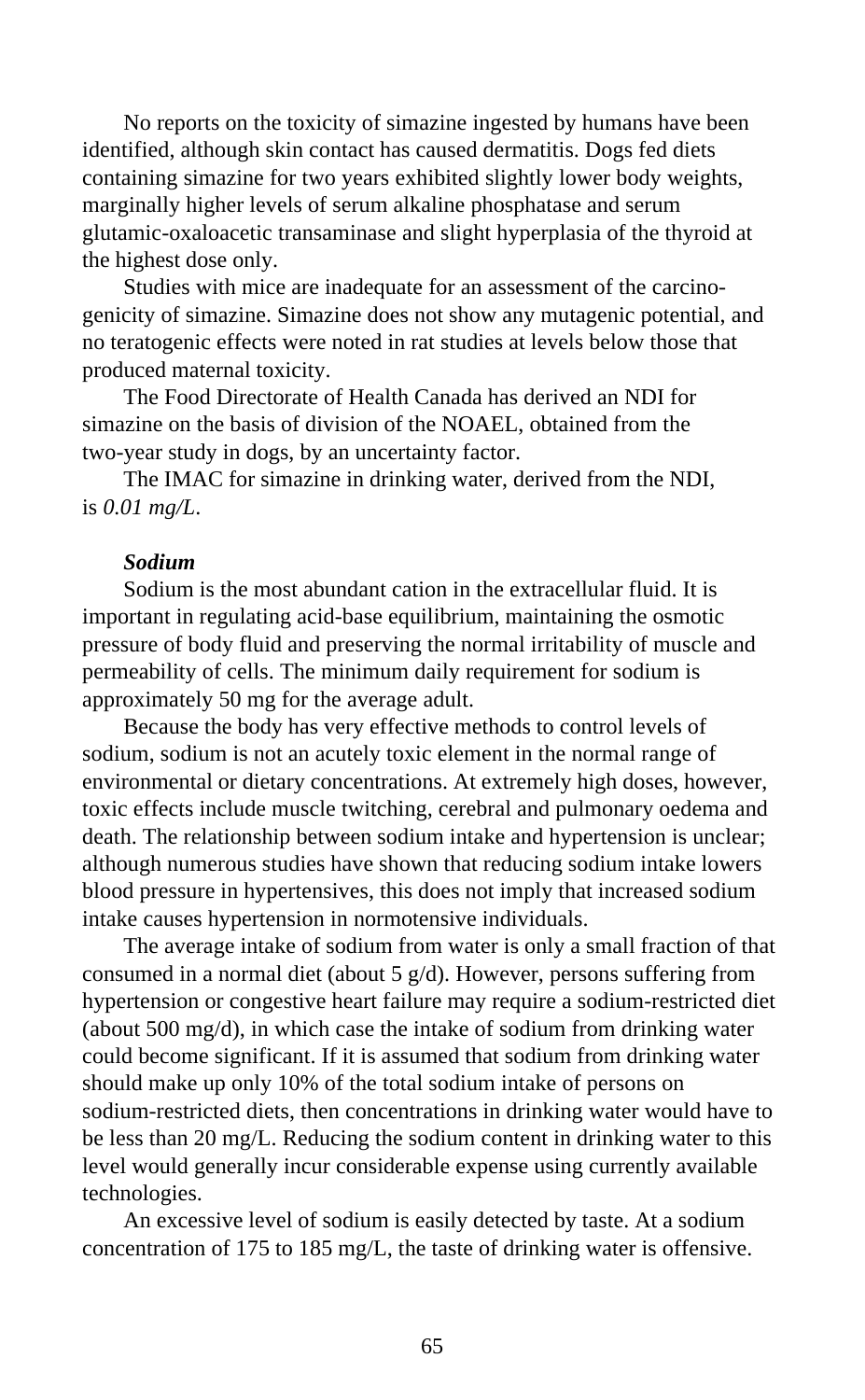No reports on the toxicity of simazine ingested by humans have been identified, although skin contact has caused dermatitis. Dogs fed diets containing simazine for two years exhibited slightly lower body weights, marginally higher levels of serum alkaline phosphatase and serum glutamic-oxaloacetic transaminase and slight hyperplasia of the thyroid at the highest dose only.

Studies with mice are inadequate for an assessment of the carcinogenicity of simazine. Simazine does not show any mutagenic potential, and no teratogenic effects were noted in rat studies at levels below those that produced maternal toxicity.

The Food Directorate of Health Canada has derived an NDI for simazine on the basis of division of the NOAEL, obtained from the two-year study in dogs, by an uncertainty factor.

The IMAC for simazine in drinking water, derived from the NDI, is *0.01 mg/L*.

***Sodium***

Sodium is the most abundant cation in the extracellular fluid. It is important in regulating acid-base equilibrium, maintaining the osmotic pressure of body fluid and preserving the normal irritability of muscle and permeability of cells. The minimum daily requirement for sodium is approximately 50 mg for the average adult.

Because the body has very effective methods to control levels of sodium, sodium is not an acutely toxic element in the normal range of environmental or dietary concentrations. At extremely high doses, however, toxic effects include muscle twitching, cerebral and pulmonary oedema and death. The relationship between sodium intake and hypertension is unclear; although numerous studies have shown that reducing sodium intake lowers blood pressure in hypertensives, this does not imply that increased sodium intake causes hypertension in normotensive individuals.

The average intake of sodium from water is only a small fraction of that consumed in a normal diet (about 5 g/d). However, persons suffering from hypertension or congestive heart failure may require a sodium-restricted diet (about 500 mg/d), in which case the intake of sodium from drinking water could become significant. If it is assumed that sodium from drinking water should make up only 10% of the total sodium intake of persons on sodium-restricted diets, then concentrations in drinking water would have to be less than 20 mg/L. Reducing the sodium content in drinking water to this level would generally incur considerable expense using currently available technologies.

An excessive level of sodium is easily detected by taste. At a sodium concentration of 175 to 185 mg/L, the taste of drinking water is offensive.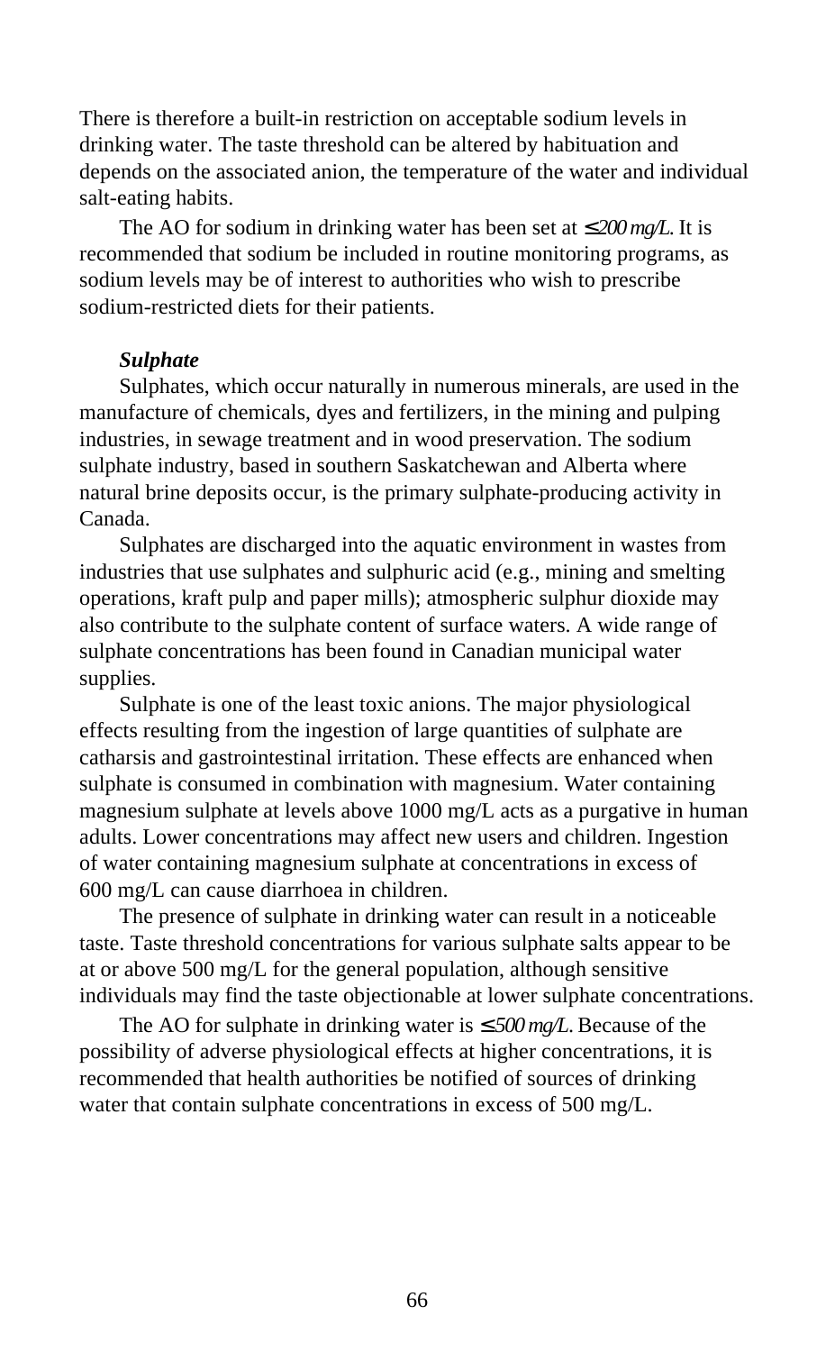There is therefore a built-in restriction on acceptable sodium levels in drinking water. The taste threshold can be altered by habituation and depends on the associated anion, the temperature of the water and individual salt-eating habits.

The AO for sodium in drinking water has been set at *≤200 mg/L*. It is recommended that sodium be included in routine monitoring programs, as sodium levels may be of interest to authorities who wish to prescribe sodium-restricted diets for their patients.

***Sulphate***

Sulphates, which occur naturally in numerous minerals, are used in the manufacture of chemicals, dyes and fertilizers, in the mining and pulping industries, in sewage treatment and in wood preservation. The sodium sulphate industry, based in southern Saskatchewan and Alberta where natural brine deposits occur, is the primary sulphate-producing activity in Canada.

Sulphates are discharged into the aquatic environment in wastes from industries that use sulphates and sulphuric acid (e.g., mining and smelting operations, kraft pulp and paper mills); atmospheric sulphur dioxide may also contribute to the sulphate content of surface waters. A wide range of sulphate concentrations has been found in Canadian municipal water supplies.

Sulphate is one of the least toxic anions. The major physiological effects resulting from the ingestion of large quantities of sulphate are catharsis and gastrointestinal irritation. These effects are enhanced when sulphate is consumed in combination with magnesium. Water containing magnesium sulphate at levels above 1000 mg/L acts as a purgative in human adults. Lower concentrations may affect new users and children. Ingestion of water containing magnesium sulphate at concentrations in excess of 600 mg/L can cause diarrhoea in children.

The presence of sulphate in drinking water can result in a noticeable taste. Taste threshold concentrations for various sulphate salts appear to be at or above 500 mg/L for the general population, although sensitive individuals may find the taste objectionable at lower sulphate concentrations.

The AO for sulphate in drinking water is *≤500 mg/L*. Because of the possibility of adverse physiological effects at higher concentrations, it is recommended that health authorities be notified of sources of drinking water that contain sulphate concentrations in excess of 500 mg/L.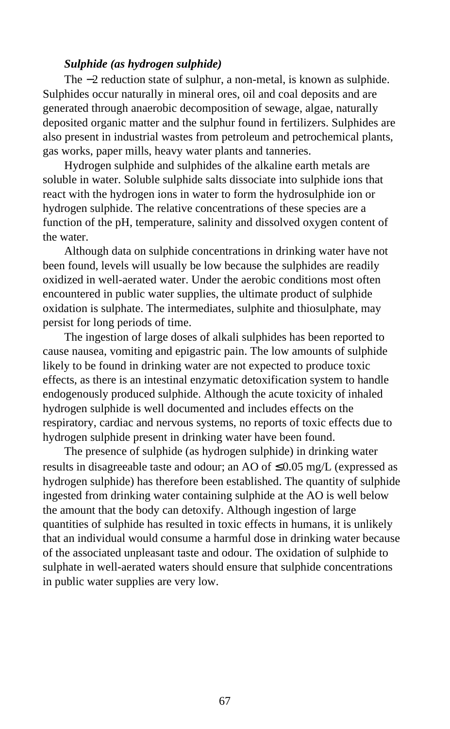***Sulphide (as hydrogen sulphide)***

The −2 reduction state of sulphur, a non-metal, is known as sulphide. Sulphides occur naturally in mineral ores, oil and coal deposits and are generated through anaerobic decomposition of sewage, algae, naturally deposited organic matter and the sulphur found in fertilizers. Sulphides are also present in industrial wastes from petroleum and petrochemical plants, gas works, paper mills, heavy water plants and tanneries.

Hydrogen sulphide and sulphides of the alkaline earth metals are soluble in water. Soluble sulphide salts dissociate into sulphide ions that react with the hydrogen ions in water to form the hydrosulphide ion or hydrogen sulphide. The relative concentrations of these species are a function of the pH, temperature, salinity and dissolved oxygen content of the water.

Although data on sulphide concentrations in drinking water have not been found, levels will usually be low because the sulphides are readily oxidized in well-aerated water. Under the aerobic conditions most often encountered in public water supplies, the ultimate product of sulphide oxidation is sulphate. The intermediates, sulphite and thiosulphate, may persist for long periods of time.

The ingestion of large doses of alkali sulphides has been reported to cause nausea, vomiting and epigastric pain. The low amounts of sulphide likely to be found in drinking water are not expected to produce toxic effects, as there is an intestinal enzymatic detoxification system to handle endogenously produced sulphide. Although the acute toxicity of inhaled hydrogen sulphide is well documented and includes effects on the respiratory, cardiac and nervous systems, no reports of toxic effects due to hydrogen sulphide present in drinking water have been found.

The presence of sulphide (as hydrogen sulphide) in drinking water results in disagreeable taste and odour; an AO of ≤0.05 mg/L (expressed as hydrogen sulphide) has therefore been established. The quantity of sulphide ingested from drinking water containing sulphide at the AO is well below the amount that the body can detoxify. Although ingestion of large quantities of sulphide has resulted in toxic effects in humans, it is unlikely that an individual would consume a harmful dose in drinking water because of the associated unpleasant taste and odour. The oxidation of sulphide to sulphate in well-aerated waters should ensure that sulphide concentrations in public water supplies are very low.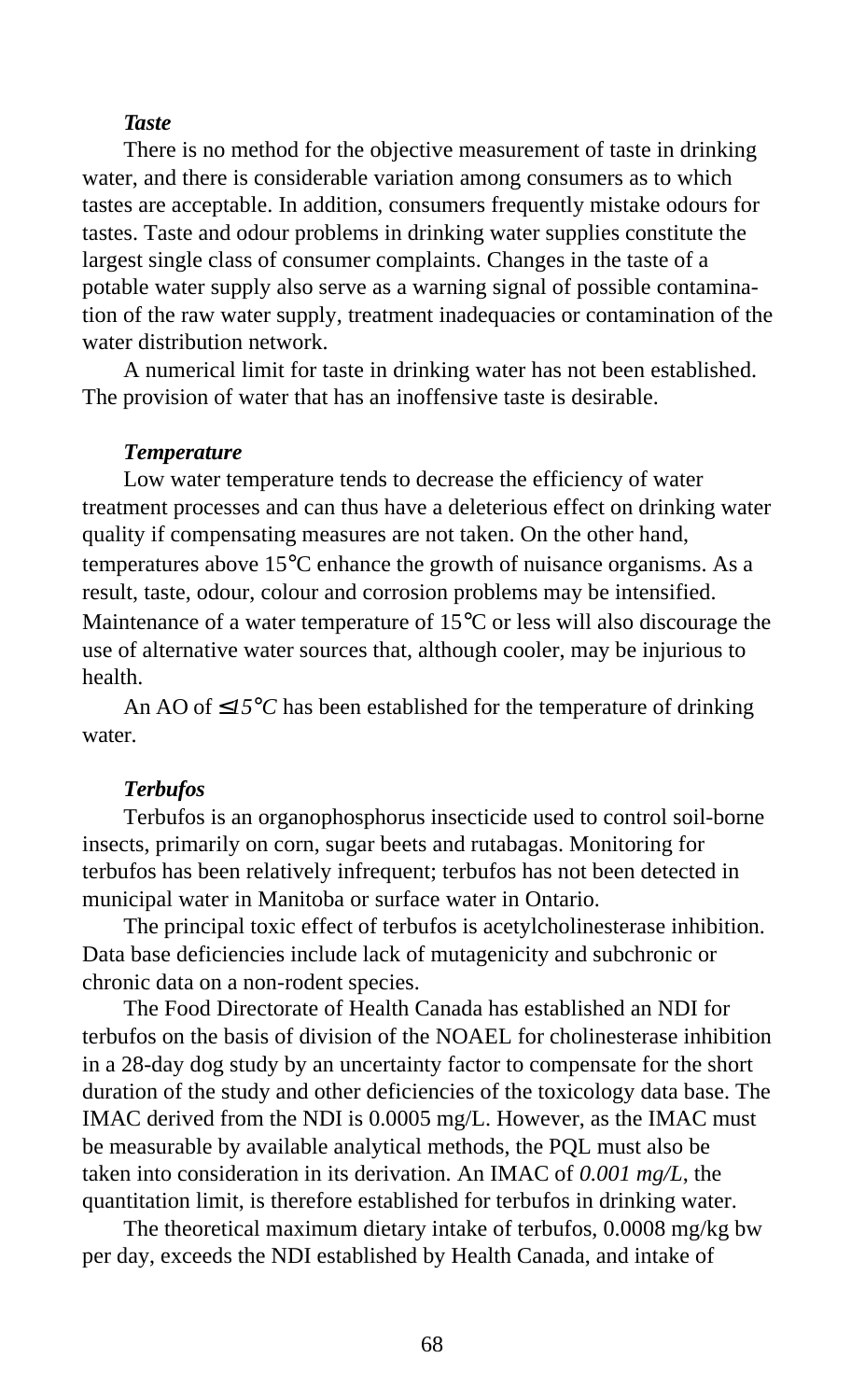***Taste***

There is no method for the objective measurement of taste in drinking water, and there is considerable variation among consumers as to which tastes are acceptable. In addition, consumers frequently mistake odours for tastes. Taste and odour problems in drinking water supplies constitute the largest single class of consumer complaints. Changes in the taste of a potable water supply also serve as a warning signal of possible contamination of the raw water supply, treatment inadequacies or contamination of the water distribution network.

A numerical limit for taste in drinking water has not been established. The provision of water that has an inoffensive taste is desirable.

***Temperature***

Low water temperature tends to decrease the efficiency of water treatment processes and can thus have a deleterious effect on drinking water quality if compensating measures are not taken. On the other hand, temperatures above 15°C enhance the growth of nuisance organisms. As a result, taste, odour, colour and corrosion problems may be intensified. Maintenance of a water temperature of 15°C or less will also discourage the use of alternative water sources that, although cooler, may be injurious to health.

An AO of *≤15°C* has been established for the temperature of drinking water.

***Terbufos***

Terbufos is an organophosphorus insecticide used to control soil-borne insects, primarily on corn, sugar beets and rutabagas. Monitoring for terbufos has been relatively infrequent; terbufos has not been detected in municipal water in Manitoba or surface water in Ontario.

The principal toxic effect of terbufos is acetylcholinesterase inhibition. Data base deficiencies include lack of mutagenicity and subchronic or chronic data on a non-rodent species.

The Food Directorate of Health Canada has established an NDI for terbufos on the basis of division of the NOAEL for cholinesterase inhibition in a 28-day dog study by an uncertainty factor to compensate for the short duration of the study and other deficiencies of the toxicology data base. The IMAC derived from the NDI is 0.0005 mg/L. However, as the IMAC must be measurable by available analytical methods, the PQL must also be taken into consideration in its derivation. An IMAC of *0.001 mg/L*, the quantitation limit, is therefore established for terbufos in drinking water.

The theoretical maximum dietary intake of terbufos, 0.0008 mg/kg bw per day, exceeds the NDI established by Health Canada, and intake of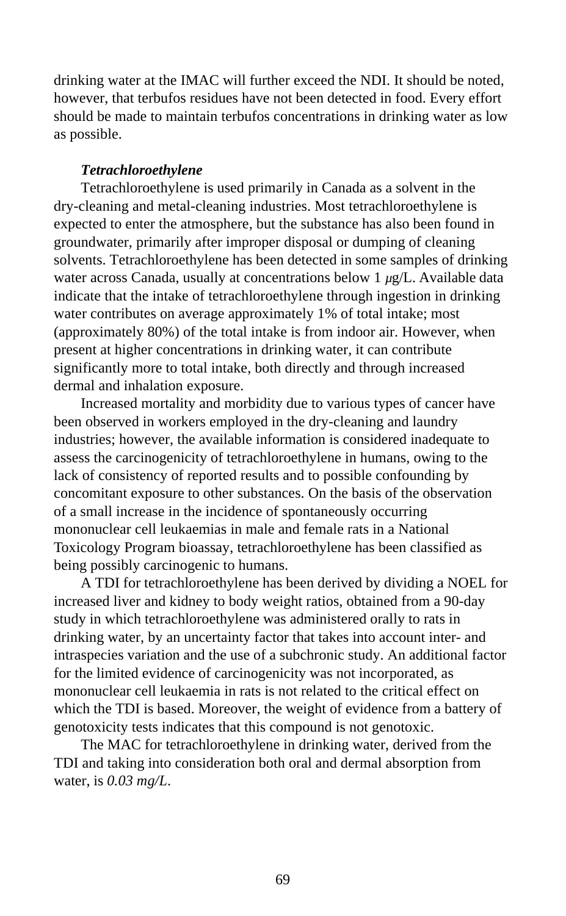drinking water at the IMAC will further exceed the NDI. It should be noted, however, that terbufos residues have not been detected in food. Every effort should be made to maintain terbufos concentrations in drinking water as low as possible.

***Tetrachloroethylene***

Tetrachloroethylene is used primarily in Canada as a solvent in the dry-cleaning and metal-cleaning industries. Most tetrachloroethylene is expected to enter the atmosphere, but the substance has also been found in groundwater, primarily after improper disposal or dumping of cleaning solvents. Tetrachloroethylene has been detected in some samples of drinking water across Canada, usually at concentrations below 1 $\mu$g/L. Available data indicate that the intake of tetrachloroethylene through ingestion in drinking water contributes on average approximately 1% of total intake; most (approximately 80%) of the total intake is from indoor air. However, when present at higher concentrations in drinking water, it can contribute significantly more to total intake, both directly and through increased dermal and inhalation exposure.

Increased mortality and morbidity due to various types of cancer have been observed in workers employed in the dry-cleaning and laundry industries; however, the available information is considered inadequate to assess the carcinogenicity of tetrachloroethylene in humans, owing to the lack of consistency of reported results and to possible confounding by concomitant exposure to other substances. On the basis of the observation of a small increase in the incidence of spontaneously occurring mononuclear cell leukaemias in male and female rats in a National Toxicology Program bioassay, tetrachloroethylene has been classified as being possibly carcinogenic to humans.

A TDI for tetrachloroethylene has been derived by dividing a NOEL for increased liver and kidney to body weight ratios, obtained from a 90-day study in which tetrachloroethylene was administered orally to rats in drinking water, by an uncertainty factor that takes into account inter- and intraspecies variation and the use of a subchronic study. An additional factor for the limited evidence of carcinogenicity was not incorporated, as mononuclear cell leukaemia in rats is not related to the critical effect on which the TDI is based. Moreover, the weight of evidence from a battery of genotoxicity tests indicates that this compound is not genotoxic.

The MAC for tetrachloroethylene in drinking water, derived from the TDI and taking into consideration both oral and dermal absorption from water, is *0.03 mg/L*.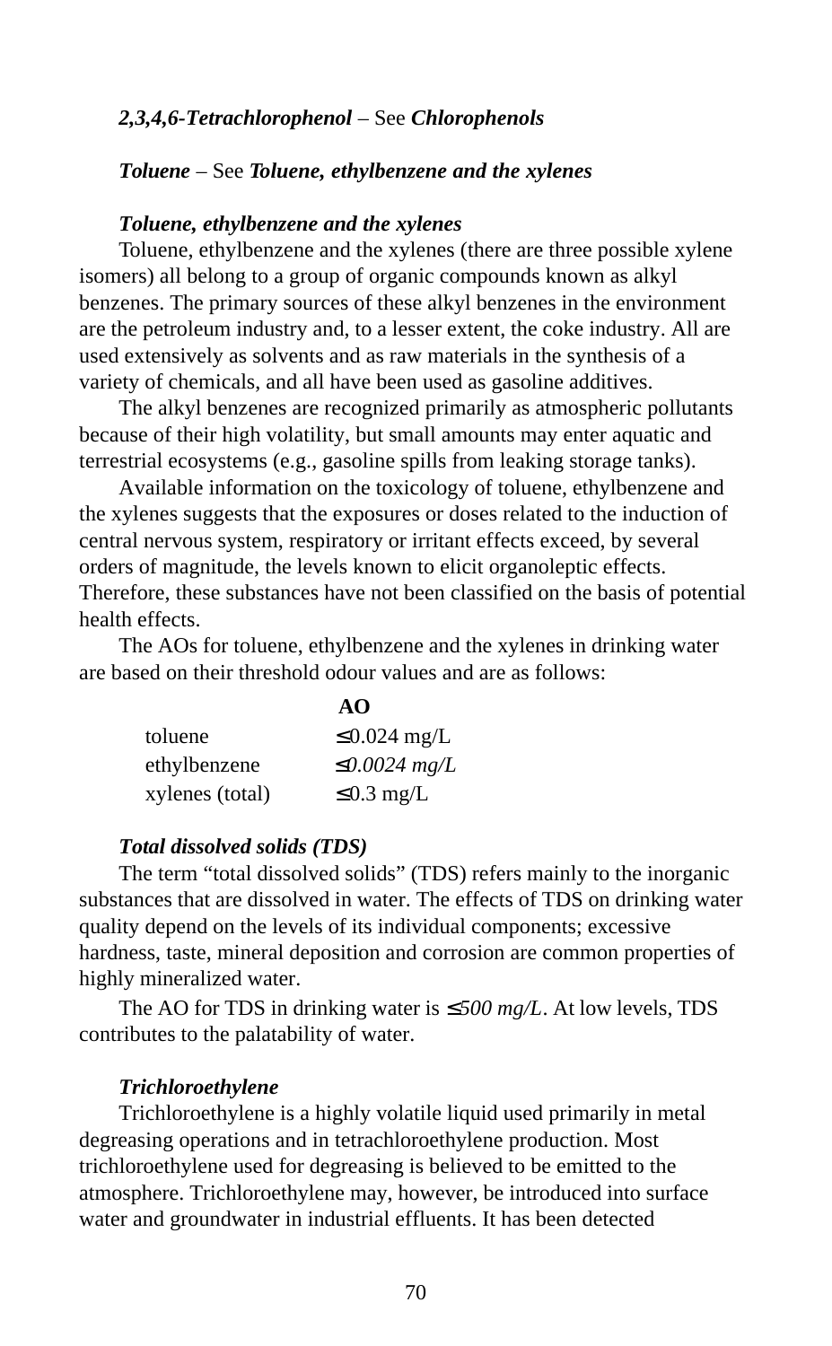***2,3,4,6-Tetrachlorophenol*** – See ***Chlorophenols***

***Toluene*** – See ***Toluene, ethylbenzene and the xylenes***

***Toluene, ethylbenzene and the xylenes***

Toluene, ethylbenzene and the xylenes (there are three possible xylene isomers) all belong to a group of organic compounds known as alkyl benzenes. The primary sources of these alkyl benzenes in the environment are the petroleum industry and, to a lesser extent, the coke industry. All are used extensively as solvents and as raw materials in the synthesis of a variety of chemicals, and all have been used as gasoline additives.

The alkyl benzenes are recognized primarily as atmospheric pollutants because of their high volatility, but small amounts may enter aquatic and terrestrial ecosystems (e.g., gasoline spills from leaking storage tanks).

Available information on the toxicology of toluene, ethylbenzene and the xylenes suggests that the exposures or doses related to the induction of central nervous system, respiratory or irritant effects exceed, by several orders of magnitude, the levels known to elicit organoleptic effects. Therefore, these substances have not been classified on the basis of potential health effects.

The AOs for toluene, ethylbenzene and the xylenes in drinking water are based on their threshold odour values and are as follows:

| | **AO** |
|---|---|
| toluene | ≤0.024 mg/L |
| ethylbenzene | *≤0.0024 mg/L* |
| xylenes (total) | ≤0.3 mg/L |

***Total dissolved solids (TDS)***

The term "total dissolved solids" (TDS) refers mainly to the inorganic substances that are dissolved in water. The effects of TDS on drinking water quality depend on the levels of its individual components; excessive hardness, taste, mineral deposition and corrosion are common properties of highly mineralized water.

The AO for TDS in drinking water is *≤500 mg/L*. At low levels, TDS contributes to the palatability of water.

***Trichloroethylene***

Trichloroethylene is a highly volatile liquid used primarily in metal degreasing operations and in tetrachloroethylene production. Most trichloroethylene used for degreasing is believed to be emitted to the atmosphere. Trichloroethylene may, however, be introduced into surface water and groundwater in industrial effluents. It has been detected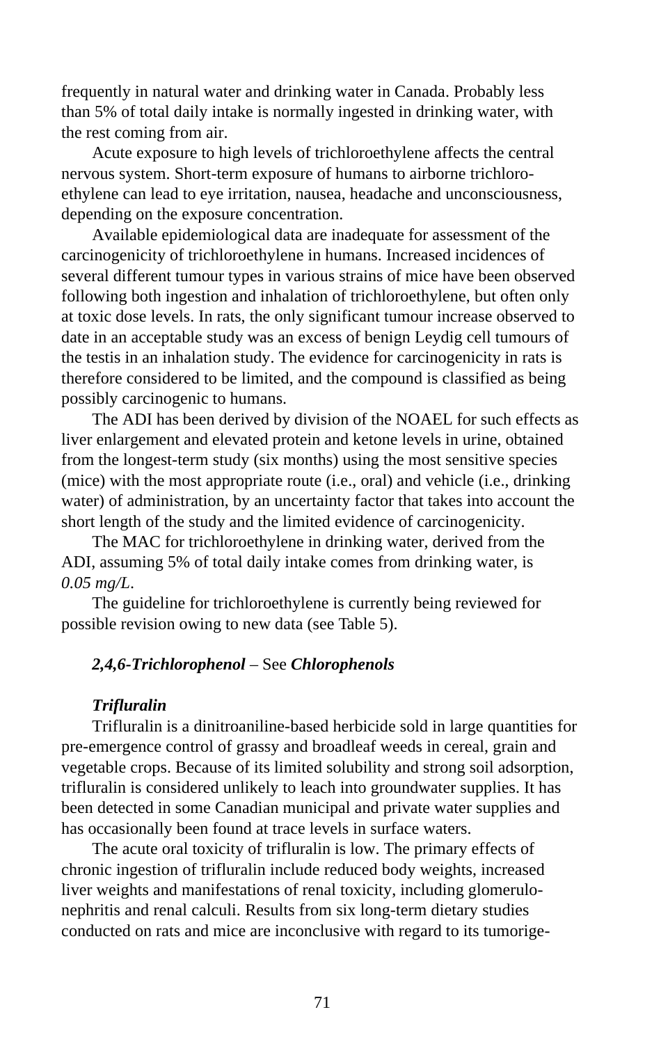frequently in natural water and drinking water in Canada. Probably less than 5% of total daily intake is normally ingested in drinking water, with the rest coming from air.

Acute exposure to high levels of trichloroethylene affects the central nervous system. Short-term exposure of humans to airborne trichloroethylene can lead to eye irritation, nausea, headache and unconsciousness, depending on the exposure concentration.

Available epidemiological data are inadequate for assessment of the carcinogenicity of trichloroethylene in humans. Increased incidences of several different tumour types in various strains of mice have been observed following both ingestion and inhalation of trichloroethylene, but often only at toxic dose levels. In rats, the only significant tumour increase observed to date in an acceptable study was an excess of benign Leydig cell tumours of the testis in an inhalation study. The evidence for carcinogenicity in rats is therefore considered to be limited, and the compound is classified as being possibly carcinogenic to humans.

The ADI has been derived by division of the NOAEL for such effects as liver enlargement and elevated protein and ketone levels in urine, obtained from the longest-term study (six months) using the most sensitive species (mice) with the most appropriate route (i.e., oral) and vehicle (i.e., drinking water) of administration, by an uncertainty factor that takes into account the short length of the study and the limited evidence of carcinogenicity.

The MAC for trichloroethylene in drinking water, derived from the ADI, assuming 5% of total daily intake comes from drinking water, is *0.05 mg/L*.

The guideline for trichloroethylene is currently being reviewed for possible revision owing to new data (see Table 5).

***2,4,6-Trichlorophenol*** – See ***Chlorophenols***

***Trifluralin***

Trifluralin is a dinitroaniline-based herbicide sold in large quantities for pre-emergence control of grassy and broadleaf weeds in cereal, grain and vegetable crops. Because of its limited solubility and strong soil adsorption, trifluralin is considered unlikely to leach into groundwater supplies. It has been detected in some Canadian municipal and private water supplies and has occasionally been found at trace levels in surface waters.

The acute oral toxicity of trifluralin is low. The primary effects of chronic ingestion of trifluralin include reduced body weights, increased liver weights and manifestations of renal toxicity, including glomerulonephritis and renal calculi. Results from six long-term dietary studies conducted on rats and mice are inconclusive with regard to its tumorige-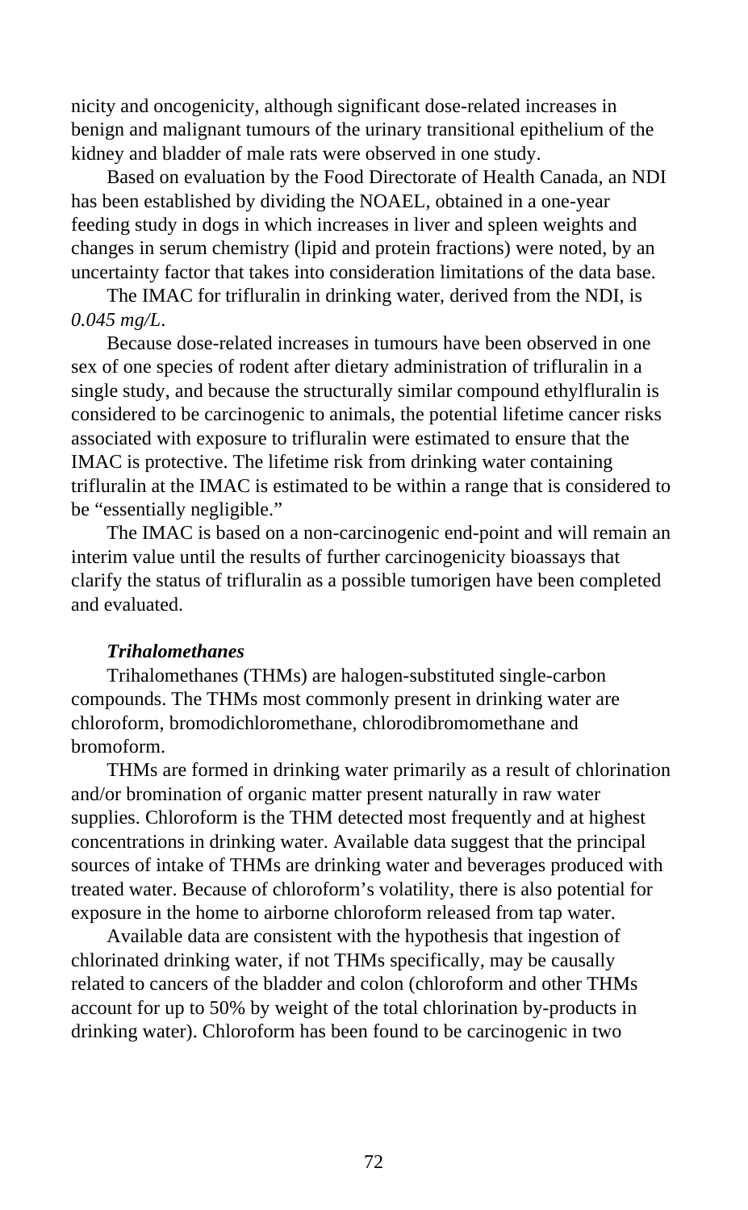nicity and oncogenicity, although significant dose-related increases in benign and malignant tumours of the urinary transitional epithelium of the kidney and bladder of male rats were observed in one study.

Based on evaluation by the Food Directorate of Health Canada, an NDI has been established by dividing the NOAEL, obtained in a one-year feeding study in dogs in which increases in liver and spleen weights and changes in serum chemistry (lipid and protein fractions) were noted, by an uncertainty factor that takes into consideration limitations of the data base.

The IMAC for trifluralin in drinking water, derived from the NDI, is *0.045 mg/L*.

Because dose-related increases in tumours have been observed in one sex of one species of rodent after dietary administration of trifluralin in a single study, and because the structurally similar compound ethylfluralin is considered to be carcinogenic to animals, the potential lifetime cancer risks associated with exposure to trifluralin were estimated to ensure that the IMAC is protective. The lifetime risk from drinking water containing trifluralin at the IMAC is estimated to be within a range that is considered to be "essentially negligible."

The IMAC is based on a non-carcinogenic end-point and will remain an interim value until the results of further carcinogenicity bioassays that clarify the status of trifluralin as a possible tumorigen have been completed and evaluated.

***Trihalomethanes***

Trihalomethanes (THMs) are halogen-substituted single-carbon compounds. The THMs most commonly present in drinking water are chloroform, bromodichloromethane, chlorodibromomethane and bromoform.

THMs are formed in drinking water primarily as a result of chlorination and/or bromination of organic matter present naturally in raw water supplies. Chloroform is the THM detected most frequently and at highest concentrations in drinking water. Available data suggest that the principal sources of intake of THMs are drinking water and beverages produced with treated water. Because of chloroform's volatility, there is also potential for exposure in the home to airborne chloroform released from tap water.

Available data are consistent with the hypothesis that ingestion of chlorinated drinking water, if not THMs specifically, may be causally related to cancers of the bladder and colon (chloroform and other THMs account for up to 50% by weight of the total chlorination by-products in drinking water). Chloroform has been found to be carcinogenic in two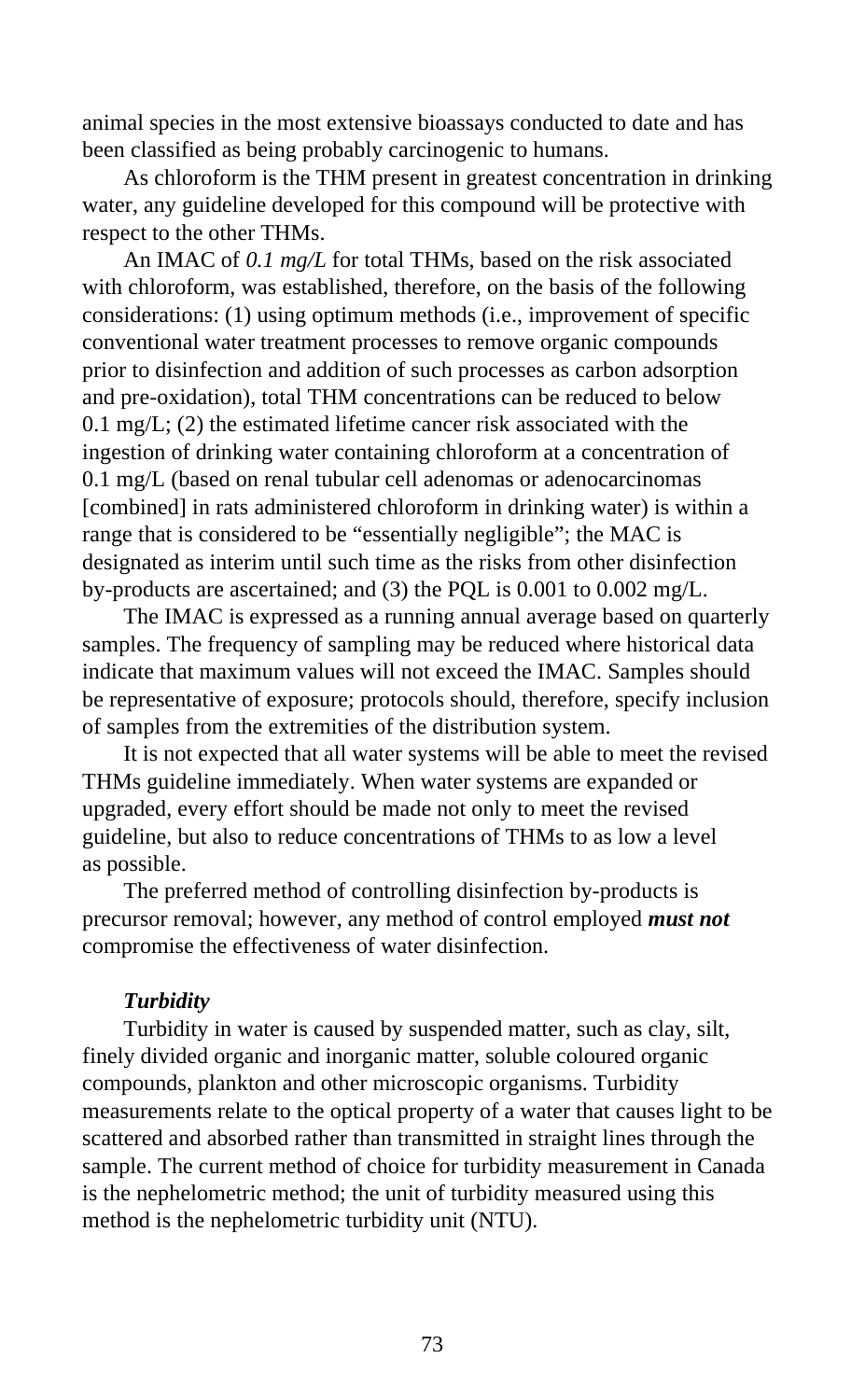animal species in the most extensive bioassays conducted to date and has been classified as being probably carcinogenic to humans.

As chloroform is the THM present in greatest concentration in drinking water, any guideline developed for this compound will be protective with respect to the other THMs.

An IMAC of *0.1 mg/L* for total THMs, based on the risk associated with chloroform, was established, therefore, on the basis of the following considerations: (1) using optimum methods (i.e., improvement of specific conventional water treatment processes to remove organic compounds prior to disinfection and addition of such processes as carbon adsorption and pre-oxidation), total THM concentrations can be reduced to below 0.1 mg/L; (2) the estimated lifetime cancer risk associated with the ingestion of drinking water containing chloroform at a concentration of 0.1 mg/L (based on renal tubular cell adenomas or adenocarcinomas [combined] in rats administered chloroform in drinking water) is within a range that is considered to be "essentially negligible"; the MAC is designated as interim until such time as the risks from other disinfection by-products are ascertained; and (3) the PQL is 0.001 to 0.002 mg/L.

The IMAC is expressed as a running annual average based on quarterly samples. The frequency of sampling may be reduced where historical data indicate that maximum values will not exceed the IMAC. Samples should be representative of exposure; protocols should, therefore, specify inclusion of samples from the extremities of the distribution system.

It is not expected that all water systems will be able to meet the revised THMs guideline immediately. When water systems are expanded or upgraded, every effort should be made not only to meet the revised guideline, but also to reduce concentrations of THMs to as low a level as possible.

The preferred method of controlling disinfection by-products is precursor removal; however, any method of control employed ***must not*** compromise the effectiveness of water disinfection.

### *Turbidity*

Turbidity in water is caused by suspended matter, such as clay, silt, finely divided organic and inorganic matter, soluble coloured organic compounds, plankton and other microscopic organisms. Turbidity measurements relate to the optical property of a water that causes light to be scattered and absorbed rather than transmitted in straight lines through the sample. The current method of choice for turbidity measurement in Canada is the nephelometric method; the unit of turbidity measured using this method is the nephelometric turbidity unit (NTU).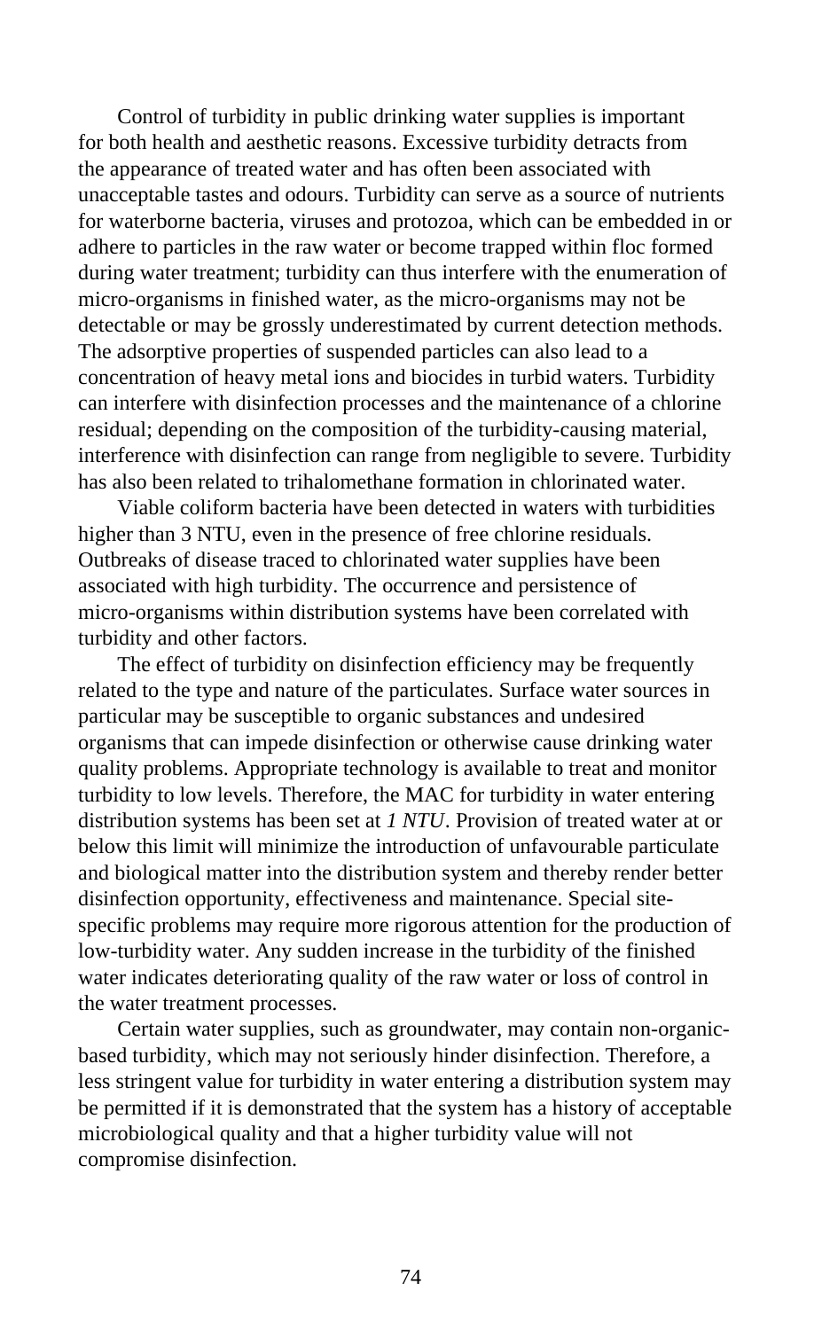Control of turbidity in public drinking water supplies is important for both health and aesthetic reasons. Excessive turbidity detracts from the appearance of treated water and has often been associated with unacceptable tastes and odours. Turbidity can serve as a source of nutrients for waterborne bacteria, viruses and protozoa, which can be embedded in or adhere to particles in the raw water or become trapped within floc formed during water treatment; turbidity can thus interfere with the enumeration of micro-organisms in finished water, as the micro-organisms may not be detectable or may be grossly underestimated by current detection methods. The adsorptive properties of suspended particles can also lead to a concentration of heavy metal ions and biocides in turbid waters. Turbidity can interfere with disinfection processes and the maintenance of a chlorine residual; depending on the composition of the turbidity-causing material, interference with disinfection can range from negligible to severe. Turbidity has also been related to trihalomethane formation in chlorinated water.

Viable coliform bacteria have been detected in waters with turbidities higher than 3 NTU, even in the presence of free chlorine residuals. Outbreaks of disease traced to chlorinated water supplies have been associated with high turbidity. The occurrence and persistence of micro-organisms within distribution systems have been correlated with turbidity and other factors.

The effect of turbidity on disinfection efficiency may be frequently related to the type and nature of the particulates. Surface water sources in particular may be susceptible to organic substances and undesired organisms that can impede disinfection or otherwise cause drinking water quality problems. Appropriate technology is available to treat and monitor turbidity to low levels. Therefore, the MAC for turbidity in water entering distribution systems has been set at *1 NTU*. Provision of treated water at or below this limit will minimize the introduction of unfavourable particulate and biological matter into the distribution system and thereby render better disinfection opportunity, effectiveness and maintenance. Special site-specific problems may require more rigorous attention for the production of low-turbidity water. Any sudden increase in the turbidity of the finished water indicates deteriorating quality of the raw water or loss of control in the water treatment processes.

Certain water supplies, such as groundwater, may contain non-organic-based turbidity, which may not seriously hinder disinfection. Therefore, a less stringent value for turbidity in water entering a distribution system may be permitted if it is demonstrated that the system has a history of acceptable microbiological quality and that a higher turbidity value will not compromise disinfection.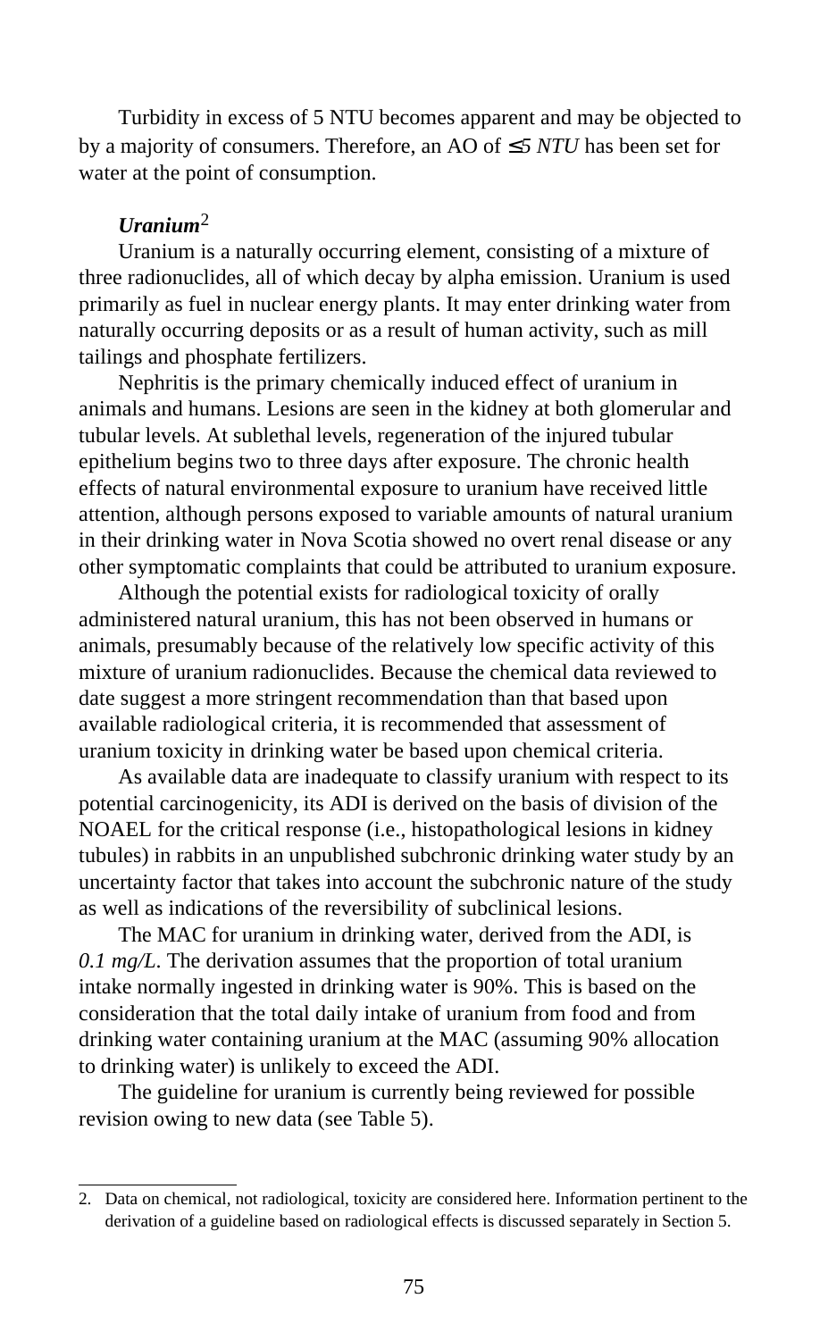Turbidity in excess of 5 NTU becomes apparent and may be objected to by a majority of consumers. Therefore, an AO of *≤5 NTU* has been set for water at the point of consumption.

***Uranium***[2]

Uranium is a naturally occurring element, consisting of a mixture of three radionuclides, all of which decay by alpha emission. Uranium is used primarily as fuel in nuclear energy plants. It may enter drinking water from naturally occurring deposits or as a result of human activity, such as mill tailings and phosphate fertilizers.

Nephritis is the primary chemically induced effect of uranium in animals and humans. Lesions are seen in the kidney at both glomerular and tubular levels. At sublethal levels, regeneration of the injured tubular epithelium begins two to three days after exposure. The chronic health effects of natural environmental exposure to uranium have received little attention, although persons exposed to variable amounts of natural uranium in their drinking water in Nova Scotia showed no overt renal disease or any other symptomatic complaints that could be attributed to uranium exposure.

Although the potential exists for radiological toxicity of orally administered natural uranium, this has not been observed in humans or animals, presumably because of the relatively low specific activity of this mixture of uranium radionuclides. Because the chemical data reviewed to date suggest a more stringent recommendation than that based upon available radiological criteria, it is recommended that assessment of uranium toxicity in drinking water be based upon chemical criteria.

As available data are inadequate to classify uranium with respect to its potential carcinogenicity, its ADI is derived on the basis of division of the NOAEL for the critical response (i.e., histopathological lesions in kidney tubules) in rabbits in an unpublished subchronic drinking water study by an uncertainty factor that takes into account the subchronic nature of the study as well as indications of the reversibility of subclinical lesions.

The MAC for uranium in drinking water, derived from the ADI, is *0.1 mg/L*. The derivation assumes that the proportion of total uranium intake normally ingested in drinking water is 90%. This is based on the consideration that the total daily intake of uranium from food and from drinking water containing uranium at the MAC (assuming 90% allocation to drinking water) is unlikely to exceed the ADI.

The guideline for uranium is currently being reviewed for possible revision owing to new data (see Table 5).

---

2. Data on chemical, not radiological, toxicity are considered here. Information pertinent to the derivation of a guideline based on radiological effects is discussed separately in Section 5.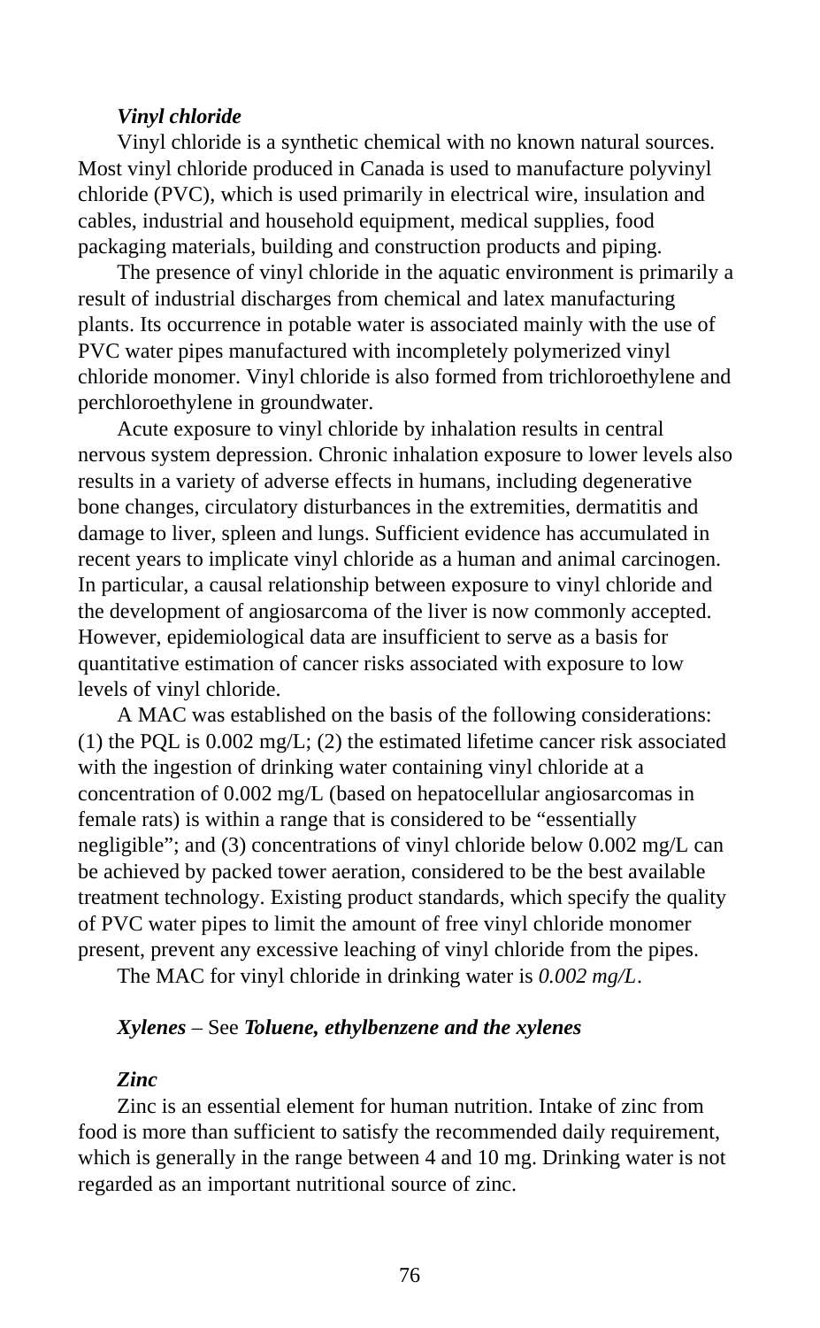***Vinyl chloride***

Vinyl chloride is a synthetic chemical with no known natural sources. Most vinyl chloride produced in Canada is used to manufacture polyvinyl chloride (PVC), which is used primarily in electrical wire, insulation and cables, industrial and household equipment, medical supplies, food packaging materials, building and construction products and piping.

The presence of vinyl chloride in the aquatic environment is primarily a result of industrial discharges from chemical and latex manufacturing plants. Its occurrence in potable water is associated mainly with the use of PVC water pipes manufactured with incompletely polymerized vinyl chloride monomer. Vinyl chloride is also formed from trichloroethylene and perchloroethylene in groundwater.

Acute exposure to vinyl chloride by inhalation results in central nervous system depression. Chronic inhalation exposure to lower levels also results in a variety of adverse effects in humans, including degenerative bone changes, circulatory disturbances in the extremities, dermatitis and damage to liver, spleen and lungs. Sufficient evidence has accumulated in recent years to implicate vinyl chloride as a human and animal carcinogen. In particular, a causal relationship between exposure to vinyl chloride and the development of angiosarcoma of the liver is now commonly accepted. However, epidemiological data are insufficient to serve as a basis for quantitative estimation of cancer risks associated with exposure to low levels of vinyl chloride.

A MAC was established on the basis of the following considerations: (1) the PQL is 0.002 mg/L; (2) the estimated lifetime cancer risk associated with the ingestion of drinking water containing vinyl chloride at a concentration of 0.002 mg/L (based on hepatocellular angiosarcomas in female rats) is within a range that is considered to be "essentially negligible"; and (3) concentrations of vinyl chloride below 0.002 mg/L can be achieved by packed tower aeration, considered to be the best available treatment technology. Existing product standards, which specify the quality of PVC water pipes to limit the amount of free vinyl chloride monomer present, prevent any excessive leaching of vinyl chloride from the pipes.

The MAC for vinyl chloride in drinking water is *0.002 mg/L*.

***Xylenes*** – See ***Toluene, ethylbenzene and the xylenes***

***Zinc***

Zinc is an essential element for human nutrition. Intake of zinc from food is more than sufficient to satisfy the recommended daily requirement, which is generally in the range between 4 and 10 mg. Drinking water is not regarded as an important nutritional source of zinc.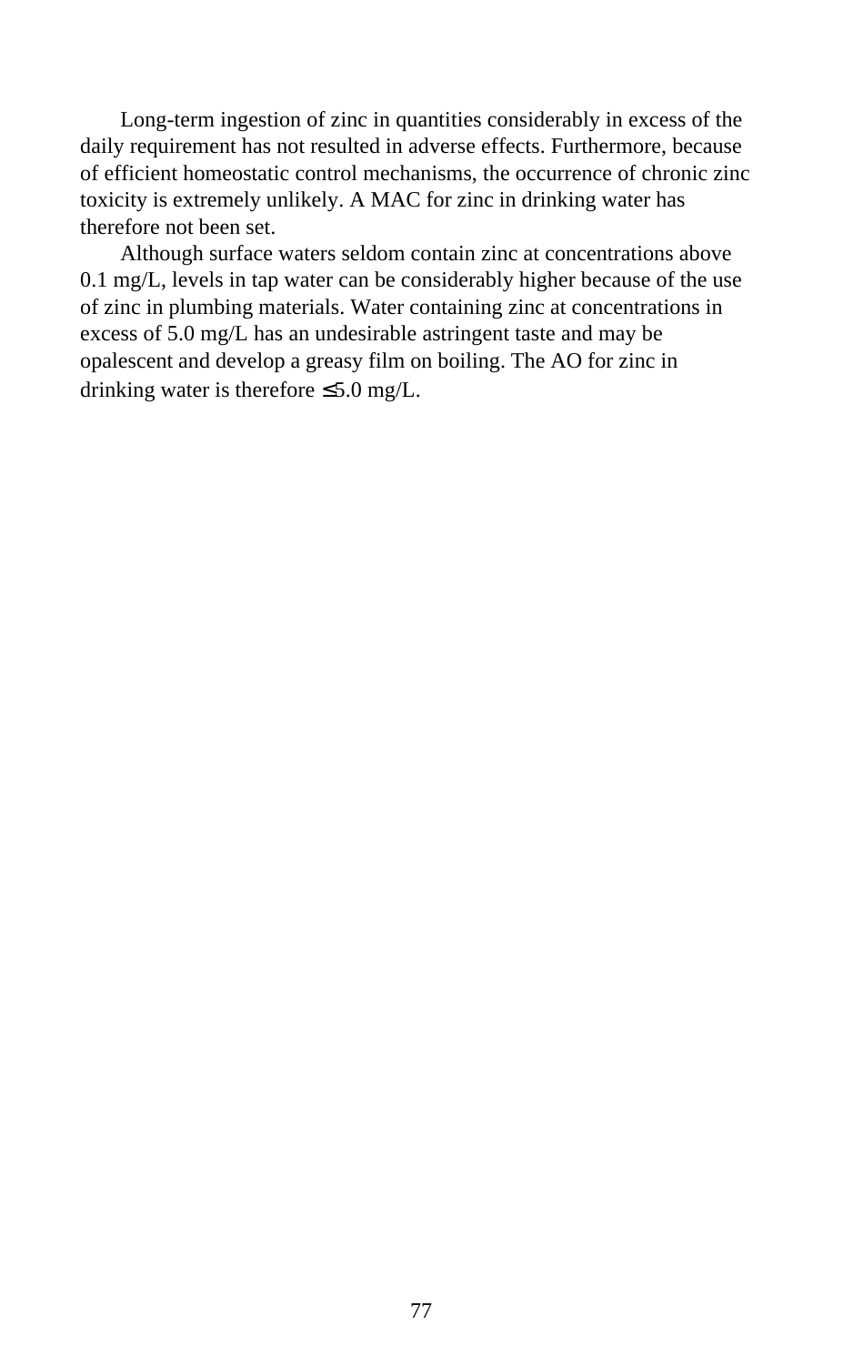Long-term ingestion of zinc in quantities considerably in excess of the daily requirement has not resulted in adverse effects. Furthermore, because of efficient homeostatic control mechanisms, the occurrence of chronic zinc toxicity is extremely unlikely. A MAC for zinc in drinking water has therefore not been set.

Although surface waters seldom contain zinc at concentrations above 0.1 mg/L, levels in tap water can be considerably higher because of the use of zinc in plumbing materials. Water containing zinc at concentrations in excess of 5.0 mg/L has an undesirable astringent taste and may be opalescent and develop a greasy film on boiling. The AO for zinc in drinking water is therefore ≤5.0 mg/L.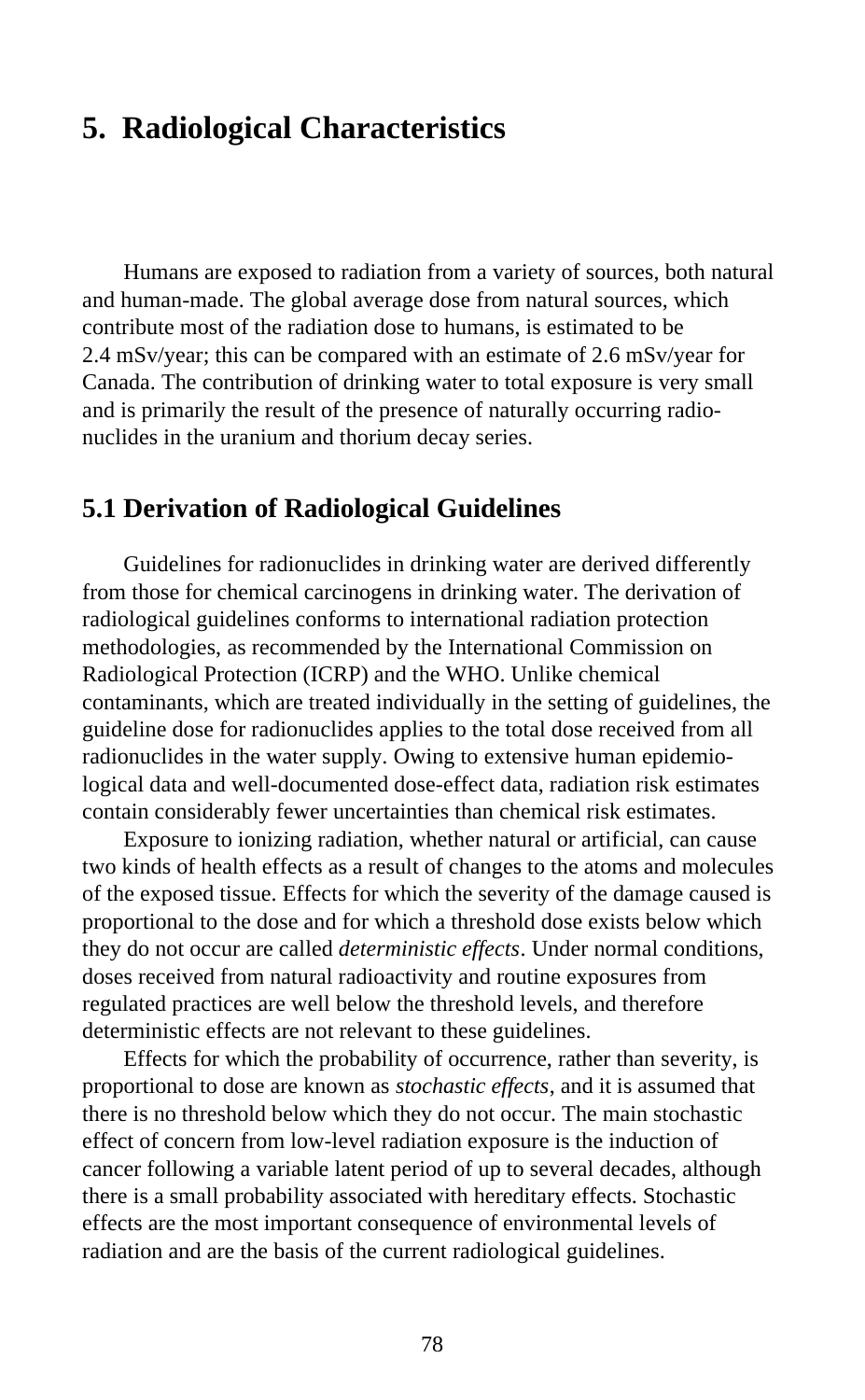# 5. Radiological Characteristics

Humans are exposed to radiation from a variety of sources, both natural and human-made. The global average dose from natural sources, which contribute most of the radiation dose to humans, is estimated to be 2.4 mSv/year; this can be compared with an estimate of 2.6 mSv/year for Canada. The contribution of drinking water to total exposure is very small and is primarily the result of the presence of naturally occurring radionuclides in the uranium and thorium decay series.

## 5.1 Derivation of Radiological Guidelines

Guidelines for radionuclides in drinking water are derived differently from those for chemical carcinogens in drinking water. The derivation of radiological guidelines conforms to international radiation protection methodologies, as recommended by the International Commission on Radiological Protection (ICRP) and the WHO. Unlike chemical contaminants, which are treated individually in the setting of guidelines, the guideline dose for radionuclides applies to the total dose received from all radionuclides in the water supply. Owing to extensive human epidemiological data and well-documented dose-effect data, radiation risk estimates contain considerably fewer uncertainties than chemical risk estimates.

Exposure to ionizing radiation, whether natural or artificial, can cause two kinds of health effects as a result of changes to the atoms and molecules of the exposed tissue. Effects for which the severity of the damage caused is proportional to the dose and for which a threshold dose exists below which they do not occur are called *deterministic effects*. Under normal conditions, doses received from natural radioactivity and routine exposures from regulated practices are well below the threshold levels, and therefore deterministic effects are not relevant to these guidelines.

Effects for which the probability of occurrence, rather than severity, is proportional to dose are known as *stochastic effects*, and it is assumed that there is no threshold below which they do not occur. The main stochastic effect of concern from low-level radiation exposure is the induction of cancer following a variable latent period of up to several decades, although there is a small probability associated with hereditary effects. Stochastic effects are the most important consequence of environmental levels of radiation and are the basis of the current radiological guidelines.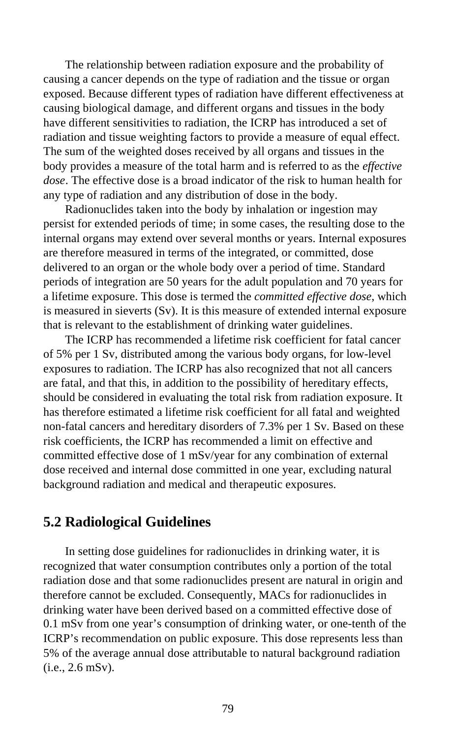The relationship between radiation exposure and the probability of causing a cancer depends on the type of radiation and the tissue or organ exposed. Because different types of radiation have different effectiveness at causing biological damage, and different organs and tissues in the body have different sensitivities to radiation, the ICRP has introduced a set of radiation and tissue weighting factors to provide a measure of equal effect. The sum of the weighted doses received by all organs and tissues in the body provides a measure of the total harm and is referred to as the *effective dose*. The effective dose is a broad indicator of the risk to human health for any type of radiation and any distribution of dose in the body.

Radionuclides taken into the body by inhalation or ingestion may persist for extended periods of time; in some cases, the resulting dose to the internal organs may extend over several months or years. Internal exposures are therefore measured in terms of the integrated, or committed, dose delivered to an organ or the whole body over a period of time. Standard periods of integration are 50 years for the adult population and 70 years for a lifetime exposure. This dose is termed the *committed effective dose*, which is measured in sieverts (Sv). It is this measure of extended internal exposure that is relevant to the establishment of drinking water guidelines.

The ICRP has recommended a lifetime risk coefficient for fatal cancer of 5% per 1 Sv, distributed among the various body organs, for low-level exposures to radiation. The ICRP has also recognized that not all cancers are fatal, and that this, in addition to the possibility of hereditary effects, should be considered in evaluating the total risk from radiation exposure. It has therefore estimated a lifetime risk coefficient for all fatal and weighted non-fatal cancers and hereditary disorders of 7.3% per 1 Sv. Based on these risk coefficients, the ICRP has recommended a limit on effective and committed effective dose of 1 mSv/year for any combination of external dose received and internal dose committed in one year, excluding natural background radiation and medical and therapeutic exposures.

## 5.2 Radiological Guidelines

In setting dose guidelines for radionuclides in drinking water, it is recognized that water consumption contributes only a portion of the total radiation dose and that some radionuclides present are natural in origin and therefore cannot be excluded. Consequently, MACs for radionuclides in drinking water have been derived based on a committed effective dose of 0.1 mSv from one year's consumption of drinking water, or one-tenth of the ICRP's recommendation on public exposure. This dose represents less than 5% of the average annual dose attributable to natural background radiation (i.e., 2.6 mSv).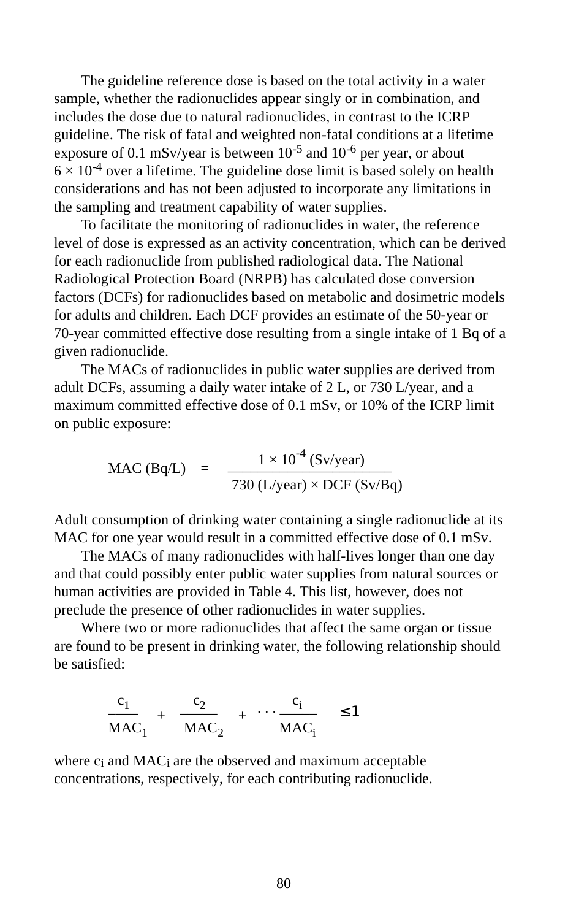The guideline reference dose is based on the total activity in a water sample, whether the radionuclides appear singly or in combination, and includes the dose due to natural radionuclides, in contrast to the ICRP guideline. The risk of fatal and weighted non-fatal conditions at a lifetime exposure of 0.1 mSv/year is between $10^{-5}$ and $10^{-6}$ per year, or about $6 \times 10^{-4}$ over a lifetime. The guideline dose limit is based solely on health considerations and has not been adjusted to incorporate any limitations in the sampling and treatment capability of water supplies.

To facilitate the monitoring of radionuclides in water, the reference level of dose is expressed as an activity concentration, which can be derived for each radionuclide from published radiological data. The National Radiological Protection Board (NRPB) has calculated dose conversion factors (DCFs) for radionuclides based on metabolic and dosimetric models for adults and children. Each DCF provides an estimate of the 50-year or 70-year committed effective dose resulting from a single intake of 1 Bq of a given radionuclide.

The MACs of radionuclides in public water supplies are derived from adult DCFs, assuming a daily water intake of 2 L, or 730 L/year, and a maximum committed effective dose of 0.1 mSv, or 10% of the ICRP limit on public exposure:

$$\text{MAC (Bq/L)} = \frac{1 \times 10^{-4} \text{ (Sv/year)}}{730 \text{ (L/year)} \times \text{DCF (Sv/Bq)}}$$

Adult consumption of drinking water containing a single radionuclide at its MAC for one year would result in a committed effective dose of 0.1 mSv.

The MACs of many radionuclides with half-lives longer than one day and that could possibly enter public water supplies from natural sources or human activities are provided in Table 4. This list, however, does not preclude the presence of other radionuclides in water supplies.

Where two or more radionuclides that affect the same organ or tissue are found to be present in drinking water, the following relationship should be satisfied:

$$\frac{c_1}{\text{MAC}_1} + \frac{c_2}{\text{MAC}_2} + \cdots \frac{c_i}{\text{MAC}_i} \leq 1$$

where $c_i$ and $\text{MAC}_i$ are the observed and maximum acceptable concentrations, respectively, for each contributing radionuclide.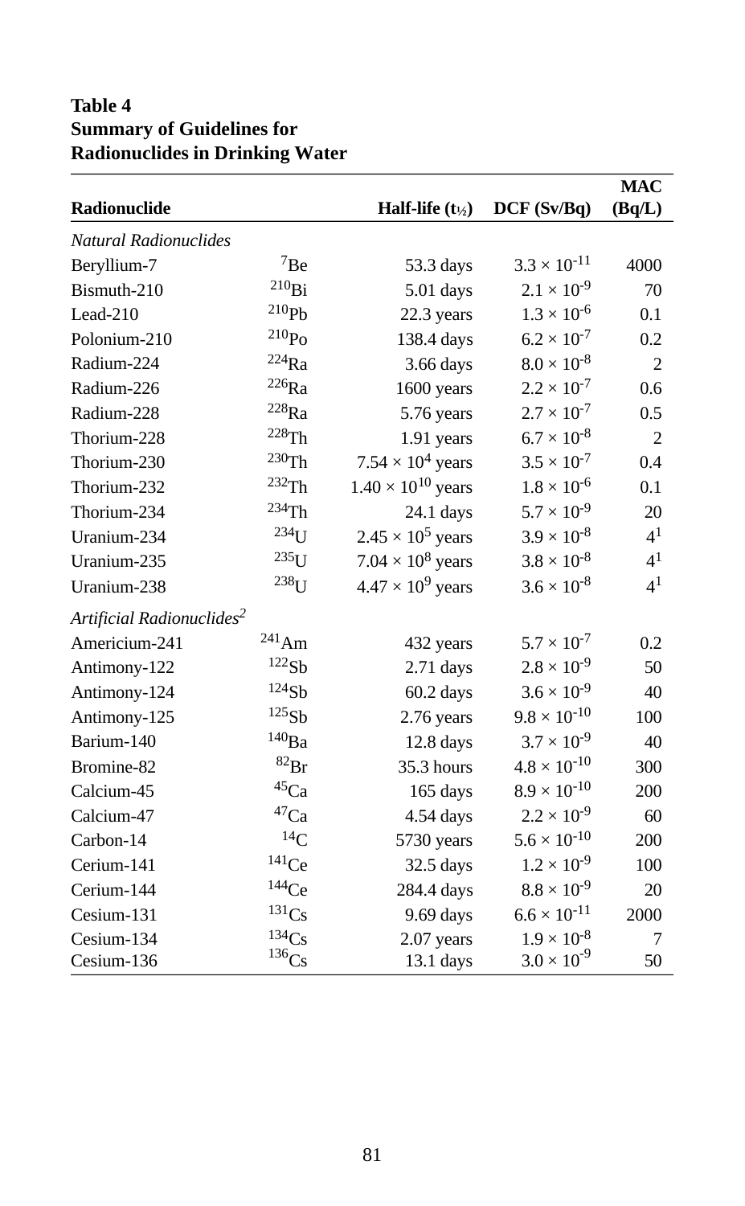**Table 4**
**Summary of Guidelines for Radionuclides in Drinking Water**

| Radionuclide | | Half-life ($t_{½}$) | DCF (Sv/Bq) | MAC (Bq/L) |
|---|---|---|---|---|
| *Natural Radionuclides* | | | | |
| Beryllium-7 | $^{7}$Be | 53.3 days | $3.3 \times 10^{-11}$ | 4000 |
| Bismuth-210 | $^{210}$Bi | 5.01 days | $2.1 \times 10^{-9}$ | 70 |
| Lead-210 | $^{210}$Pb | 22.3 years | $1.3 \times 10^{-6}$ | 0.1 |
| Polonium-210 | $^{210}$Po | 138.4 days | $6.2 \times 10^{-7}$ | 0.2 |
| Radium-224 | $^{224}$Ra | 3.66 days | $8.0 \times 10^{-8}$ | 2 |
| Radium-226 | $^{226}$Ra | 1600 years | $2.2 \times 10^{-7}$ | 0.6 |
| Radium-228 | $^{228}$Ra | 5.76 years | $2.7 \times 10^{-7}$ | 0.5 |
| Thorium-228 | $^{228}$Th | 1.91 years | $6.7 \times 10^{-8}$ | 2 |
| Thorium-230 | $^{230}$Th | $7.54 \times 10^{4}$ years | $3.5 \times 10^{-7}$ | 0.4 |
| Thorium-232 | $^{232}$Th | $1.40 \times 10^{10}$ years | $1.8 \times 10^{-6}$ | 0.1 |
| Thorium-234 | $^{234}$Th | 24.1 days | $5.7 \times 10^{-9}$ | 20 |
| Uranium-234 | $^{234}$U | $2.45 \times 10^{5}$ years | $3.9 \times 10^{-8}$ | 4[1] |
| Uranium-235 | $^{235}$U | $7.04 \times 10^{8}$ years | $3.8 \times 10^{-8}$ | 4[1] |
| Uranium-238 | $^{238}$U | $4.47 \times 10^{9}$ years | $3.6 \times 10^{-8}$ | 4[1] |
| *Artificial Radionuclides*[2] | | | | |
| Americium-241 | $^{241}$Am | 432 years | $5.7 \times 10^{-7}$ | 0.2 |
| Antimony-122 | $^{122}$Sb | 2.71 days | $2.8 \times 10^{-9}$ | 50 |
| Antimony-124 | $^{124}$Sb | 60.2 days | $3.6 \times 10^{-9}$ | 40 |
| Antimony-125 | $^{125}$Sb | 2.76 years | $9.8 \times 10^{-10}$ | 100 |
| Barium-140 | $^{140}$Ba | 12.8 days | $3.7 \times 10^{-9}$ | 40 |
| Bromine-82 | $^{82}$Br | 35.3 hours | $4.8 \times 10^{-10}$ | 300 |
| Calcium-45 | $^{45}$Ca | 165 days | $8.9 \times 10^{-10}$ | 200 |
| Calcium-47 | $^{47}$Ca | 4.54 days | $2.2 \times 10^{-9}$ | 60 |
| Carbon-14 | $^{14}$C | 5730 years | $5.6 \times 10^{-10}$ | 200 |
| Cerium-141 | $^{141}$Ce | 32.5 days | $1.2 \times 10^{-9}$ | 100 |
| Cerium-144 | $^{144}$Ce | 284.4 days | $8.8 \times 10^{-9}$ | 20 |
| Cesium-131 | $^{131}$Cs | 9.69 days | $6.6 \times 10^{-11}$ | 2000 |
| Cesium-134 | $^{134}$Cs | 2.07 years | $1.9 \times 10^{-8}$ | 7 |
| Cesium-136 | $^{136}$Cs | 13.1 days | $3.0 \times 10^{-9}$ | 50 |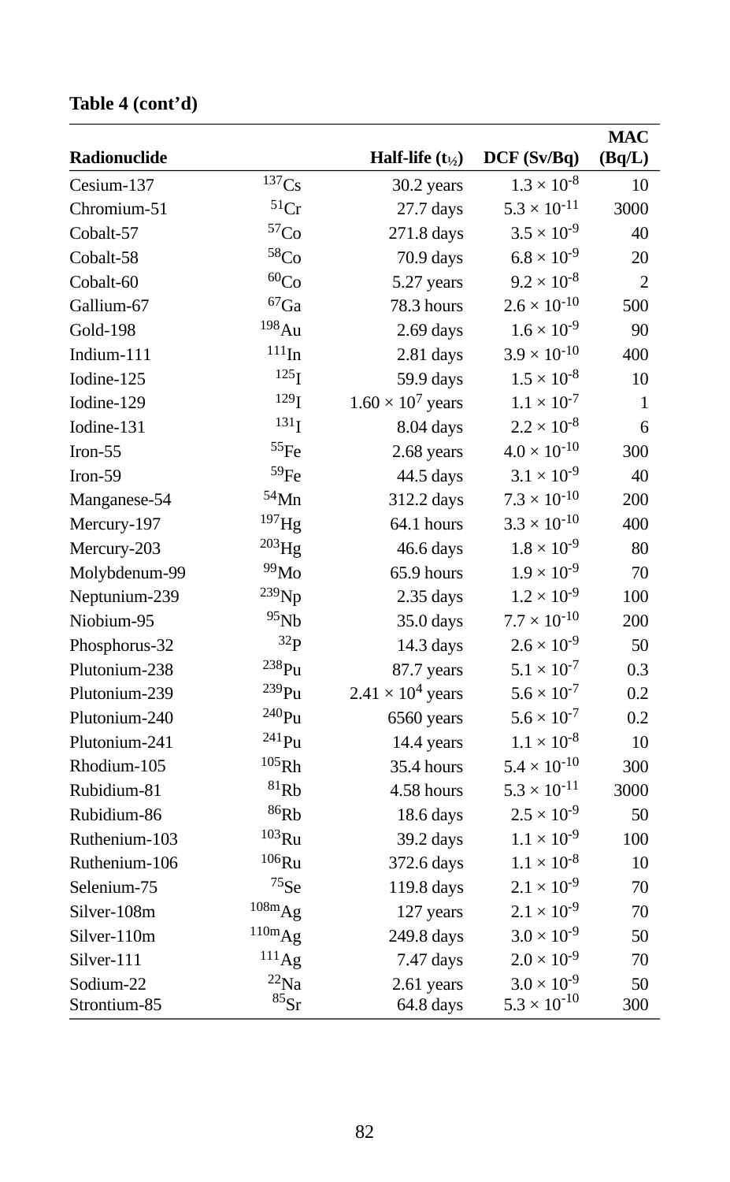**Table 4 (cont'd)**

| Radionuclide | | Half-life ($t_{½}$) | DCF (Sv/Bq) | MAC (Bq/L) |
|---|---|---|---|---|
| Cesium-137 | $^{137}Cs$ | 30.2 years | $1.3 \times 10^{-8}$ | 10 |
| Chromium-51 | $^{51}Cr$ | 27.7 days | $5.3 \times 10^{-11}$ | 3000 |
| Cobalt-57 | $^{57}Co$ | 271.8 days | $3.5 \times 10^{-9}$ | 40 |
| Cobalt-58 | $^{58}Co$ | 70.9 days | $6.8 \times 10^{-9}$ | 20 |
| Cobalt-60 | $^{60}Co$ | 5.27 years | $9.2 \times 10^{-8}$ | 2 |
| Gallium-67 | $^{67}Ga$ | 78.3 hours | $2.6 \times 10^{-10}$ | 500 |
| Gold-198 | $^{198}Au$ | 2.69 days | $1.6 \times 10^{-9}$ | 90 |
| Indium-111 | $^{111}In$ | 2.81 days | $3.9 \times 10^{-10}$ | 400 |
| Iodine-125 | $^{125}I$ | 59.9 days | $1.5 \times 10^{-8}$ | 10 |
| Iodine-129 | $^{129}I$ | $1.60 \times 10^{7}$ years | $1.1 \times 10^{-7}$ | 1 |
| Iodine-131 | $^{131}I$ | 8.04 days | $2.2 \times 10^{-8}$ | 6 |
| Iron-55 | $^{55}Fe$ | 2.68 years | $4.0 \times 10^{-10}$ | 300 |
| Iron-59 | $^{59}Fe$ | 44.5 days | $3.1 \times 10^{-9}$ | 40 |
| Manganese-54 | $^{54}Mn$ | 312.2 days | $7.3 \times 10^{-10}$ | 200 |
| Mercury-197 | $^{197}Hg$ | 64.1 hours | $3.3 \times 10^{-10}$ | 400 |
| Mercury-203 | $^{203}Hg$ | 46.6 days | $1.8 \times 10^{-9}$ | 80 |
| Molybdenum-99 | $^{99}Mo$ | 65.9 hours | $1.9 \times 10^{-9}$ | 70 |
| Neptunium-239 | $^{239}Np$ | 2.35 days | $1.2 \times 10^{-9}$ | 100 |
| Niobium-95 | $^{95}Nb$ | 35.0 days | $7.7 \times 10^{-10}$ | 200 |
| Phosphorus-32 | $^{32}P$ | 14.3 days | $2.6 \times 10^{-9}$ | 50 |
| Plutonium-238 | $^{238}Pu$ | 87.7 years | $5.1 \times 10^{-7}$ | 0.3 |
| Plutonium-239 | $^{239}Pu$ | $2.41 \times 10^{4}$ years | $5.6 \times 10^{-7}$ | 0.2 |
| Plutonium-240 | $^{240}Pu$ | 6560 years | $5.6 \times 10^{-7}$ | 0.2 |
| Plutonium-241 | $^{241}Pu$ | 14.4 years | $1.1 \times 10^{-8}$ | 10 |
| Rhodium-105 | $^{105}Rh$ | 35.4 hours | $5.4 \times 10^{-10}$ | 300 |
| Rubidium-81 | $^{81}Rb$ | 4.58 hours | $5.3 \times 10^{-11}$ | 3000 |
| Rubidium-86 | $^{86}Rb$ | 18.6 days | $2.5 \times 10^{-9}$ | 50 |
| Ruthenium-103 | $^{103}Ru$ | 39.2 days | $1.1 \times 10^{-9}$ | 100 |
| Ruthenium-106 | $^{106}Ru$ | 372.6 days | $1.1 \times 10^{-8}$ | 10 |
| Selenium-75 | $^{75}Se$ | 119.8 days | $2.1 \times 10^{-9}$ | 70 |
| Silver-108m | $^{108m}Ag$ | 127 years | $2.1 \times 10^{-9}$ | 70 |
| Silver-110m | $^{110m}Ag$ | 249.8 days | $3.0 \times 10^{-9}$ | 50 |
| Silver-111 | $^{111}Ag$ | 7.47 days | $2.0 \times 10^{-9}$ | 70 |
| Sodium-22 | $^{22}Na$ | 2.61 years | $3.0 \times 10^{-9}$ | 50 |
| Strontium-85 | $^{85}Sr$ | 64.8 days | $5.3 \times 10^{-10}$ | 300 |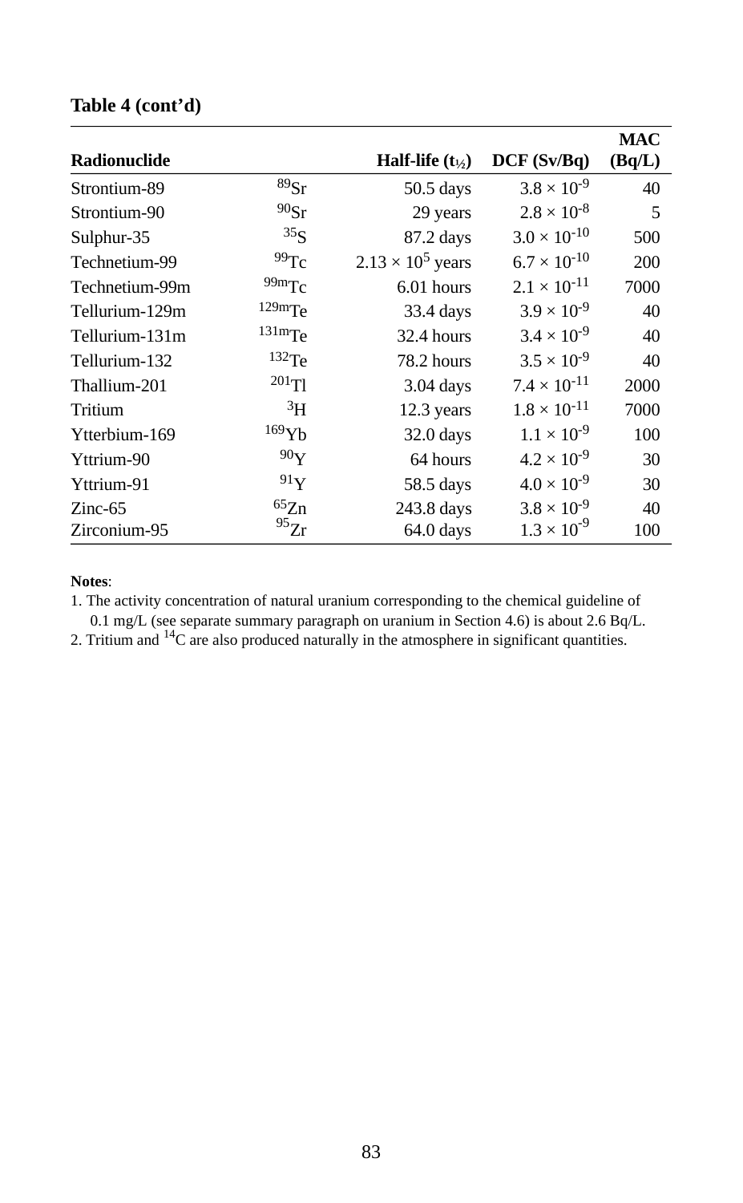**Table 4 (cont'd)**

| Radionuclide | | Half-life ($t_{½}$) | DCF (Sv/Bq) | MAC (Bq/L) |
|---|---|---|---|---|
| Strontium-89 | $^{89}Sr$ | 50.5 days | $3.8 \times 10^{-9}$ | 40 |
| Strontium-90 | $^{90}Sr$ | 29 years | $2.8 \times 10^{-8}$ | 5 |
| Sulphur-35 | $^{35}S$ | 87.2 days | $3.0 \times 10^{-10}$ | 500 |
| Technetium-99 | $^{99}Tc$ | $2.13 \times 10^{5}$ years | $6.7 \times 10^{-10}$ | 200 |
| Technetium-99m | $^{99m}Tc$ | 6.01 hours | $2.1 \times 10^{-11}$ | 7000 |
| Tellurium-129m | $^{129m}Te$ | 33.4 days | $3.9 \times 10^{-9}$ | 40 |
| Tellurium-131m | $^{131m}Te$ | 32.4 hours | $3.4 \times 10^{-9}$ | 40 |
| Tellurium-132 | $^{132}Te$ | 78.2 hours | $3.5 \times 10^{-9}$ | 40 |
| Thallium-201 | $^{201}Tl$ | 3.04 days | $7.4 \times 10^{-11}$ | 2000 |
| Tritium | $^{3}H$ | 12.3 years | $1.8 \times 10^{-11}$ | 7000 |
| Ytterbium-169 | $^{169}Yb$ | 32.0 days | $1.1 \times 10^{-9}$ | 100 |
| Yttrium-90 | $^{90}Y$ | 64 hours | $4.2 \times 10^{-9}$ | 30 |
| Yttrium-91 | $^{91}Y$ | 58.5 days | $4.0 \times 10^{-9}$ | 30 |
| Zinc-65 | $^{65}Zn$ | 243.8 days | $3.8 \times 10^{-9}$ | 40 |
| Zirconium-95 | $^{95}Zr$ | 64.0 days | $1.3 \times 10^{-9}$ | 100 |

**Notes**:

1. The activity concentration of natural uranium corresponding to the chemical guideline of 0.1 mg/L (see separate summary paragraph on uranium in Section 4.6) is about 2.6 Bq/L.
2. Tritium and $^{14}C$ are also produced naturally in the atmosphere in significant quantities.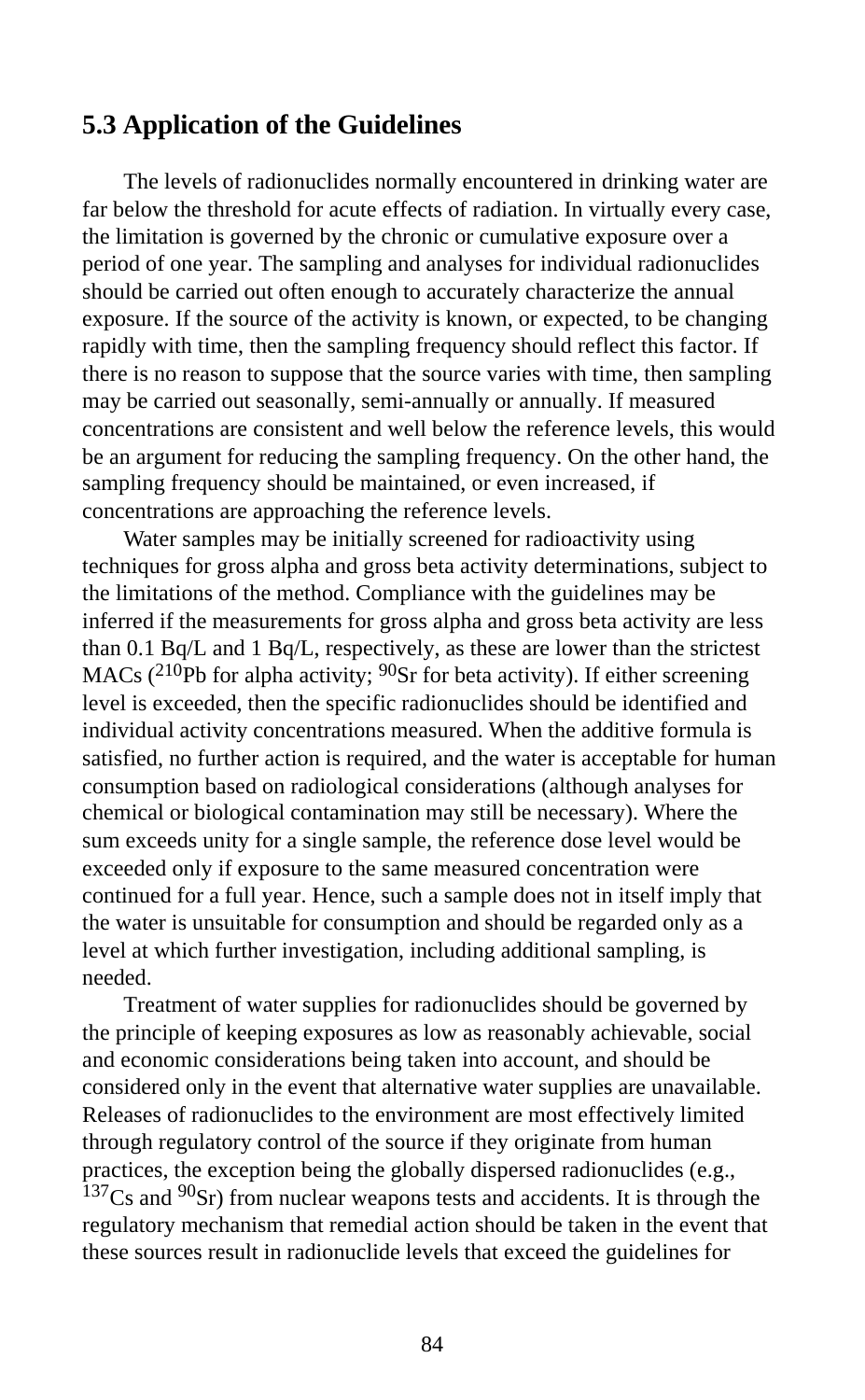## 5.3 Application of the Guidelines

The levels of radionuclides normally encountered in drinking water are far below the threshold for acute effects of radiation. In virtually every case, the limitation is governed by the chronic or cumulative exposure over a period of one year. The sampling and analyses for individual radionuclides should be carried out often enough to accurately characterize the annual exposure. If the source of the activity is known, or expected, to be changing rapidly with time, then the sampling frequency should reflect this factor. If there is no reason to suppose that the source varies with time, then sampling may be carried out seasonally, semi-annually or annually. If measured concentrations are consistent and well below the reference levels, this would be an argument for reducing the sampling frequency. On the other hand, the sampling frequency should be maintained, or even increased, if concentrations are approaching the reference levels.

Water samples may be initially screened for radioactivity using techniques for gross alpha and gross beta activity determinations, subject to the limitations of the method. Compliance with the guidelines may be inferred if the measurements for gross alpha and gross beta activity are less than 0.1 Bq/L and 1 Bq/L, respectively, as these are lower than the strictest MACs ($^{210}$Pb for alpha activity; $^{90}$Sr for beta activity). If either screening level is exceeded, then the specific radionuclides should be identified and individual activity concentrations measured. When the additive formula is satisfied, no further action is required, and the water is acceptable for human consumption based on radiological considerations (although analyses for chemical or biological contamination may still be necessary). Where the sum exceeds unity for a single sample, the reference dose level would be exceeded only if exposure to the same measured concentration were continued for a full year. Hence, such a sample does not in itself imply that the water is unsuitable for consumption and should be regarded only as a level at which further investigation, including additional sampling, is needed.

Treatment of water supplies for radionuclides should be governed by the principle of keeping exposures as low as reasonably achievable, social and economic considerations being taken into account, and should be considered only in the event that alternative water supplies are unavailable. Releases of radionuclides to the environment are most effectively limited through regulatory control of the source if they originate from human practices, the exception being the globally dispersed radionuclides (e.g., $^{137}$Cs and $^{90}$Sr) from nuclear weapons tests and accidents. It is through the regulatory mechanism that remedial action should be taken in the event that these sources result in radionuclide levels that exceed the guidelines for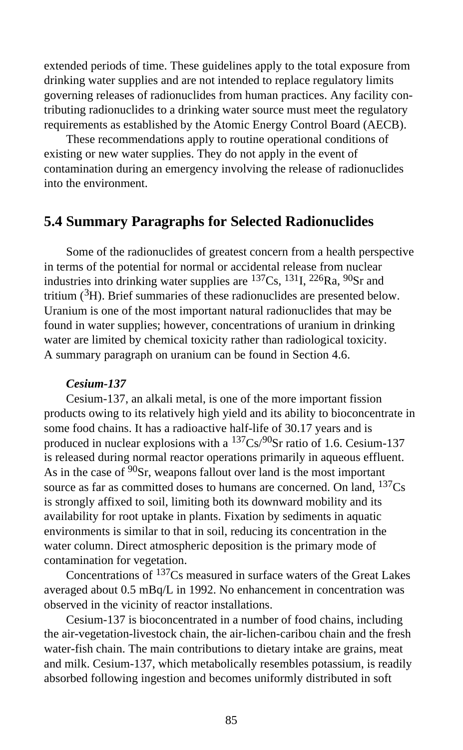extended periods of time. These guidelines apply to the total exposure from drinking water supplies and are not intended to replace regulatory limits governing releases of radionuclides from human practices. Any facility contributing radionuclides to a drinking water source must meet the regulatory requirements as established by the Atomic Energy Control Board (AECB).

These recommendations apply to routine operational conditions of existing or new water supplies. They do not apply in the event of contamination during an emergency involving the release of radionuclides into the environment.

## 5.4 Summary Paragraphs for Selected Radionuclides

Some of the radionuclides of greatest concern from a health perspective in terms of the potential for normal or accidental release from nuclear industries into drinking water supplies are $^{137}$Cs, $^{131}$I, $^{226}$Ra, $^{90}$Sr and tritium ($^{3}$H). Brief summaries of these radionuclides are presented below. Uranium is one of the most important natural radionuclides that may be found in water supplies; however, concentrations of uranium in drinking water are limited by chemical toxicity rather than radiological toxicity. A summary paragraph on uranium can be found in Section 4.6.

***Cesium-137***

Cesium-137, an alkali metal, is one of the more important fission products owing to its relatively high yield and its ability to bioconcentrate in some food chains. It has a radioactive half-life of 30.17 years and is produced in nuclear explosions with a $^{137}$Cs/$^{90}$Sr ratio of 1.6. Cesium-137 is released during normal reactor operations primarily in aqueous effluent. As in the case of $^{90}$Sr, weapons fallout over land is the most important source as far as committed doses to humans are concerned. On land, $^{137}$Cs is strongly affixed to soil, limiting both its downward mobility and its availability for root uptake in plants. Fixation by sediments in aquatic environments is similar to that in soil, reducing its concentration in the water column. Direct atmospheric deposition is the primary mode of contamination for vegetation.

Concentrations of $^{137}$Cs measured in surface waters of the Great Lakes averaged about 0.5 mBq/L in 1992. No enhancement in concentration was observed in the vicinity of reactor installations.

Cesium-137 is bioconcentrated in a number of food chains, including the air-vegetation-livestock chain, the air-lichen-caribou chain and the fresh water-fish chain. The main contributions to dietary intake are grains, meat and milk. Cesium-137, which metabolically resembles potassium, is readily absorbed following ingestion and becomes uniformly distributed in soft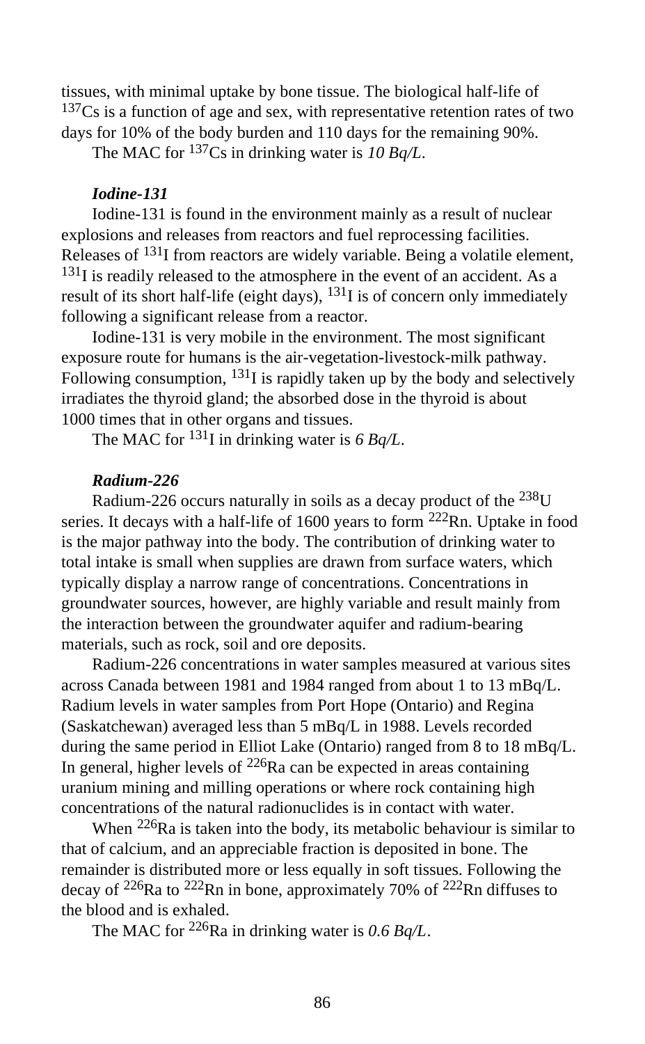tissues, with minimal uptake by bone tissue. The biological half-life of $^{137}$Cs is a function of age and sex, with representative retention rates of two days for 10% of the body burden and 110 days for the remaining 90%.

The MAC for $^{137}$Cs in drinking water is *10 Bq/L*.

### *Iodine-131*

Iodine-131 is found in the environment mainly as a result of nuclear explosions and releases from reactors and fuel reprocessing facilities. Releases of $^{131}$I from reactors are widely variable. Being a volatile element, $^{131}$I is readily released to the atmosphere in the event of an accident. As a result of its short half-life (eight days), $^{131}$I is of concern only immediately following a significant release from a reactor.

Iodine-131 is very mobile in the environment. The most significant exposure route for humans is the air-vegetation-livestock-milk pathway. Following consumption, $^{131}$I is rapidly taken up by the body and selectively irradiates the thyroid gland; the absorbed dose in the thyroid is about 1000 times that in other organs and tissues.

The MAC for $^{131}$I in drinking water is *6 Bq/L*.

### *Radium-226*

Radium-226 occurs naturally in soils as a decay product of the $^{238}$U series. It decays with a half-life of 1600 years to form $^{222}$Rn. Uptake in food is the major pathway into the body. The contribution of drinking water to total intake is small when supplies are drawn from surface waters, which typically display a narrow range of concentrations. Concentrations in groundwater sources, however, are highly variable and result mainly from the interaction between the groundwater aquifer and radium-bearing materials, such as rock, soil and ore deposits.

Radium-226 concentrations in water samples measured at various sites across Canada between 1981 and 1984 ranged from about 1 to 13 mBq/L. Radium levels in water samples from Port Hope (Ontario) and Regina (Saskatchewan) averaged less than 5 mBq/L in 1988. Levels recorded during the same period in Elliot Lake (Ontario) ranged from 8 to 18 mBq/L. In general, higher levels of $^{226}$Ra can be expected in areas containing uranium mining and milling operations or where rock containing high concentrations of the natural radionuclides is in contact with water.

When $^{226}$Ra is taken into the body, its metabolic behaviour is similar to that of calcium, and an appreciable fraction is deposited in bone. The remainder is distributed more or less equally in soft tissues. Following the decay of $^{226}$Ra to $^{222}$Rn in bone, approximately 70% of $^{222}$Rn diffuses to the blood and is exhaled.

The MAC for $^{226}$Ra in drinking water is *0.6 Bq/L*.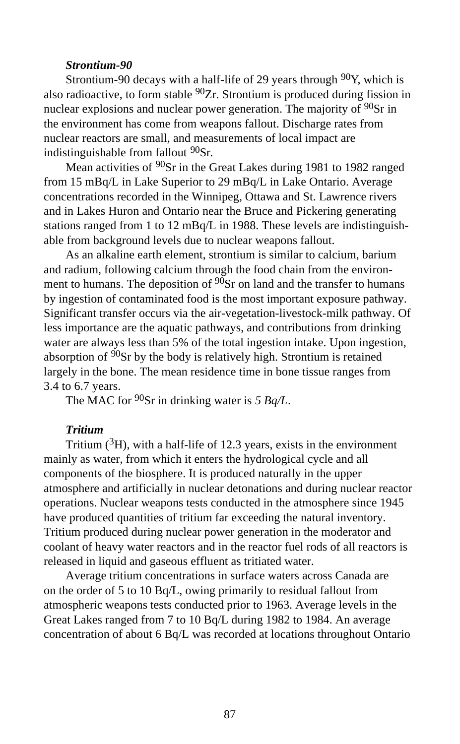### *Strontium-90*

Strontium-90 decays with a half-life of 29 years through $^{90}Y$, which is also radioactive, to form stable $^{90}Zr$. Strontium is produced during fission in nuclear explosions and nuclear power generation. The majority of $^{90}Sr$ in the environment has come from weapons fallout. Discharge rates from nuclear reactors are small, and measurements of local impact are indistinguishable from fallout $^{90}Sr$.

Mean activities of $^{90}Sr$ in the Great Lakes during 1981 to 1982 ranged from 15 mBq/L in Lake Superior to 29 mBq/L in Lake Ontario. Average concentrations recorded in the Winnipeg, Ottawa and St. Lawrence rivers and in Lakes Huron and Ontario near the Bruce and Pickering generating stations ranged from 1 to 12 mBq/L in 1988. These levels are indistinguishable from background levels due to nuclear weapons fallout.

As an alkaline earth element, strontium is similar to calcium, barium and radium, following calcium through the food chain from the environment to humans. The deposition of $^{90}Sr$ on land and the transfer to humans by ingestion of contaminated food is the most important exposure pathway. Significant transfer occurs via the air-vegetation-livestock-milk pathway. Of less importance are the aquatic pathways, and contributions from drinking water are always less than 5% of the total ingestion intake. Upon ingestion, absorption of $^{90}Sr$ by the body is relatively high. Strontium is retained largely in the bone. The mean residence time in bone tissue ranges from 3.4 to 6.7 years.

The MAC for $^{90}Sr$ in drinking water is *5 Bq/L*.

### *Tritium*

Tritium ($^{3}H$), with a half-life of 12.3 years, exists in the environment mainly as water, from which it enters the hydrological cycle and all components of the biosphere. It is produced naturally in the upper atmosphere and artificially in nuclear detonations and during nuclear reactor operations. Nuclear weapons tests conducted in the atmosphere since 1945 have produced quantities of tritium far exceeding the natural inventory. Tritium produced during nuclear power generation in the moderator and coolant of heavy water reactors and in the reactor fuel rods of all reactors is released in liquid and gaseous effluent as tritiated water.

Average tritium concentrations in surface waters across Canada are on the order of 5 to 10 Bq/L, owing primarily to residual fallout from atmospheric weapons tests conducted prior to 1963. Average levels in the Great Lakes ranged from 7 to 10 Bq/L during 1982 to 1984. An average concentration of about 6 Bq/L was recorded at locations throughout Ontario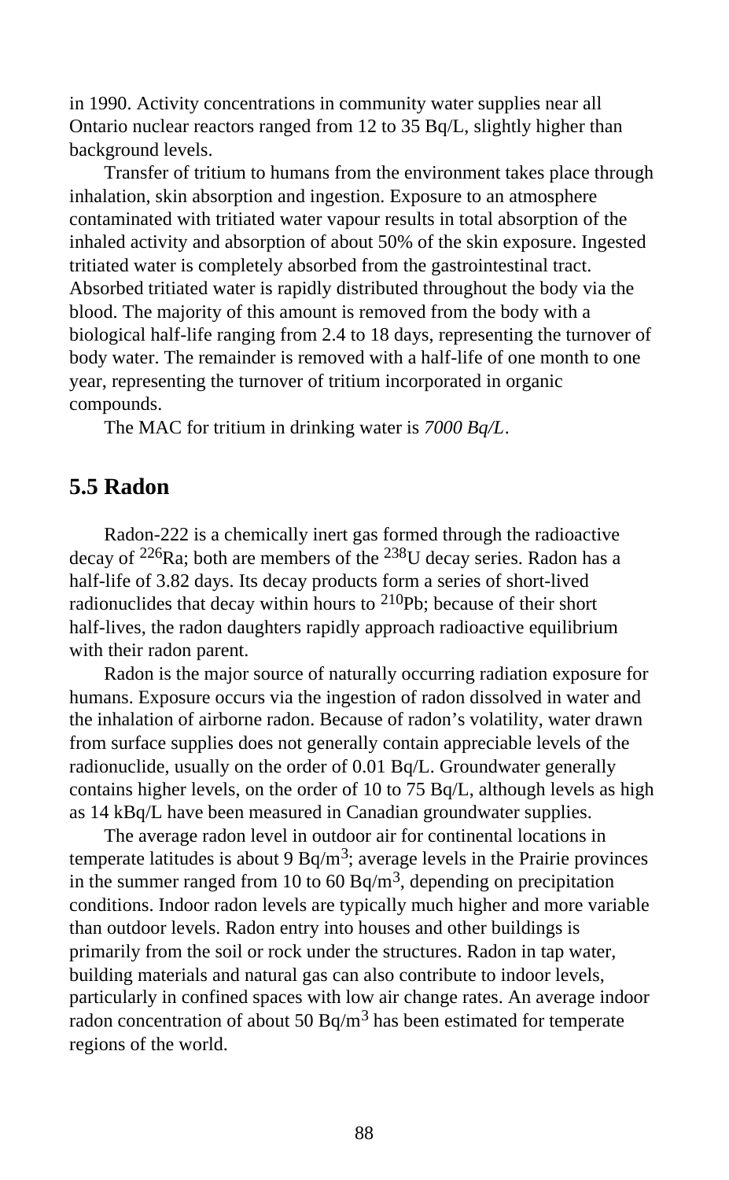in 1990. Activity concentrations in community water supplies near all Ontario nuclear reactors ranged from 12 to 35 Bq/L, slightly higher than background levels.

Transfer of tritium to humans from the environment takes place through inhalation, skin absorption and ingestion. Exposure to an atmosphere contaminated with tritiated water vapour results in total absorption of the inhaled activity and absorption of about 50% of the skin exposure. Ingested tritiated water is completely absorbed from the gastrointestinal tract. Absorbed tritiated water is rapidly distributed throughout the body via the blood. The majority of this amount is removed from the body with a biological half-life ranging from 2.4 to 18 days, representing the turnover of body water. The remainder is removed with a half-life of one month to one year, representing the turnover of tritium incorporated in organic compounds.

The MAC for tritium in drinking water is *7000 Bq/L*.

## 5.5 Radon

Radon-222 is a chemically inert gas formed through the radioactive decay of $^{226}$Ra; both are members of the $^{238}$U decay series. Radon has a half-life of 3.82 days. Its decay products form a series of short-lived radionuclides that decay within hours to $^{210}$Pb; because of their short half-lives, the radon daughters rapidly approach radioactive equilibrium with their radon parent.

Radon is the major source of naturally occurring radiation exposure for humans. Exposure occurs via the ingestion of radon dissolved in water and the inhalation of airborne radon. Because of radon's volatility, water drawn from surface supplies does not generally contain appreciable levels of the radionuclide, usually on the order of 0.01 Bq/L. Groundwater generally contains higher levels, on the order of 10 to 75 Bq/L, although levels as high as 14 kBq/L have been measured in Canadian groundwater supplies.

The average radon level in outdoor air for continental locations in temperate latitudes is about 9 Bq/m$^3$; average levels in the Prairie provinces in the summer ranged from 10 to 60 Bq/m$^3$, depending on precipitation conditions. Indoor radon levels are typically much higher and more variable than outdoor levels. Radon entry into houses and other buildings is primarily from the soil or rock under the structures. Radon in tap water, building materials and natural gas can also contribute to indoor levels, particularly in confined spaces with low air change rates. An average indoor radon concentration of about 50 Bq/m$^3$ has been estimated for temperate regions of the world.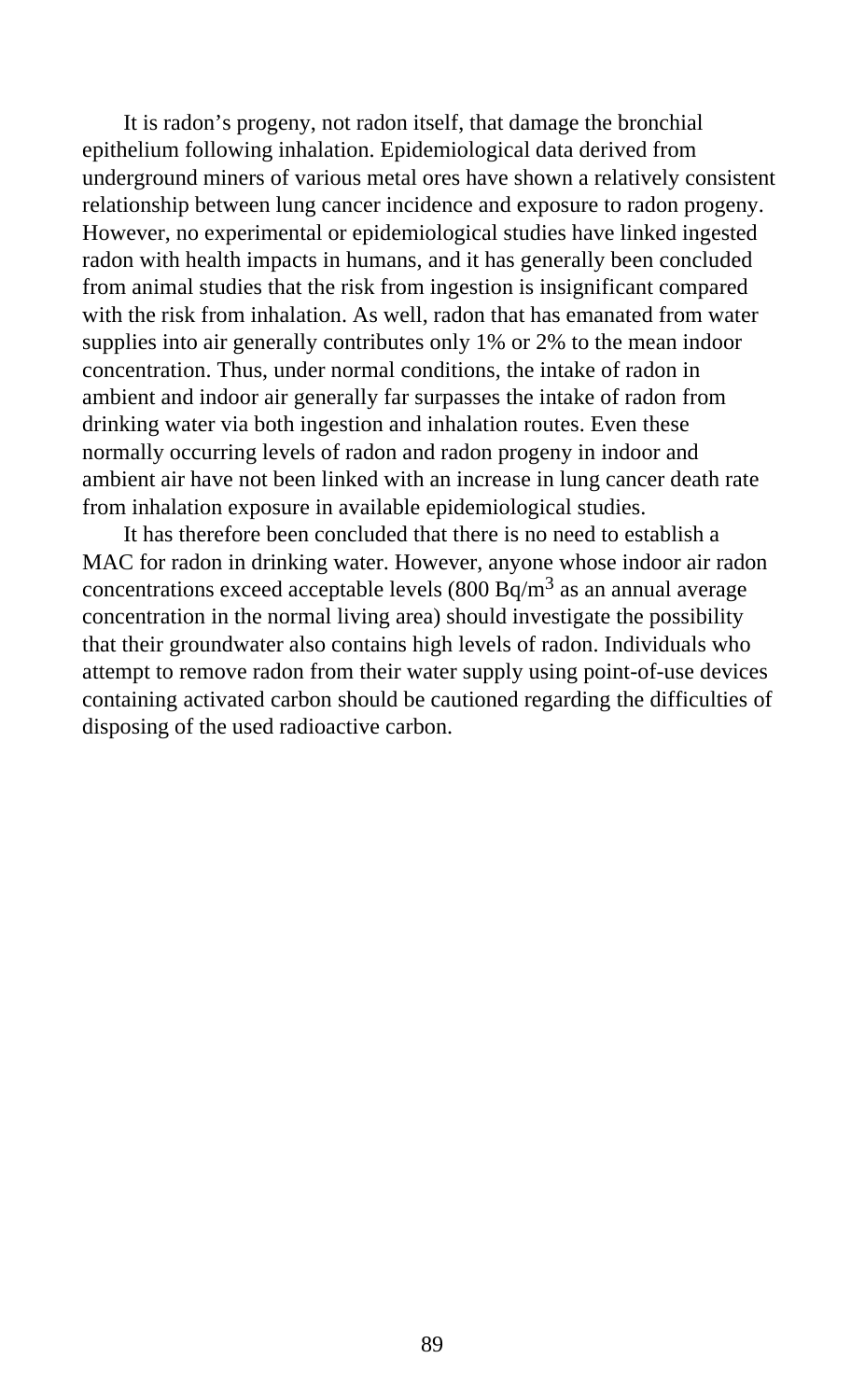It is radon's progeny, not radon itself, that damage the bronchial epithelium following inhalation. Epidemiological data derived from underground miners of various metal ores have shown a relatively consistent relationship between lung cancer incidence and exposure to radon progeny. However, no experimental or epidemiological studies have linked ingested radon with health impacts in humans, and it has generally been concluded from animal studies that the risk from ingestion is insignificant compared with the risk from inhalation. As well, radon that has emanated from water supplies into air generally contributes only 1% or 2% to the mean indoor concentration. Thus, under normal conditions, the intake of radon in ambient and indoor air generally far surpasses the intake of radon from drinking water via both ingestion and inhalation routes. Even these normally occurring levels of radon and radon progeny in indoor and ambient air have not been linked with an increase in lung cancer death rate from inhalation exposure in available epidemiological studies.

It has therefore been concluded that there is no need to establish a MAC for radon in drinking water. However, anyone whose indoor air radon concentrations exceed acceptable levels (800 $Bq/m^3$ as an annual average concentration in the normal living area) should investigate the possibility that their groundwater also contains high levels of radon. Individuals who attempt to remove radon from their water supply using point-of-use devices containing activated carbon should be cautioned regarding the difficulties of disposing of the used radioactive carbon.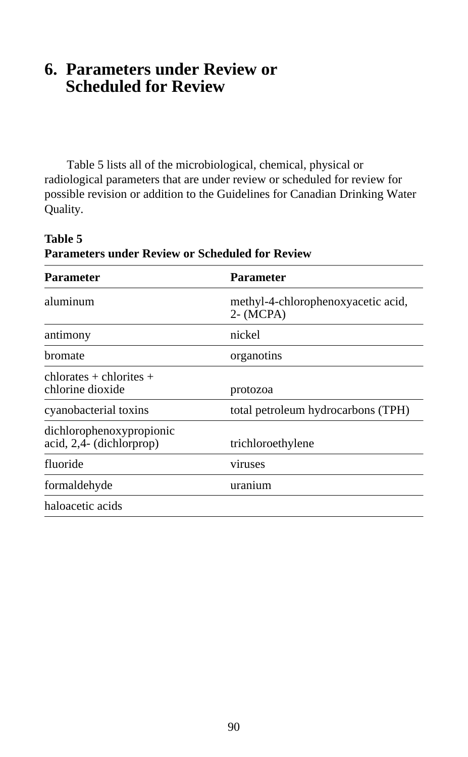# 6. Parameters under Review or Scheduled for Review

Table 5 lists all of the microbiological, chemical, physical or radiological parameters that are under review or scheduled for review for possible revision or addition to the Guidelines for Canadian Drinking Water Quality.

**Table 5**
**Parameters under Review or Scheduled for Review**

| Parameter | Parameter |
|---|---|
| aluminum | methyl-4-chlorophenoxyacetic acid, 2- (MCPA) |
| antimony | nickel |
| bromate | organotins |
| chlorates + chlorites + chlorine dioxide | protozoa |
| cyanobacterial toxins | total petroleum hydrocarbons (TPH) |
| dichlorophenoxypropionic acid, 2,4- (dichlorprop) | trichloroethylene |
| fluoride | viruses |
| formaldehyde | uranium |
| haloacetic acids | |